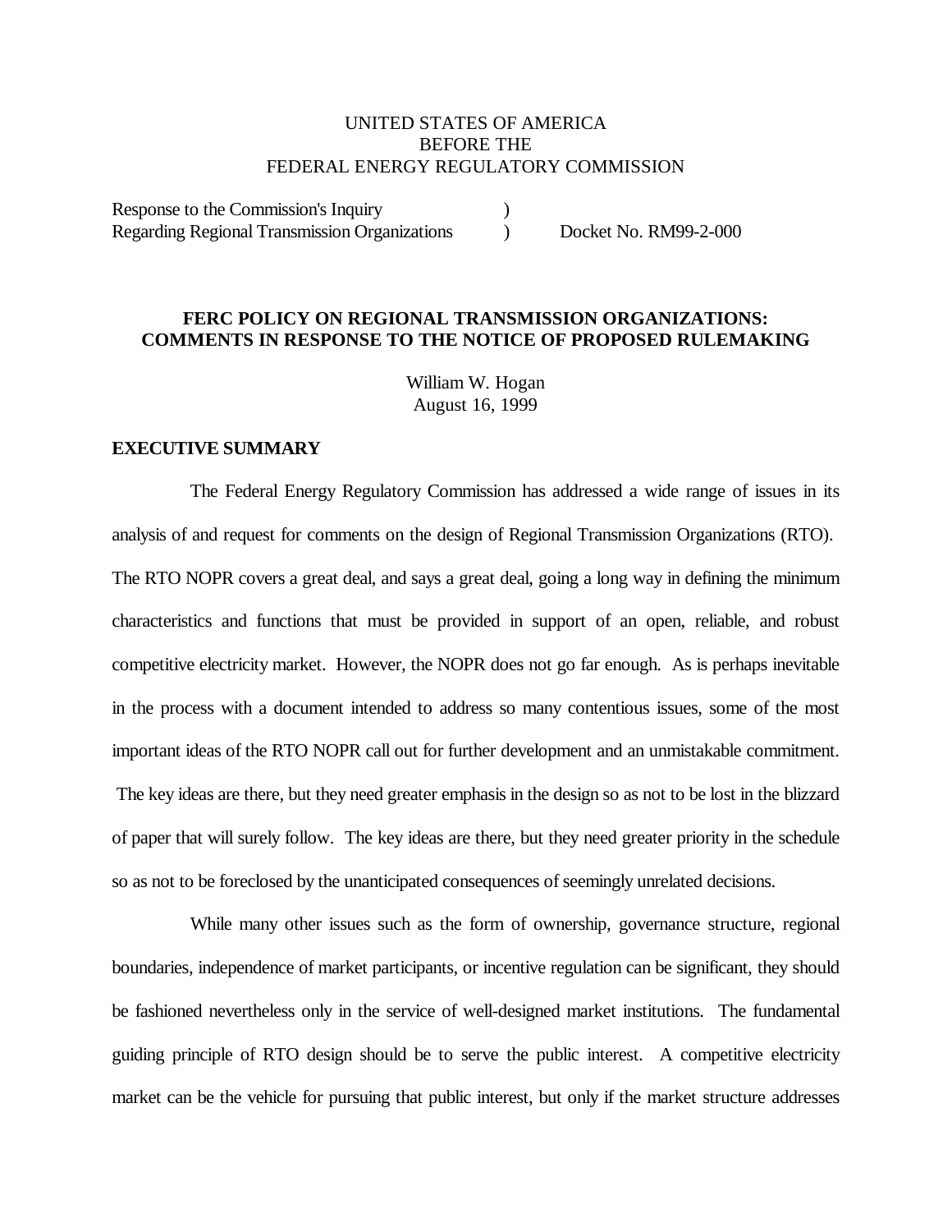UNITED STATES OF AMERICA
BEFORE THE
FEDERAL ENERGY REGULATORY COMMISSION

| | | |
|---|---|---|
| Response to the Commission's Inquiry | ) | |
| Regarding Regional Transmission Organizations | ) | Docket No. RM99-2-000 |

## FERC POLICY ON REGIONAL TRANSMISSION ORGANIZATIONS: COMMENTS IN RESPONSE TO THE NOTICE OF PROPOSED RULEMAKING

William W. Hogan
August 16, 1999

### EXECUTIVE SUMMARY

The Federal Energy Regulatory Commission has addressed a wide range of issues in its analysis of and request for comments on the design of Regional Transmission Organizations (RTO). The RTO NOPR covers a great deal, and says a great deal, going a long way in defining the minimum characteristics and functions that must be provided in support of an open, reliable, and robust competitive electricity market. However, the NOPR does not go far enough. As is perhaps inevitable in the process with a document intended to address so many contentious issues, some of the most important ideas of the RTO NOPR call out for further development and an unmistakable commitment. The key ideas are there, but they need greater emphasis in the design so as not to be lost in the blizzard of paper that will surely follow. The key ideas are there, but they need greater priority in the schedule so as not to be foreclosed by the unanticipated consequences of seemingly unrelated decisions.

While many other issues such as the form of ownership, governance structure, regional boundaries, independence of market participants, or incentive regulation can be significant, they should be fashioned nevertheless only in the service of well-designed market institutions. The fundamental guiding principle of RTO design should be to serve the public interest. A competitive electricity market can be the vehicle for pursuing that public interest, but only if the market structure addresses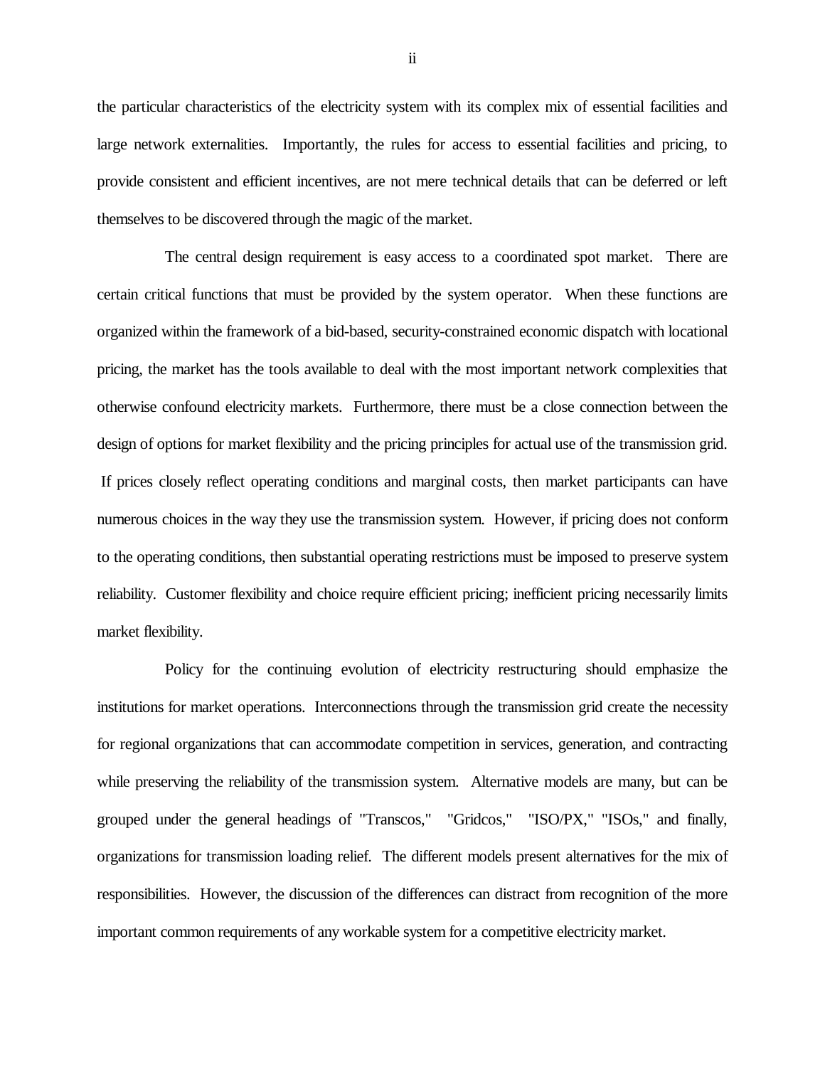the particular characteristics of the electricity system with its complex mix of essential facilities and large network externalities. Importantly, the rules for access to essential facilities and pricing, to provide consistent and efficient incentives, are not mere technical details that can be deferred or left themselves to be discovered through the magic of the market.

The central design requirement is easy access to a coordinated spot market. There are certain critical functions that must be provided by the system operator. When these functions are organized within the framework of a bid-based, security-constrained economic dispatch with locational pricing, the market has the tools available to deal with the most important network complexities that otherwise confound electricity markets. Furthermore, there must be a close connection between the design of options for market flexibility and the pricing principles for actual use of the transmission grid. If prices closely reflect operating conditions and marginal costs, then market participants can have numerous choices in the way they use the transmission system. However, if pricing does not conform to the operating conditions, then substantial operating restrictions must be imposed to preserve system reliability. Customer flexibility and choice require efficient pricing; inefficient pricing necessarily limits market flexibility.

Policy for the continuing evolution of electricity restructuring should emphasize the institutions for market operations. Interconnections through the transmission grid create the necessity for regional organizations that can accommodate competition in services, generation, and contracting while preserving the reliability of the transmission system. Alternative models are many, but can be grouped under the general headings of "Transcos," "Gridcos," "ISO/PX," "ISOs," and finally, organizations for transmission loading relief. The different models present alternatives for the mix of responsibilities. However, the discussion of the differences can distract from recognition of the more important common requirements of any workable system for a competitive electricity market.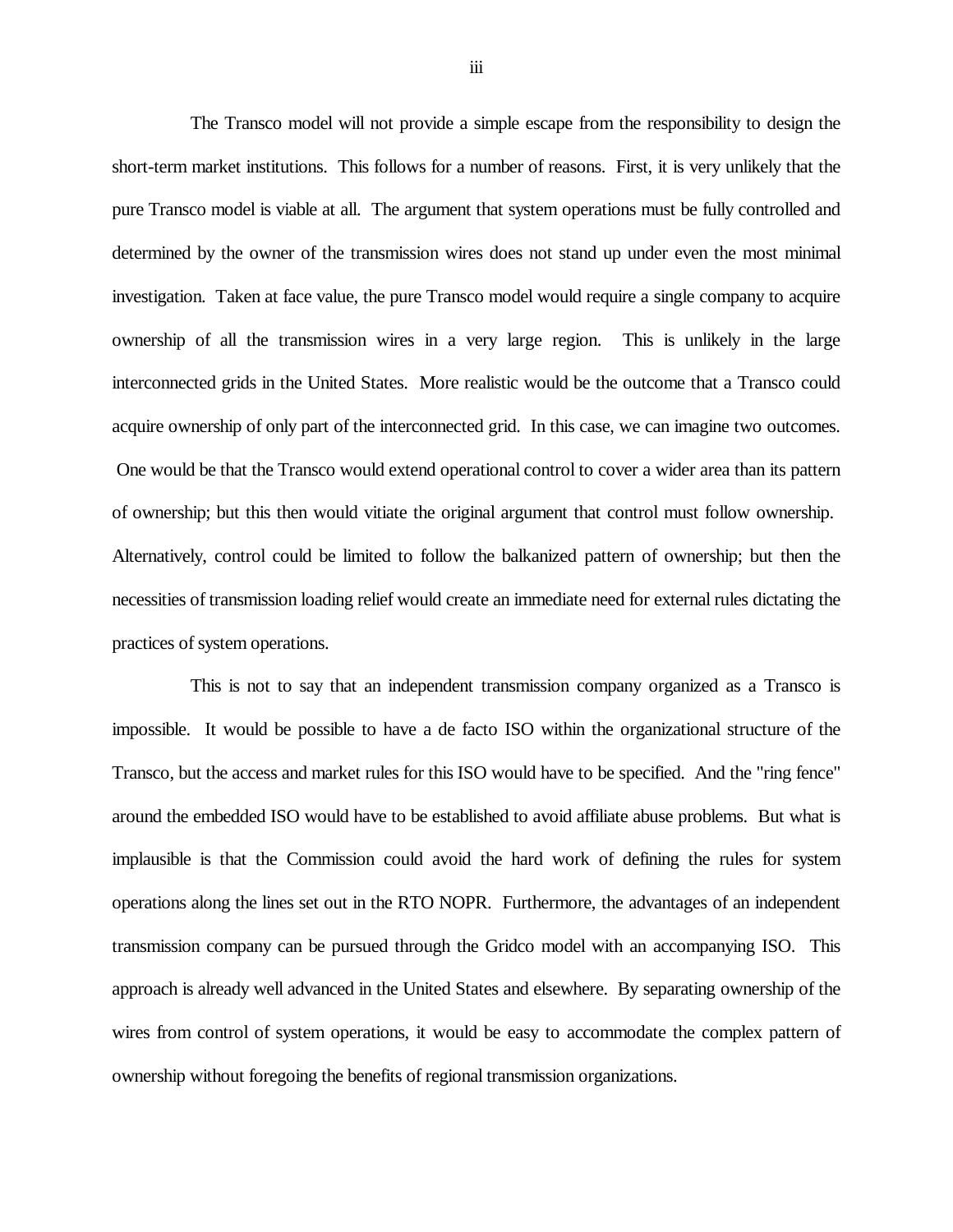The Transco model will not provide a simple escape from the responsibility to design the short-term market institutions. This follows for a number of reasons. First, it is very unlikely that the pure Transco model is viable at all. The argument that system operations must be fully controlled and determined by the owner of the transmission wires does not stand up under even the most minimal investigation. Taken at face value, the pure Transco model would require a single company to acquire ownership of all the transmission wires in a very large region. This is unlikely in the large interconnected grids in the United States. More realistic would be the outcome that a Transco could acquire ownership of only part of the interconnected grid. In this case, we can imagine two outcomes. One would be that the Transco would extend operational control to cover a wider area than its pattern of ownership; but this then would vitiate the original argument that control must follow ownership. Alternatively, control could be limited to follow the balkanized pattern of ownership; but then the necessities of transmission loading relief would create an immediate need for external rules dictating the practices of system operations.

This is not to say that an independent transmission company organized as a Transco is impossible. It would be possible to have a de facto ISO within the organizational structure of the Transco, but the access and market rules for this ISO would have to be specified. And the "ring fence" around the embedded ISO would have to be established to avoid affiliate abuse problems. But what is implausible is that the Commission could avoid the hard work of defining the rules for system operations along the lines set out in the RTO NOPR. Furthermore, the advantages of an independent transmission company can be pursued through the Gridco model with an accompanying ISO. This approach is already well advanced in the United States and elsewhere. By separating ownership of the wires from control of system operations, it would be easy to accommodate the complex pattern of ownership without foregoing the benefits of regional transmission organizations.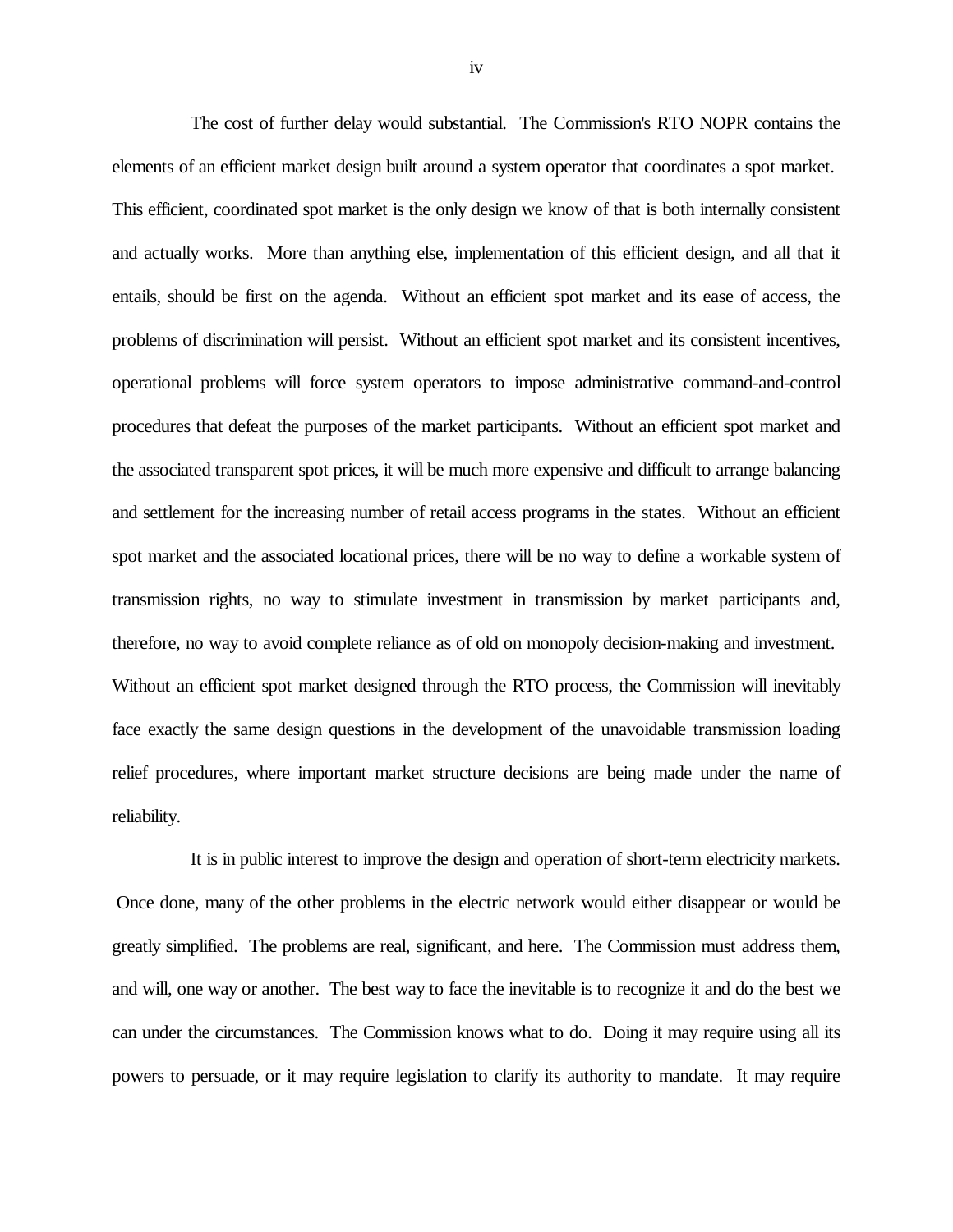The cost of further delay would substantial. The Commission's RTO NOPR contains the elements of an efficient market design built around a system operator that coordinates a spot market. This efficient, coordinated spot market is the only design we know of that is both internally consistent and actually works. More than anything else, implementation of this efficient design, and all that it entails, should be first on the agenda. Without an efficient spot market and its ease of access, the problems of discrimination will persist. Without an efficient spot market and its consistent incentives, operational problems will force system operators to impose administrative command-and-control procedures that defeat the purposes of the market participants. Without an efficient spot market and the associated transparent spot prices, it will be much more expensive and difficult to arrange balancing and settlement for the increasing number of retail access programs in the states. Without an efficient spot market and the associated locational prices, there will be no way to define a workable system of transmission rights, no way to stimulate investment in transmission by market participants and, therefore, no way to avoid complete reliance as of old on monopoly decision-making and investment. Without an efficient spot market designed through the RTO process, the Commission will inevitably face exactly the same design questions in the development of the unavoidable transmission loading relief procedures, where important market structure decisions are being made under the name of reliability.

It is in public interest to improve the design and operation of short-term electricity markets. Once done, many of the other problems in the electric network would either disappear or would be greatly simplified. The problems are real, significant, and here. The Commission must address them, and will, one way or another. The best way to face the inevitable is to recognize it and do the best we can under the circumstances. The Commission knows what to do. Doing it may require using all its powers to persuade, or it may require legislation to clarify its authority to mandate. It may require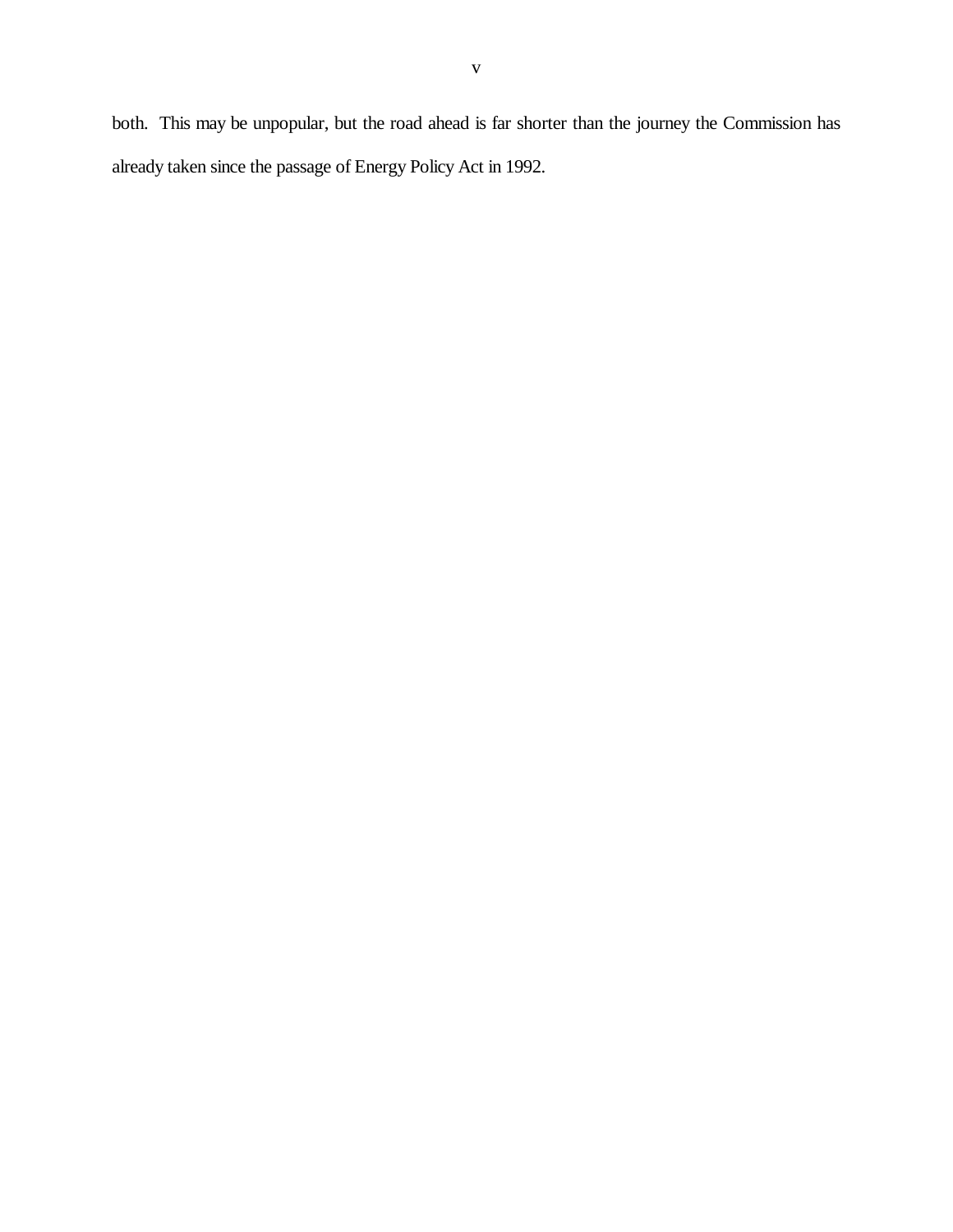both. This may be unpopular, but the road ahead is far shorter than the journey the Commission has already taken since the passage of Energy Policy Act in 1992.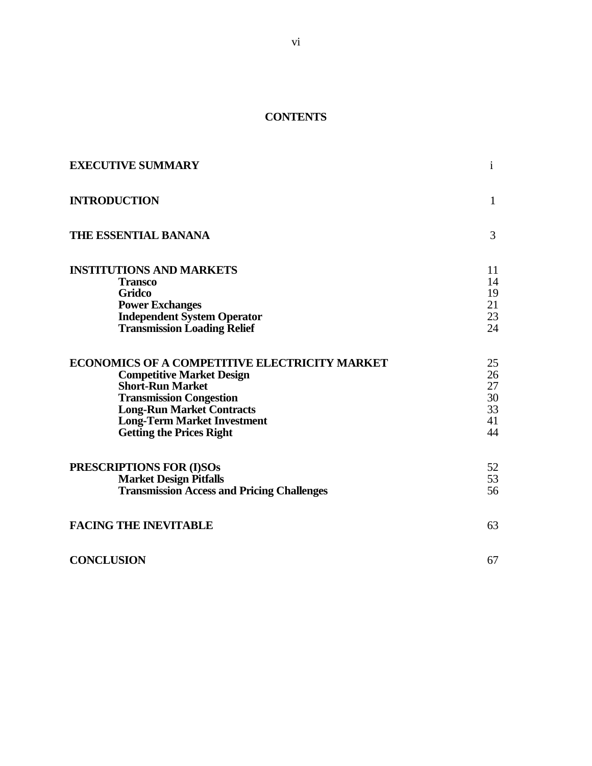# CONTENTS

| | |
|---|---|
| **EXECUTIVE SUMMARY** | i |
| **INTRODUCTION** | 1 |
| **THE ESSENTIAL BANANA** | 3 |
| **INSTITUTIONS AND MARKETS** | 11 |
| **Transco** | 14 |
| **Gridco** | 19 |
| **Power Exchanges** | 21 |
| **Independent System Operator** | 23 |
| **Transmission Loading Relief** | 24 |
| **ECONOMICS OF A COMPETITIVE ELECTRICITY MARKET** | 25 |
| **Competitive Market Design** | 26 |
| **Short-Run Market** | 27 |
| **Transmission Congestion** | 30 |
| **Long-Run Market Contracts** | 33 |
| **Long-Term Market Investment** | 41 |
| **Getting the Prices Right** | 44 |
| **PRESCRIPTIONS FOR (I)SOs** | 52 |
| **Market Design Pitfalls** | 53 |
| **Transmission Access and Pricing Challenges** | 56 |
| **FACING THE INEVITABLE** | 63 |
| **CONCLUSION** | 67 |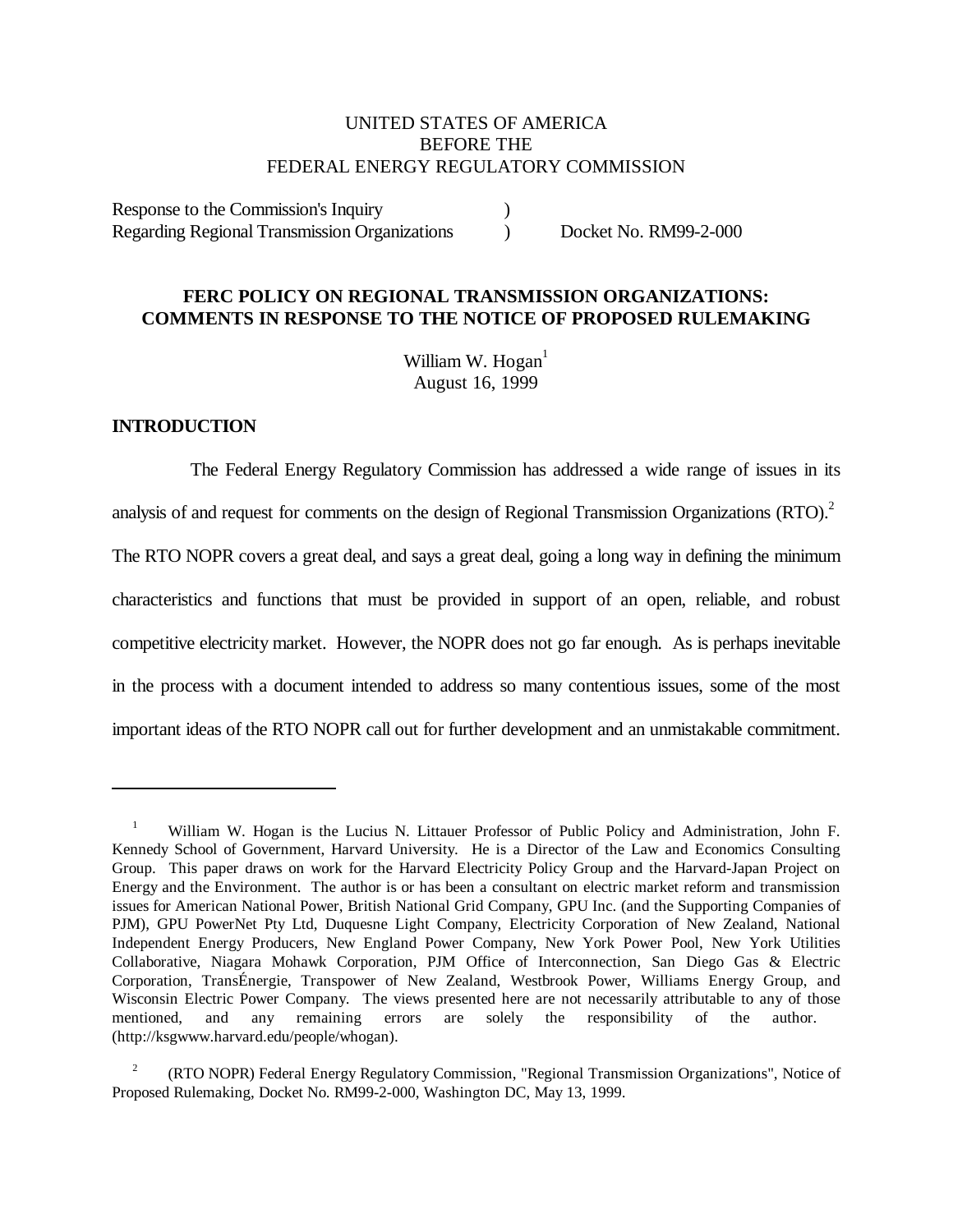UNITED STATES OF AMERICA
BEFORE THE
FEDERAL ENERGY REGULATORY COMMISSION

| | | |
|---|---|---|
| Response to the Commission's Inquiry | ) | |
| Regarding Regional Transmission Organizations | ) | Docket No. RM99-2-000 |

## FERC POLICY ON REGIONAL TRANSMISSION ORGANIZATIONS: COMMENTS IN RESPONSE TO THE NOTICE OF PROPOSED RULEMAKING

William W. Hogan[1]
August 16, 1999

### INTRODUCTION

The Federal Energy Regulatory Commission has addressed a wide range of issues in its analysis of and request for comments on the design of Regional Transmission Organizations (RTO).[2] The RTO NOPR covers a great deal, and says a great deal, going a long way in defining the minimum characteristics and functions that must be provided in support of an open, reliable, and robust competitive electricity market. However, the NOPR does not go far enough. As is perhaps inevitable in the process with a document intended to address so many contentious issues, some of the most important ideas of the RTO NOPR call out for further development and an unmistakable commitment.

---

[1] William W. Hogan is the Lucius N. Littauer Professor of Public Policy and Administration, John F. Kennedy School of Government, Harvard University. He is a Director of the Law and Economics Consulting Group. This paper draws on work for the Harvard Electricity Policy Group and the Harvard-Japan Project on Energy and the Environment. The author is or has been a consultant on electric market reform and transmission issues for American National Power, British National Grid Company, GPU Inc. (and the Supporting Companies of PJM), GPU PowerNet Pty Ltd, Duquesne Light Company, Electricity Corporation of New Zealand, National Independent Energy Producers, New England Power Company, New York Power Pool, New York Utilities Collaborative, Niagara Mohawk Corporation, PJM Office of Interconnection, San Diego Gas & Electric Corporation, TransÉnergie, Transpower of New Zealand, Westbrook Power, Williams Energy Group, and Wisconsin Electric Power Company. The views presented here are not necessarily attributable to any of those mentioned, and any remaining errors are solely the responsibility of the author. (http://ksgwww.harvard.edu/people/whogan).

[2] (RTO NOPR) Federal Energy Regulatory Commission, "Regional Transmission Organizations", Notice of Proposed Rulemaking, Docket No. RM99-2-000, Washington DC, May 13, 1999.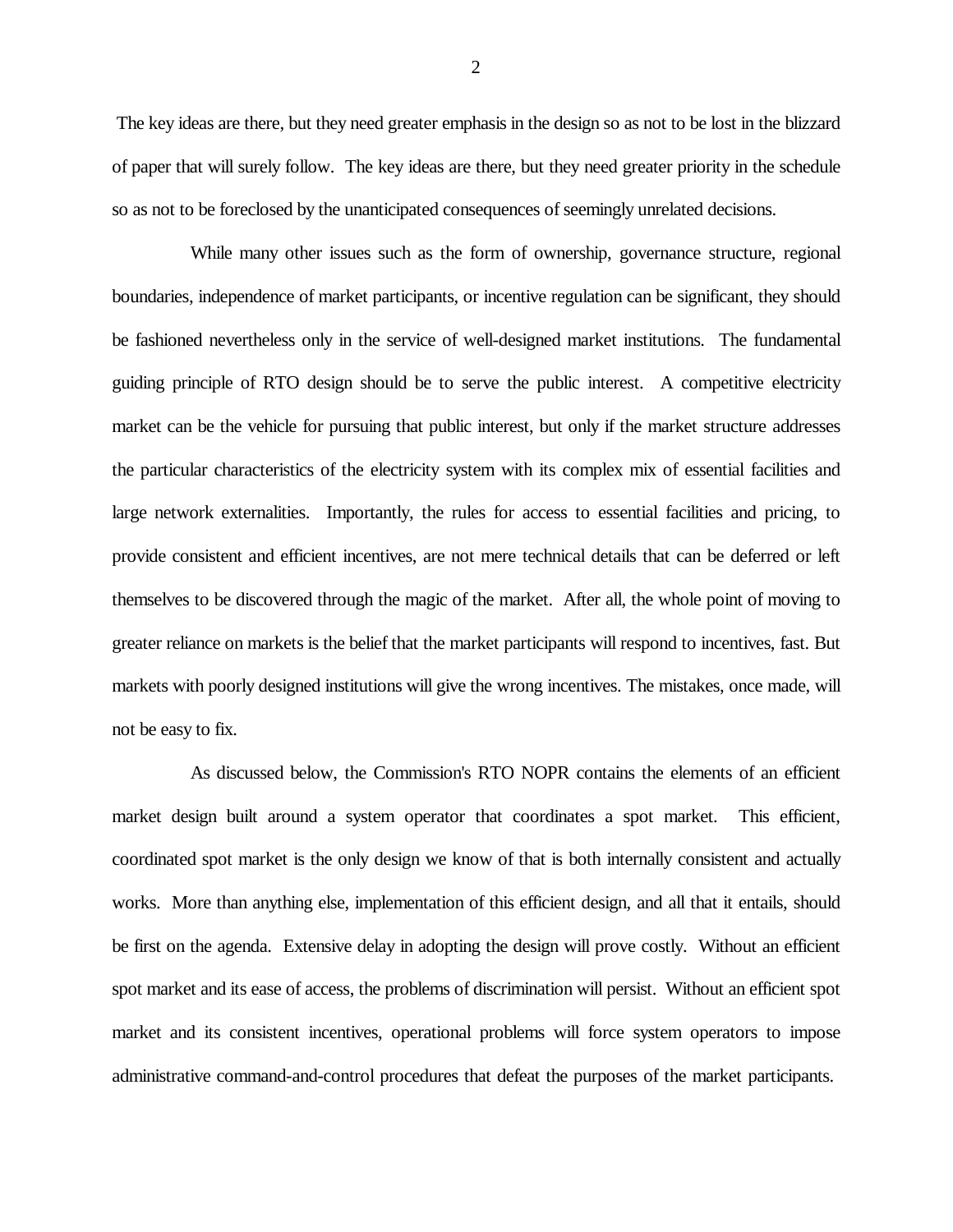The key ideas are there, but they need greater emphasis in the design so as not to be lost in the blizzard of paper that will surely follow. The key ideas are there, but they need greater priority in the schedule so as not to be foreclosed by the unanticipated consequences of seemingly unrelated decisions.

While many other issues such as the form of ownership, governance structure, regional boundaries, independence of market participants, or incentive regulation can be significant, they should be fashioned nevertheless only in the service of well-designed market institutions. The fundamental guiding principle of RTO design should be to serve the public interest. A competitive electricity market can be the vehicle for pursuing that public interest, but only if the market structure addresses the particular characteristics of the electricity system with its complex mix of essential facilities and large network externalities. Importantly, the rules for access to essential facilities and pricing, to provide consistent and efficient incentives, are not mere technical details that can be deferred or left themselves to be discovered through the magic of the market. After all, the whole point of moving to greater reliance on markets is the belief that the market participants will respond to incentives, fast. But markets with poorly designed institutions will give the wrong incentives. The mistakes, once made, will not be easy to fix.

As discussed below, the Commission's RTO NOPR contains the elements of an efficient market design built around a system operator that coordinates a spot market. This efficient, coordinated spot market is the only design we know of that is both internally consistent and actually works. More than anything else, implementation of this efficient design, and all that it entails, should be first on the agenda. Extensive delay in adopting the design will prove costly. Without an efficient spot market and its ease of access, the problems of discrimination will persist. Without an efficient spot market and its consistent incentives, operational problems will force system operators to impose administrative command-and-control procedures that defeat the purposes of the market participants.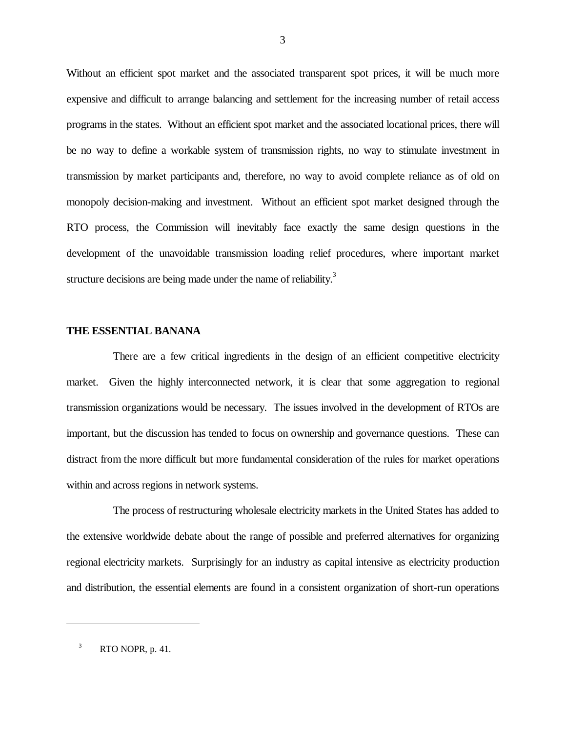Without an efficient spot market and the associated transparent spot prices, it will be much more expensive and difficult to arrange balancing and settlement for the increasing number of retail access programs in the states. Without an efficient spot market and the associated locational prices, there will be no way to define a workable system of transmission rights, no way to stimulate investment in transmission by market participants and, therefore, no way to avoid complete reliance as of old on monopoly decision-making and investment. Without an efficient spot market designed through the RTO process, the Commission will inevitably face exactly the same design questions in the development of the unavoidable transmission loading relief procedures, where important market structure decisions are being made under the name of reliability.[3]

## THE ESSENTIAL BANANA

There are a few critical ingredients in the design of an efficient competitive electricity market. Given the highly interconnected network, it is clear that some aggregation to regional transmission organizations would be necessary. The issues involved in the development of RTOs are important, but the discussion has tended to focus on ownership and governance questions. These can distract from the more difficult but more fundamental consideration of the rules for market operations within and across regions in network systems.

The process of restructuring wholesale electricity markets in the United States has added to the extensive worldwide debate about the range of possible and preferred alternatives for organizing regional electricity markets. Surprisingly for an industry as capital intensive as electricity production and distribution, the essential elements are found in a consistent organization of short-run operations

[3] RTO NOPR, p. 41.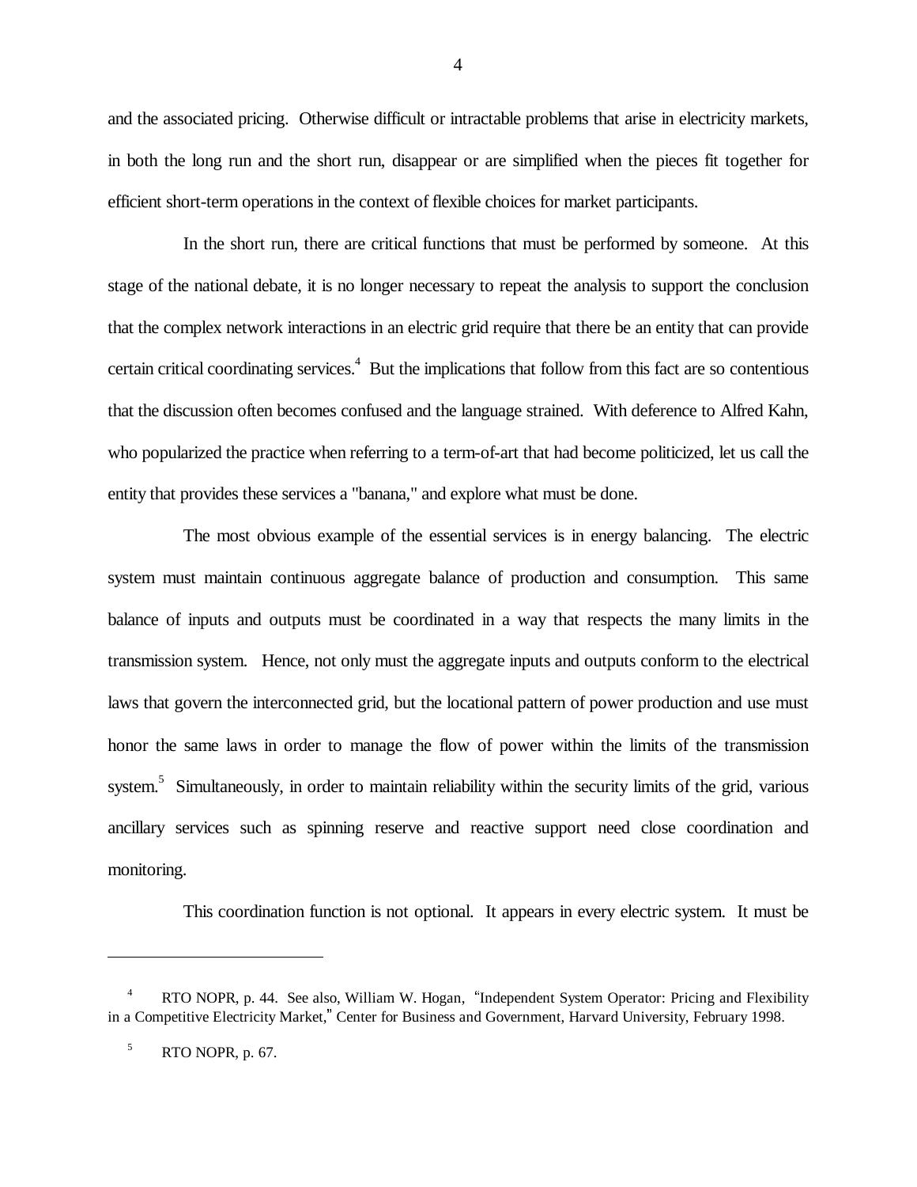and the associated pricing. Otherwise difficult or intractable problems that arise in electricity markets, in both the long run and the short run, disappear or are simplified when the pieces fit together for efficient short-term operations in the context of flexible choices for market participants.

In the short run, there are critical functions that must be performed by someone. At this stage of the national debate, it is no longer necessary to repeat the analysis to support the conclusion that the complex network interactions in an electric grid require that there be an entity that can provide certain critical coordinating services.[4] But the implications that follow from this fact are so contentious that the discussion often becomes confused and the language strained. With deference to Alfred Kahn, who popularized the practice when referring to a term-of-art that had become politicized, let us call the entity that provides these services a "banana," and explore what must be done.

The most obvious example of the essential services is in energy balancing. The electric system must maintain continuous aggregate balance of production and consumption. This same balance of inputs and outputs must be coordinated in a way that respects the many limits in the transmission system. Hence, not only must the aggregate inputs and outputs conform to the electrical laws that govern the interconnected grid, but the locational pattern of power production and use must honor the same laws in order to manage the flow of power within the limits of the transmission system.[5] Simultaneously, in order to maintain reliability within the security limits of the grid, various ancillary services such as spinning reserve and reactive support need close coordination and monitoring.

This coordination function is not optional. It appears in every electric system. It must be

---

[4] RTO NOPR, p. 44. See also, William W. Hogan, "Independent System Operator: Pricing and Flexibility in a Competitive Electricity Market," Center for Business and Government, Harvard University, February 1998.

[5] RTO NOPR, p. 67.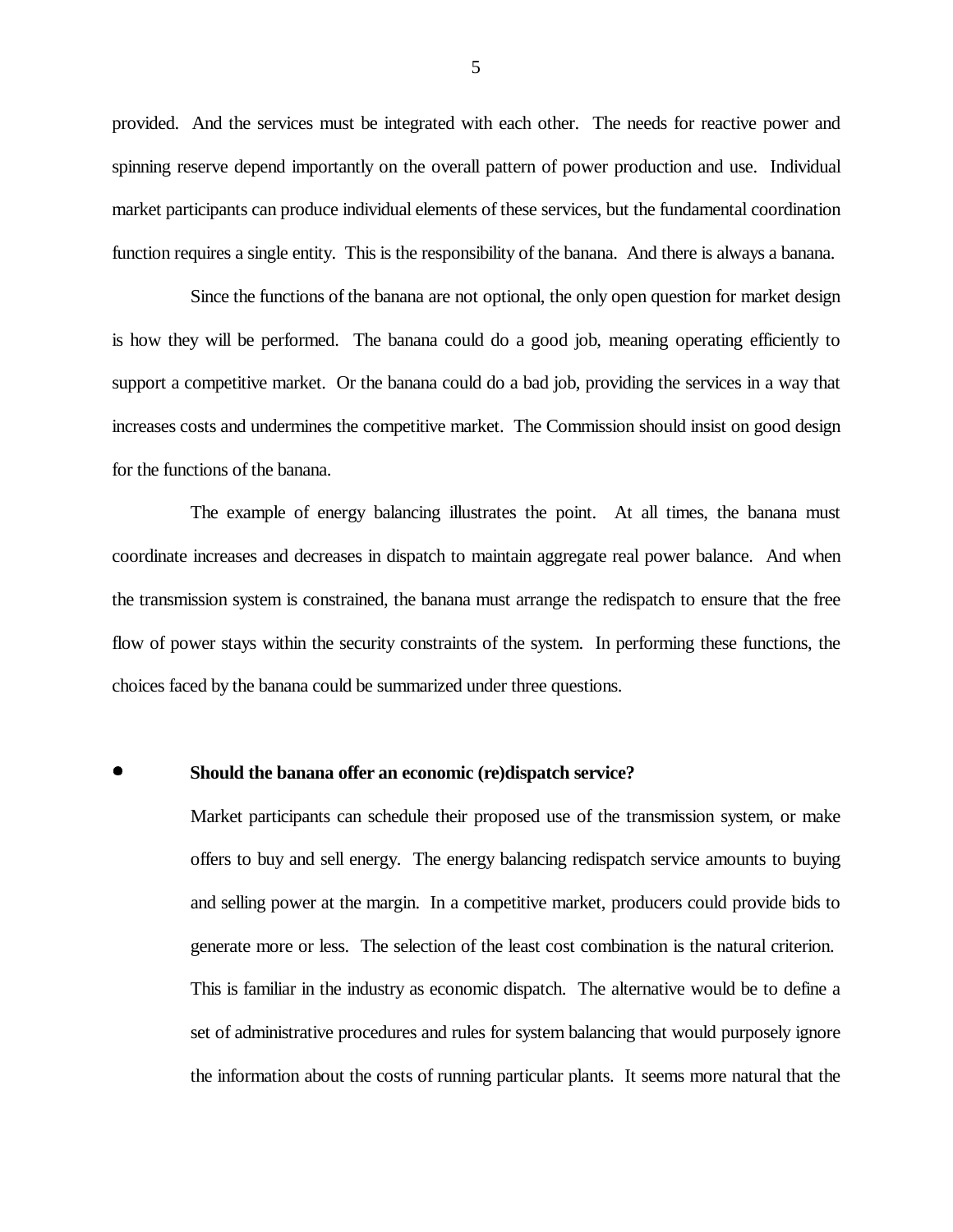provided. And the services must be integrated with each other. The needs for reactive power and spinning reserve depend importantly on the overall pattern of power production and use. Individual market participants can produce individual elements of these services, but the fundamental coordination function requires a single entity. This is the responsibility of the banana. And there is always a banana.

Since the functions of the banana are not optional, the only open question for market design is how they will be performed. The banana could do a good job, meaning operating efficiently to support a competitive market. Or the banana could do a bad job, providing the services in a way that increases costs and undermines the competitive market. The Commission should insist on good design for the functions of the banana.

The example of energy balancing illustrates the point. At all times, the banana must coordinate increases and decreases in dispatch to maintain aggregate real power balance. And when the transmission system is constrained, the banana must arrange the redispatch to ensure that the free flow of power stays within the security constraints of the system. In performing these functions, the choices faced by the banana could be summarized under three questions.

- **Should the banana offer an economic (re)dispatch service?**

  Market participants can schedule their proposed use of the transmission system, or make offers to buy and sell energy. The energy balancing redispatch service amounts to buying and selling power at the margin. In a competitive market, producers could provide bids to generate more or less. The selection of the least cost combination is the natural criterion. This is familiar in the industry as economic dispatch. The alternative would be to define a set of administrative procedures and rules for system balancing that would purposely ignore the information about the costs of running particular plants. It seems more natural that the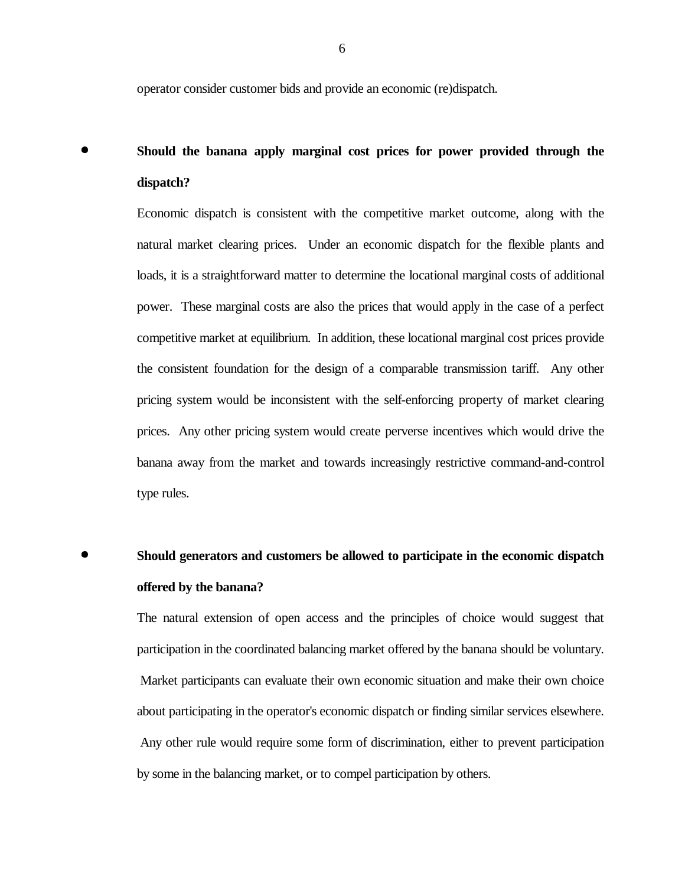operator consider customer bids and provide an economic (re)dispatch.

- **Should the banana apply marginal cost prices for power provided through the dispatch?**

  Economic dispatch is consistent with the competitive market outcome, along with the natural market clearing prices. Under an economic dispatch for the flexible plants and loads, it is a straightforward matter to determine the locational marginal costs of additional power. These marginal costs are also the prices that would apply in the case of a perfect competitive market at equilibrium. In addition, these locational marginal cost prices provide the consistent foundation for the design of a comparable transmission tariff. Any other pricing system would be inconsistent with the self-enforcing property of market clearing prices. Any other pricing system would create perverse incentives which would drive the banana away from the market and towards increasingly restrictive command-and-control type rules.

- **Should generators and customers be allowed to participate in the economic dispatch offered by the banana?**

  The natural extension of open access and the principles of choice would suggest that participation in the coordinated balancing market offered by the banana should be voluntary. Market participants can evaluate their own economic situation and make their own choice about participating in the operator's economic dispatch or finding similar services elsewhere. Any other rule would require some form of discrimination, either to prevent participation by some in the balancing market, or to compel participation by others.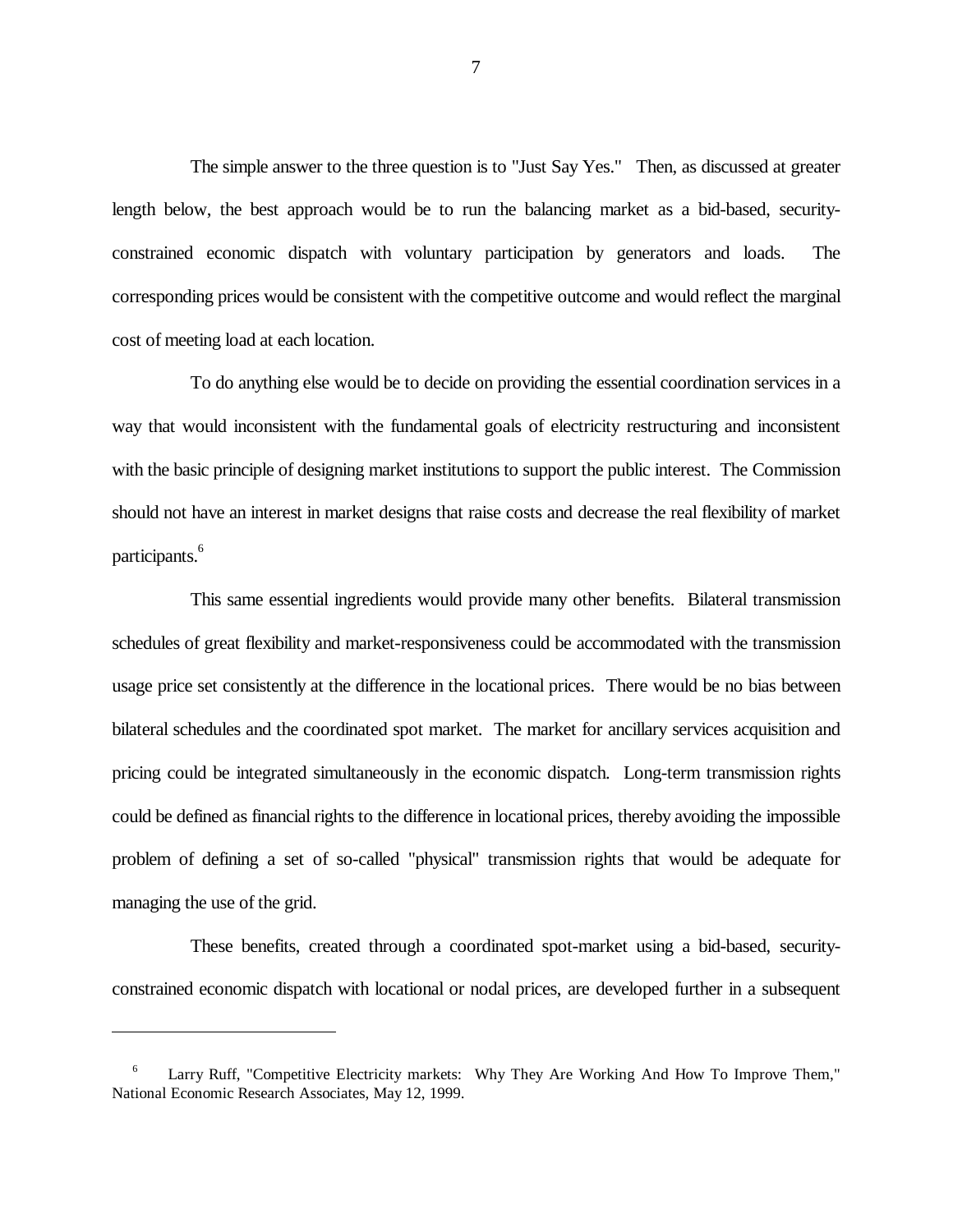The simple answer to the three question is to "Just Say Yes." Then, as discussed at greater length below, the best approach would be to run the balancing market as a bid-based, security-constrained economic dispatch with voluntary participation by generators and loads. The corresponding prices would be consistent with the competitive outcome and would reflect the marginal cost of meeting load at each location.

To do anything else would be to decide on providing the essential coordination services in a way that would inconsistent with the fundamental goals of electricity restructuring and inconsistent with the basic principle of designing market institutions to support the public interest. The Commission should not have an interest in market designs that raise costs and decrease the real flexibility of market participants.[6]

This same essential ingredients would provide many other benefits. Bilateral transmission schedules of great flexibility and market-responsiveness could be accommodated with the transmission usage price set consistently at the difference in the locational prices. There would be no bias between bilateral schedules and the coordinated spot market. The market for ancillary services acquisition and pricing could be integrated simultaneously in the economic dispatch. Long-term transmission rights could be defined as financial rights to the difference in locational prices, thereby avoiding the impossible problem of defining a set of so-called "physical" transmission rights that would be adequate for managing the use of the grid.

These benefits, created through a coordinated spot-market using a bid-based, security-constrained economic dispatch with locational or nodal prices, are developed further in a subsequent

---

[6] Larry Ruff, "Competitive Electricity markets: Why They Are Working And How To Improve Them," National Economic Research Associates, May 12, 1999.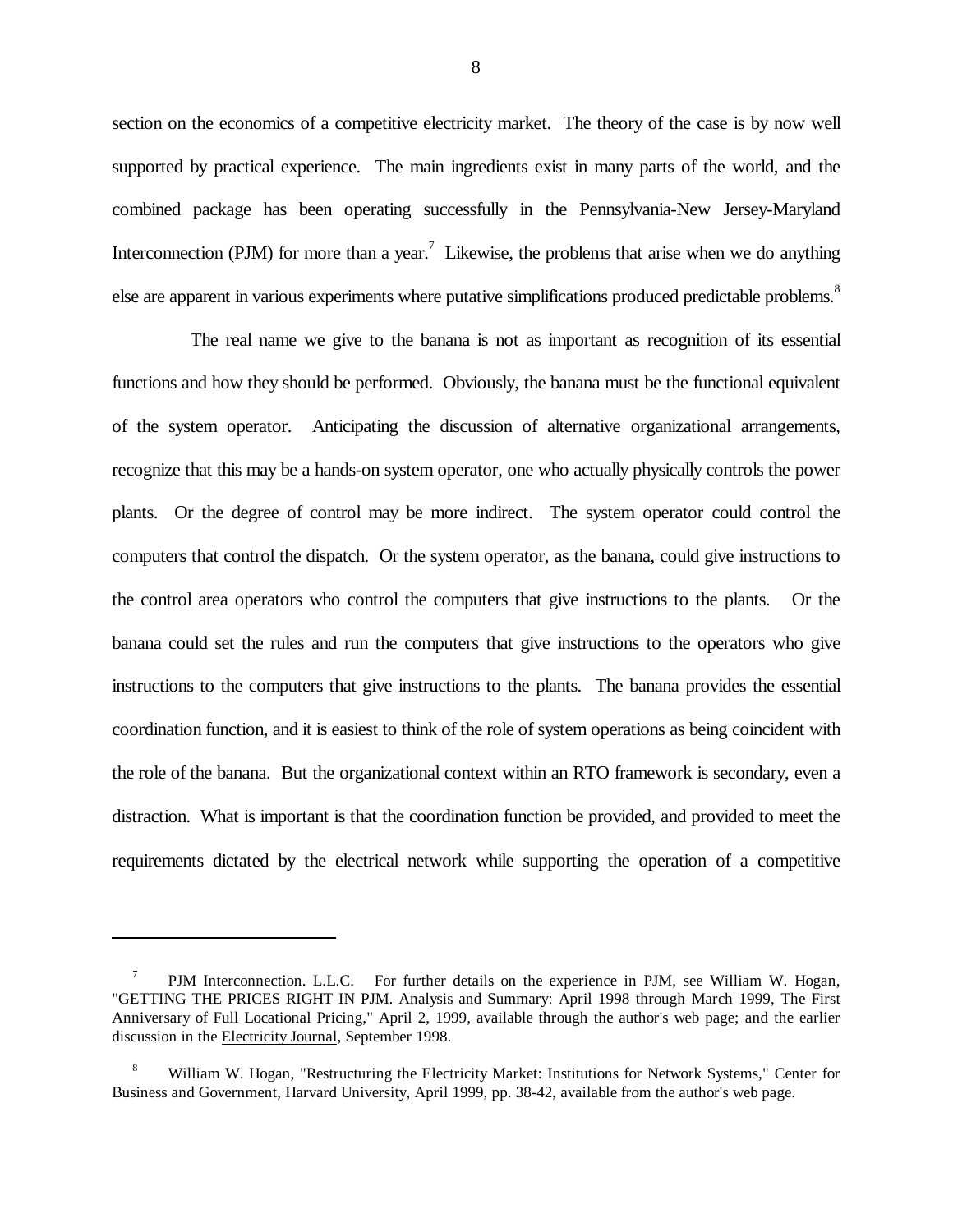section on the economics of a competitive electricity market. The theory of the case is by now well supported by practical experience. The main ingredients exist in many parts of the world, and the combined package has been operating successfully in the Pennsylvania-New Jersey-Maryland Interconnection (PJM) for more than a year.[7] Likewise, the problems that arise when we do anything else are apparent in various experiments where putative simplifications produced predictable problems.[8]

The real name we give to the banana is not as important as recognition of its essential functions and how they should be performed. Obviously, the banana must be the functional equivalent of the system operator. Anticipating the discussion of alternative organizational arrangements, recognize that this may be a hands-on system operator, one who actually physically controls the power plants. Or the degree of control may be more indirect. The system operator could control the computers that control the dispatch. Or the system operator, as the banana, could give instructions to the control area operators who control the computers that give instructions to the plants. Or the banana could set the rules and run the computers that give instructions to the operators who give instructions to the computers that give instructions to the plants. The banana provides the essential coordination function, and it is easiest to think of the role of system operations as being coincident with the role of the banana. But the organizational context within an RTO framework is secondary, even a distraction. What is important is that the coordination function be provided, and provided to meet the requirements dictated by the electrical network while supporting the operation of a competitive

---

[7] PJM Interconnection. L.L.C. For further details on the experience in PJM, see William W. Hogan, "GETTING THE PRICES RIGHT IN PJM. Analysis and Summary: April 1998 through March 1999, The First Anniversary of Full Locational Pricing," April 2, 1999, available through the author's web page; and the earlier discussion in the Electricity Journal, September 1998.

[8] William W. Hogan, "Restructuring the Electricity Market: Institutions for Network Systems," Center for Business and Government, Harvard University, April 1999, pp. 38-42, available from the author's web page.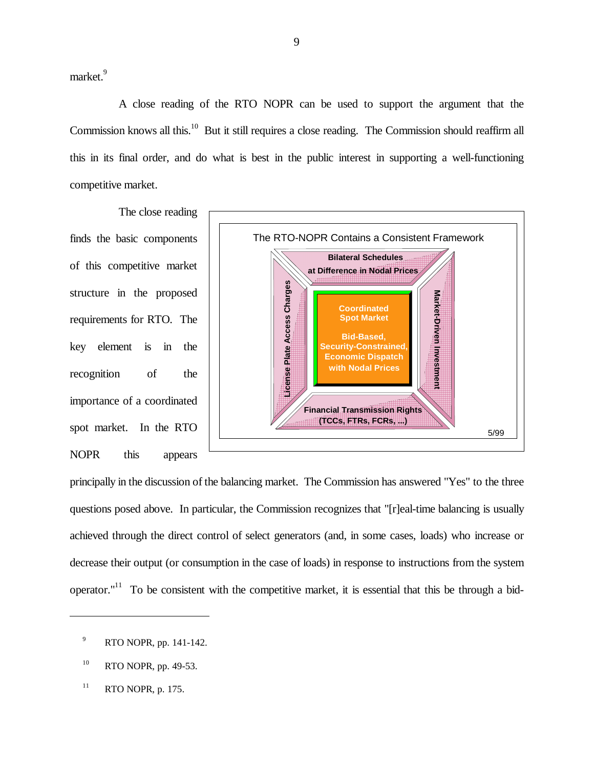market.[9]

A close reading of the RTO NOPR can be used to support the argument that the Commission knows all this.[10] But it still requires a close reading. The Commission should reaffirm all this in its final order, and do what is best in the public interest in supporting a well-functioning competitive market.

The close reading finds the basic components of this competitive market structure in the proposed requirements for RTO. The key element is in the recognition of the importance of a coordinated spot market. In the RTO NOPR this appears principally in the discussion of the balancing market. The Commission has answered "Yes" to the three questions posed above. In particular, the Commission recognizes that "[r]eal-time balancing is usually achieved through the direct control of select generators (and, in some cases, loads) who increase or decrease their output (or consumption in the case of loads) in response to instructions from the system operator."[11] To be consistent with the competitive market, it is essential that this be through a bid-

The RTO-NOPR Contains a Consistent Framework

Bilateral Schedules at Difference in Nodal Prices

License Plate Access Charges

Coordinated Spot Market

Bid-Based, Security-Constrained, Economic Dispatch with Nodal Prices

Market-Driven Investment

Financial Transmission Rights (TCCs, FTRs, FCRs, ...)

5/99

---

[9] RTO NOPR, pp. 141-142.

[10] RTO NOPR, pp. 49-53.

[11] RTO NOPR, p. 175.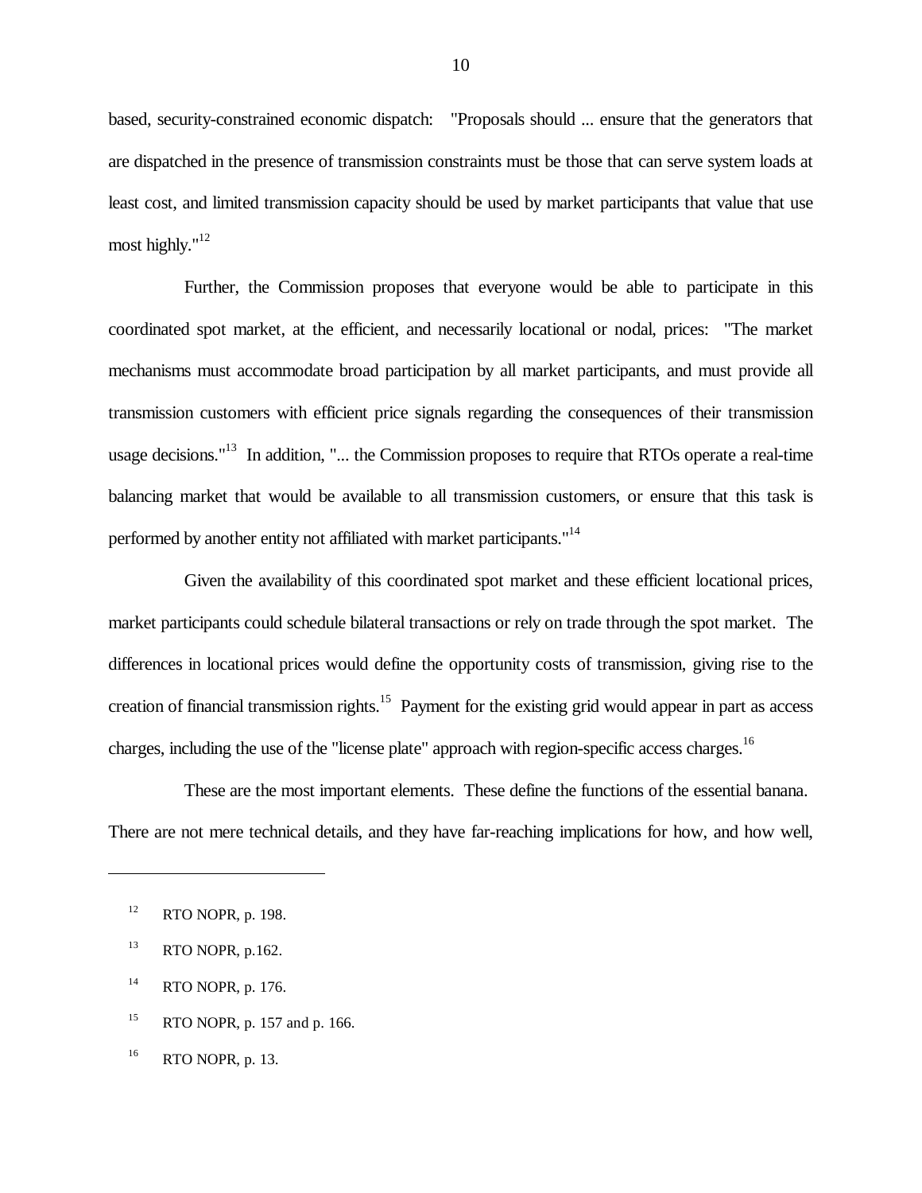based, security-constrained economic dispatch: "Proposals should ... ensure that the generators that are dispatched in the presence of transmission constraints must be those that can serve system loads at least cost, and limited transmission capacity should be used by market participants that value that use most highly."[12]

Further, the Commission proposes that everyone would be able to participate in this coordinated spot market, at the efficient, and necessarily locational or nodal, prices: "The market mechanisms must accommodate broad participation by all market participants, and must provide all transmission customers with efficient price signals regarding the consequences of their transmission usage decisions."[13] In addition, "... the Commission proposes to require that RTOs operate a real-time balancing market that would be available to all transmission customers, or ensure that this task is performed by another entity not affiliated with market participants."[14]

Given the availability of this coordinated spot market and these efficient locational prices, market participants could schedule bilateral transactions or rely on trade through the spot market. The differences in locational prices would define the opportunity costs of transmission, giving rise to the creation of financial transmission rights.[15] Payment for the existing grid would appear in part as access charges, including the use of the "license plate" approach with region-specific access charges.[16]

These are the most important elements. These define the functions of the essential banana. There are not mere technical details, and they have far-reaching implications for how, and how well,

---

[12] RTO NOPR, p. 198.

[13] RTO NOPR, p.162.

[14] RTO NOPR, p. 176.

[15] RTO NOPR, p. 157 and p. 166.

[16] RTO NOPR, p. 13.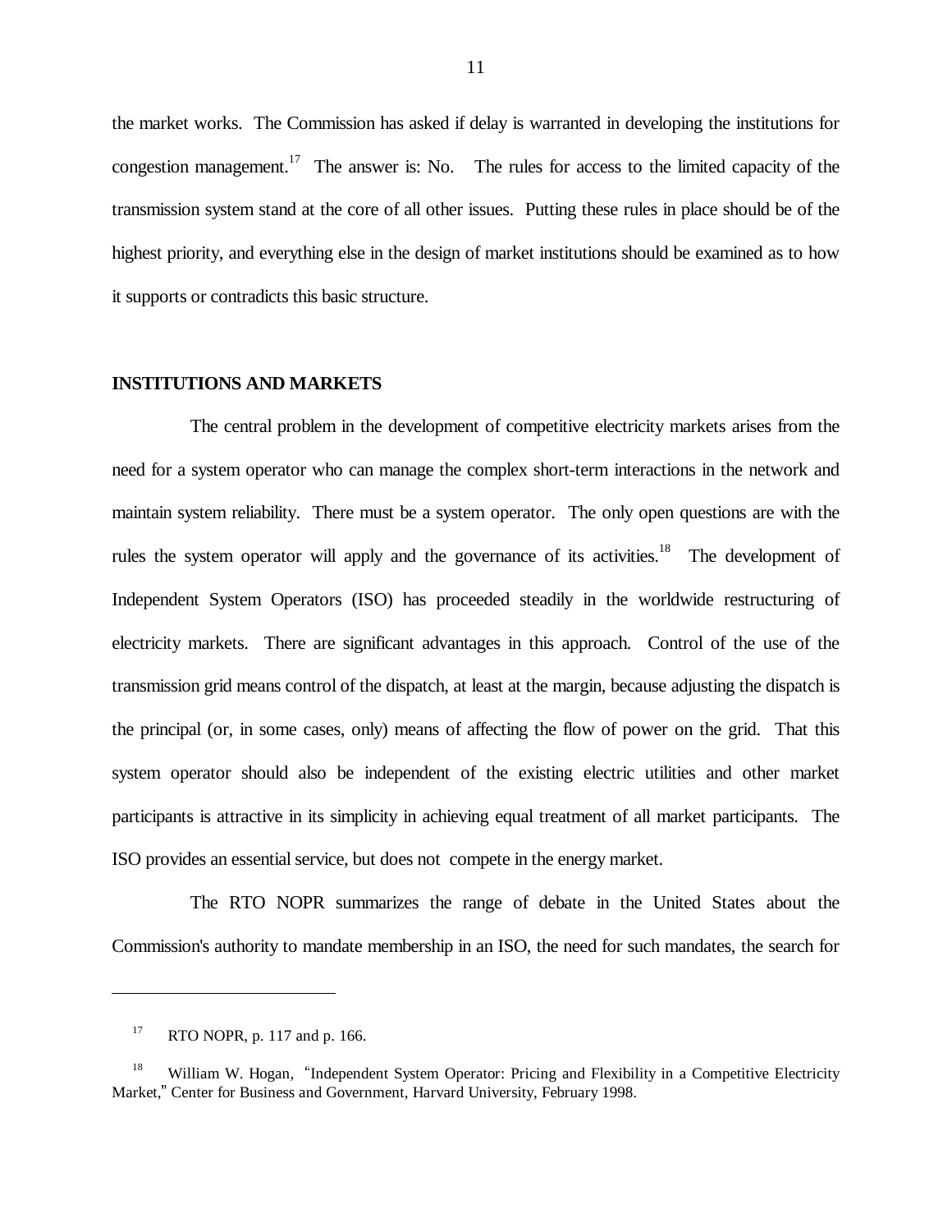the market works. The Commission has asked if delay is warranted in developing the institutions for congestion management.[17] The answer is: No. The rules for access to the limited capacity of the transmission system stand at the core of all other issues. Putting these rules in place should be of the highest priority, and everything else in the design of market institutions should be examined as to how it supports or contradicts this basic structure.

## INSTITUTIONS AND MARKETS

The central problem in the development of competitive electricity markets arises from the need for a system operator who can manage the complex short-term interactions in the network and maintain system reliability. There must be a system operator. The only open questions are with the rules the system operator will apply and the governance of its activities.[18] The development of Independent System Operators (ISO) has proceeded steadily in the worldwide restructuring of electricity markets. There are significant advantages in this approach. Control of the use of the transmission grid means control of the dispatch, at least at the margin, because adjusting the dispatch is the principal (or, in some cases, only) means of affecting the flow of power on the grid. That this system operator should also be independent of the existing electric utilities and other market participants is attractive in its simplicity in achieving equal treatment of all market participants. The ISO provides an essential service, but does not compete in the energy market.

The RTO NOPR summarizes the range of debate in the United States about the Commission's authority to mandate membership in an ISO, the need for such mandates, the search for

---

[17] RTO NOPR, p. 117 and p. 166.

[18] William W. Hogan, "Independent System Operator: Pricing and Flexibility in a Competitive Electricity Market," Center for Business and Government, Harvard University, February 1998.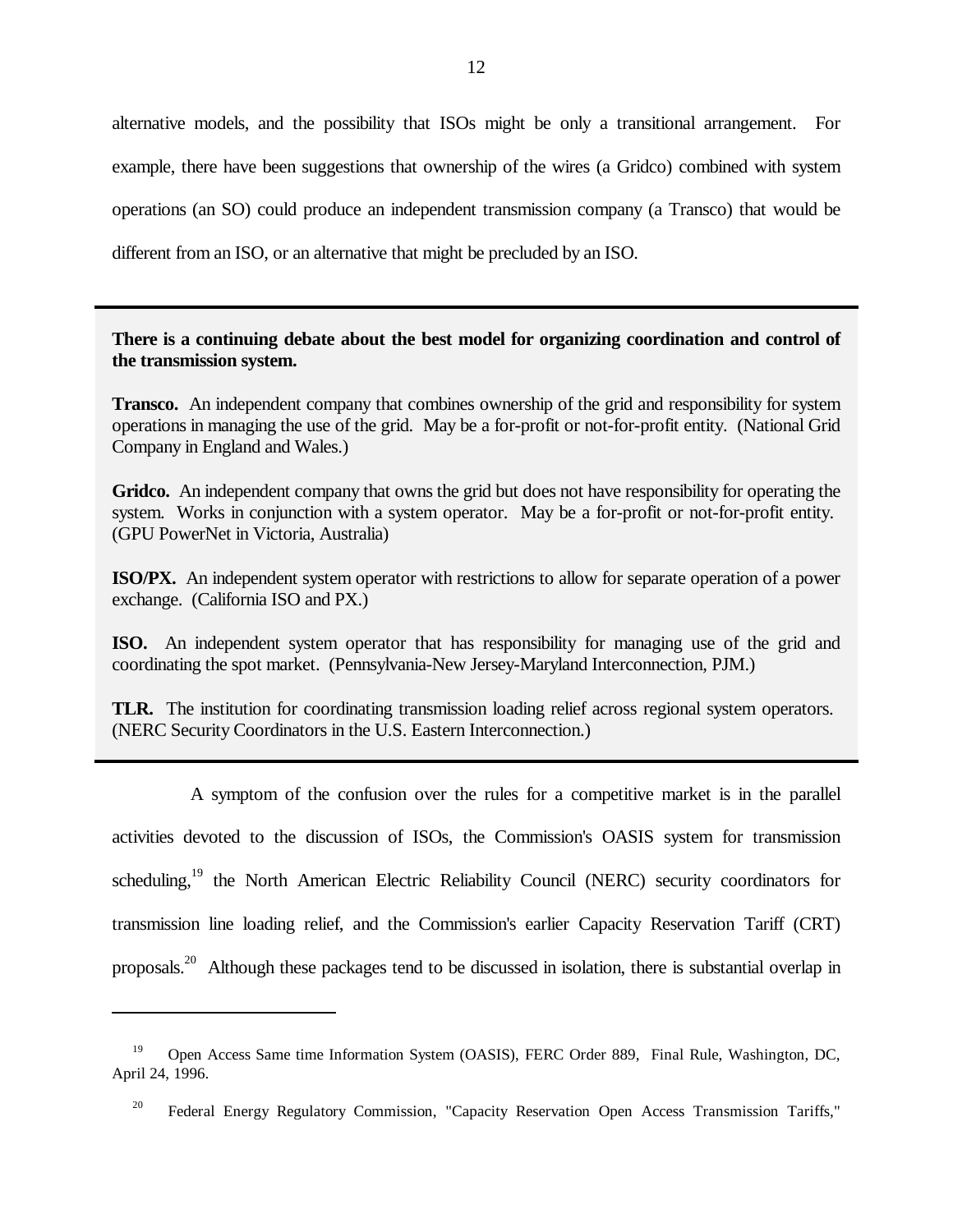alternative models, and the possibility that ISOs might be only a transitional arrangement. For example, there have been suggestions that ownership of the wires (a Gridco) combined with system operations (an SO) could produce an independent transmission company (a Transco) that would be different from an ISO, or an alternative that might be precluded by an ISO.

---

**There is a continuing debate about the best model for organizing coordination and control of the transmission system.**

**Transco.** An independent company that combines ownership of the grid and responsibility for system operations in managing the use of the grid. May be a for-profit or not-for-profit entity. (National Grid Company in England and Wales.)

**Gridco.** An independent company that owns the grid but does not have responsibility for operating the system. Works in conjunction with a system operator. May be a for-profit or not-for-profit entity. (GPU PowerNet in Victoria, Australia)

**ISO/PX.** An independent system operator with restrictions to allow for separate operation of a power exchange. (California ISO and PX.)

**ISO.** An independent system operator that has responsibility for managing use of the grid and coordinating the spot market. (Pennsylvania-New Jersey-Maryland Interconnection, PJM.)

**TLR.** The institution for coordinating transmission loading relief across regional system operators. (NERC Security Coordinators in the U.S. Eastern Interconnection.)

---

A symptom of the confusion over the rules for a competitive market is in the parallel activities devoted to the discussion of ISOs, the Commission's OASIS system for transmission scheduling,[19] the North American Electric Reliability Council (NERC) security coordinators for transmission line loading relief, and the Commission's earlier Capacity Reservation Tariff (CRT) proposals.[20] Although these packages tend to be discussed in isolation, there is substantial overlap in

---

[19] Open Access Same time Information System (OASIS), FERC Order 889, Final Rule, Washington, DC, April 24, 1996.

[20] Federal Energy Regulatory Commission, "Capacity Reservation Open Access Transmission Tariffs,"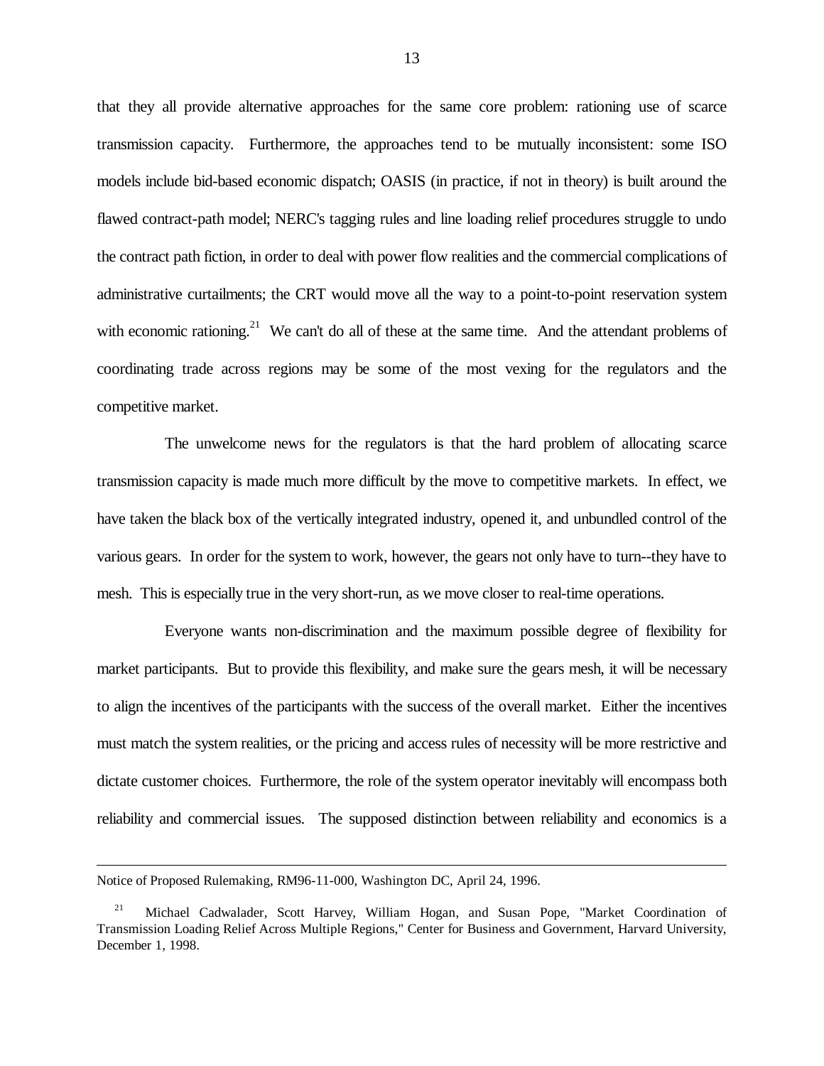that they all provide alternative approaches for the same core problem: rationing use of scarce transmission capacity. Furthermore, the approaches tend to be mutually inconsistent: some ISO models include bid-based economic dispatch; OASIS (in practice, if not in theory) is built around the flawed contract-path model; NERC's tagging rules and line loading relief procedures struggle to undo the contract path fiction, in order to deal with power flow realities and the commercial complications of administrative curtailments; the CRT would move all the way to a point-to-point reservation system with economic rationing.[21] We can't do all of these at the same time. And the attendant problems of coordinating trade across regions may be some of the most vexing for the regulators and the competitive market.

The unwelcome news for the regulators is that the hard problem of allocating scarce transmission capacity is made much more difficult by the move to competitive markets. In effect, we have taken the black box of the vertically integrated industry, opened it, and unbundled control of the various gears. In order for the system to work, however, the gears not only have to turn--they have to mesh. This is especially true in the very short-run, as we move closer to real-time operations.

Everyone wants non-discrimination and the maximum possible degree of flexibility for market participants. But to provide this flexibility, and make sure the gears mesh, it will be necessary to align the incentives of the participants with the success of the overall market. Either the incentives must match the system realities, or the pricing and access rules of necessity will be more restrictive and dictate customer choices. Furthermore, the role of the system operator inevitably will encompass both reliability and commercial issues. The supposed distinction between reliability and economics is a

---

Notice of Proposed Rulemaking, RM96-11-000, Washington DC, April 24, 1996.

[21] Michael Cadwalader, Scott Harvey, William Hogan, and Susan Pope, "Market Coordination of Transmission Loading Relief Across Multiple Regions," Center for Business and Government, Harvard University, December 1, 1998.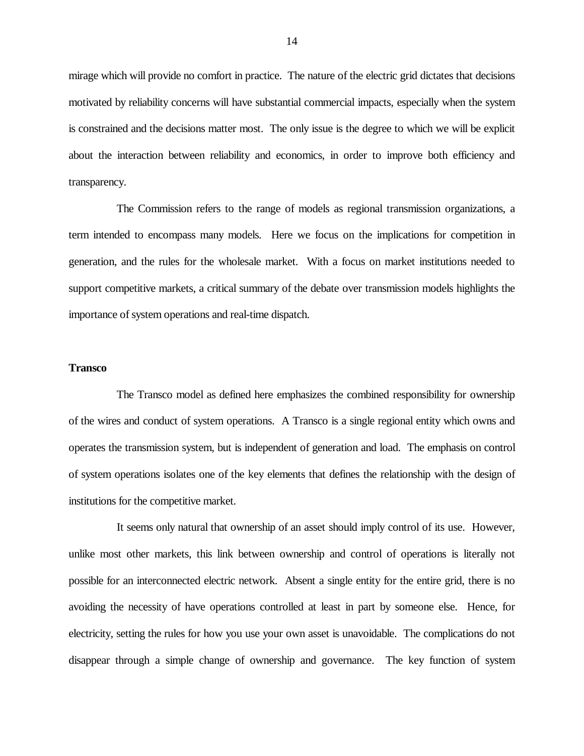mirage which will provide no comfort in practice. The nature of the electric grid dictates that decisions motivated by reliability concerns will have substantial commercial impacts, especially when the system is constrained and the decisions matter most. The only issue is the degree to which we will be explicit about the interaction between reliability and economics, in order to improve both efficiency and transparency.

The Commission refers to the range of models as regional transmission organizations, a term intended to encompass many models. Here we focus on the implications for competition in generation, and the rules for the wholesale market. With a focus on market institutions needed to support competitive markets, a critical summary of the debate over transmission models highlights the importance of system operations and real-time dispatch.

**Transco**

The Transco model as defined here emphasizes the combined responsibility for ownership of the wires and conduct of system operations. A Transco is a single regional entity which owns and operates the transmission system, but is independent of generation and load. The emphasis on control of system operations isolates one of the key elements that defines the relationship with the design of institutions for the competitive market.

It seems only natural that ownership of an asset should imply control of its use. However, unlike most other markets, this link between ownership and control of operations is literally not possible for an interconnected electric network. Absent a single entity for the entire grid, there is no avoiding the necessity of have operations controlled at least in part by someone else. Hence, for electricity, setting the rules for how you use your own asset is unavoidable. The complications do not disappear through a simple change of ownership and governance. The key function of system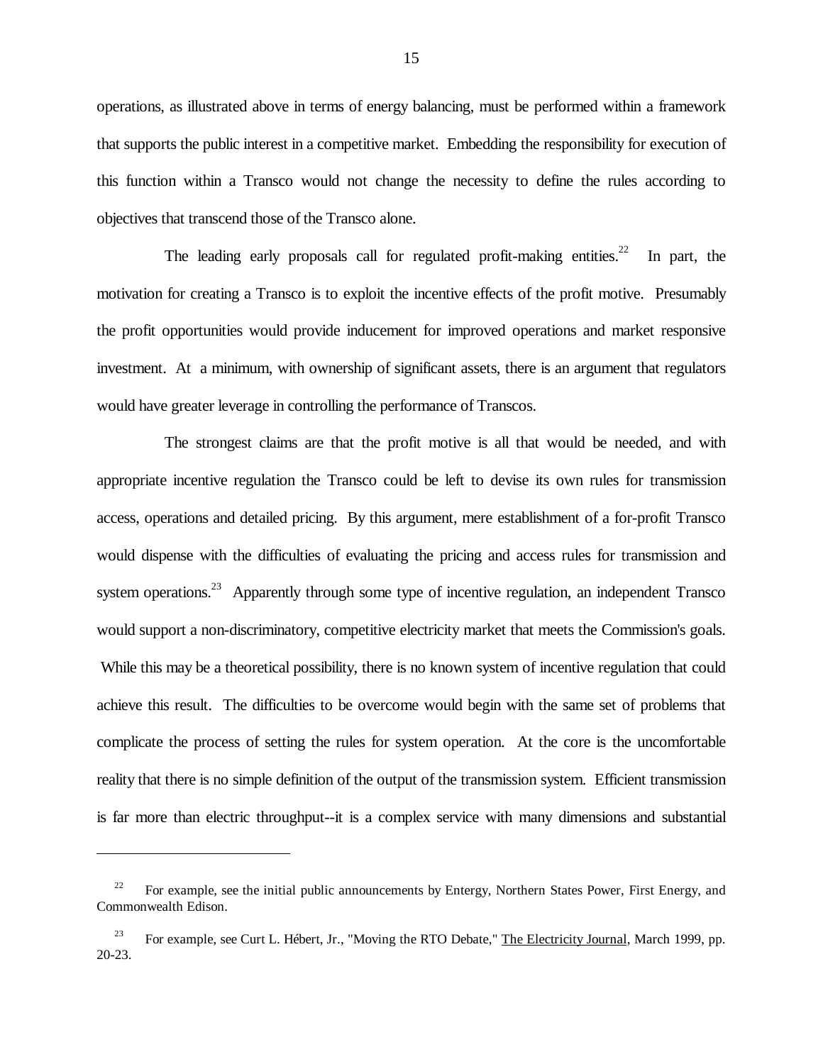operations, as illustrated above in terms of energy balancing, must be performed within a framework that supports the public interest in a competitive market. Embedding the responsibility for execution of this function within a Transco would not change the necessity to define the rules according to objectives that transcend those of the Transco alone.

The leading early proposals call for regulated profit-making entities.[22] In part, the motivation for creating a Transco is to exploit the incentive effects of the profit motive. Presumably the profit opportunities would provide inducement for improved operations and market responsive investment. At a minimum, with ownership of significant assets, there is an argument that regulators would have greater leverage in controlling the performance of Transcos.

The strongest claims are that the profit motive is all that would be needed, and with appropriate incentive regulation the Transco could be left to devise its own rules for transmission access, operations and detailed pricing. By this argument, mere establishment of a for-profit Transco would dispense with the difficulties of evaluating the pricing and access rules for transmission and system operations.[23] Apparently through some type of incentive regulation, an independent Transco would support a non-discriminatory, competitive electricity market that meets the Commission's goals. While this may be a theoretical possibility, there is no known system of incentive regulation that could achieve this result. The difficulties to be overcome would begin with the same set of problems that complicate the process of setting the rules for system operation. At the core is the uncomfortable reality that there is no simple definition of the output of the transmission system. Efficient transmission is far more than electric throughput--it is a complex service with many dimensions and substantial

---

[22] For example, see the initial public announcements by Entergy, Northern States Power, First Energy, and Commonwealth Edison.

[23] For example, see Curt L. Hébert, Jr., "Moving the RTO Debate," The Electricity Journal, March 1999, pp. 20-23.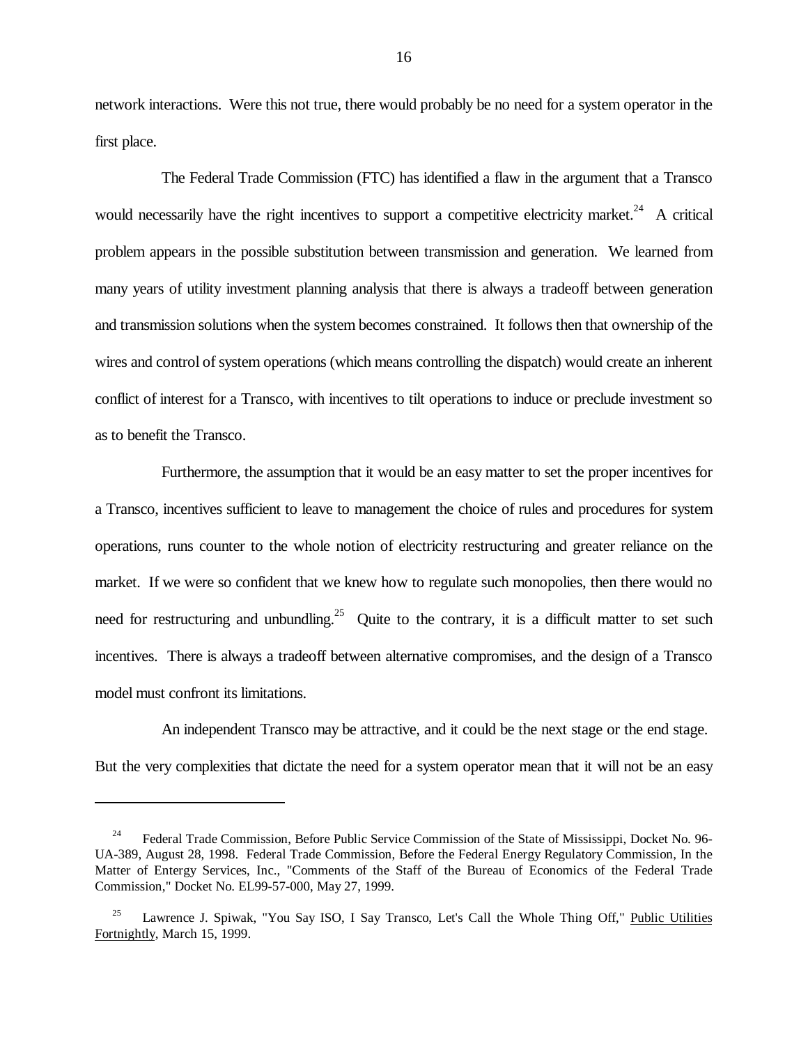network interactions. Were this not true, there would probably be no need for a system operator in the first place.

The Federal Trade Commission (FTC) has identified a flaw in the argument that a Transco would necessarily have the right incentives to support a competitive electricity market.[24] A critical problem appears in the possible substitution between transmission and generation. We learned from many years of utility investment planning analysis that there is always a tradeoff between generation and transmission solutions when the system becomes constrained. It follows then that ownership of the wires and control of system operations (which means controlling the dispatch) would create an inherent conflict of interest for a Transco, with incentives to tilt operations to induce or preclude investment so as to benefit the Transco.

Furthermore, the assumption that it would be an easy matter to set the proper incentives for a Transco, incentives sufficient to leave to management the choice of rules and procedures for system operations, runs counter to the whole notion of electricity restructuring and greater reliance on the market. If we were so confident that we knew how to regulate such monopolies, then there would no need for restructuring and unbundling.[25] Quite to the contrary, it is a difficult matter to set such incentives. There is always a tradeoff between alternative compromises, and the design of a Transco model must confront its limitations.

An independent Transco may be attractive, and it could be the next stage or the end stage. But the very complexities that dictate the need for a system operator mean that it will not be an easy

---

[24] Federal Trade Commission, Before Public Service Commission of the State of Mississippi, Docket No. 96-UA-389, August 28, 1998. Federal Trade Commission, Before the Federal Energy Regulatory Commission, In the Matter of Entergy Services, Inc., "Comments of the Staff of the Bureau of Economics of the Federal Trade Commission," Docket No. EL99-57-000, May 27, 1999.

[25] Lawrence J. Spiwak, "You Say ISO, I Say Transco, Let's Call the Whole Thing Off," Public Utilities Fortnightly, March 15, 1999.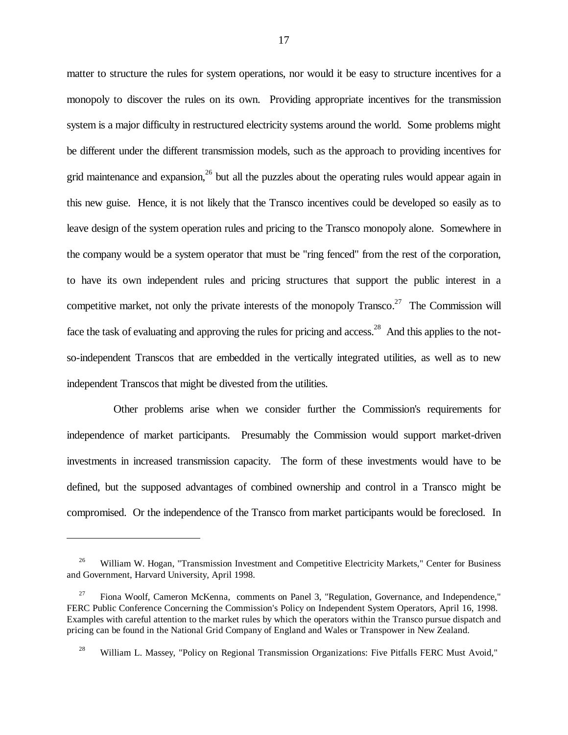matter to structure the rules for system operations, nor would it be easy to structure incentives for a monopoly to discover the rules on its own. Providing appropriate incentives for the transmission system is a major difficulty in restructured electricity systems around the world. Some problems might be different under the different transmission models, such as the approach to providing incentives for grid maintenance and expansion,[26] but all the puzzles about the operating rules would appear again in this new guise. Hence, it is not likely that the Transco incentives could be developed so easily as to leave design of the system operation rules and pricing to the Transco monopoly alone. Somewhere in the company would be a system operator that must be "ring fenced" from the rest of the corporation, to have its own independent rules and pricing structures that support the public interest in a competitive market, not only the private interests of the monopoly Transco.[27] The Commission will face the task of evaluating and approving the rules for pricing and access.[28] And this applies to the not-so-independent Transcos that are embedded in the vertically integrated utilities, as well as to new independent Transcos that might be divested from the utilities.

Other problems arise when we consider further the Commission's requirements for independence of market participants. Presumably the Commission would support market-driven investments in increased transmission capacity. The form of these investments would have to be defined, but the supposed advantages of combined ownership and control in a Transco might be compromised. Or the independence of the Transco from market participants would be foreclosed. In

---

[26] William W. Hogan, "Transmission Investment and Competitive Electricity Markets," Center for Business and Government, Harvard University, April 1998.

[27] Fiona Woolf, Cameron McKenna, comments on Panel 3, "Regulation, Governance, and Independence," FERC Public Conference Concerning the Commission's Policy on Independent System Operators, April 16, 1998. Examples with careful attention to the market rules by which the operators within the Transco pursue dispatch and pricing can be found in the National Grid Company of England and Wales or Transpower in New Zealand.

[28] William L. Massey, "Policy on Regional Transmission Organizations: Five Pitfalls FERC Must Avoid,"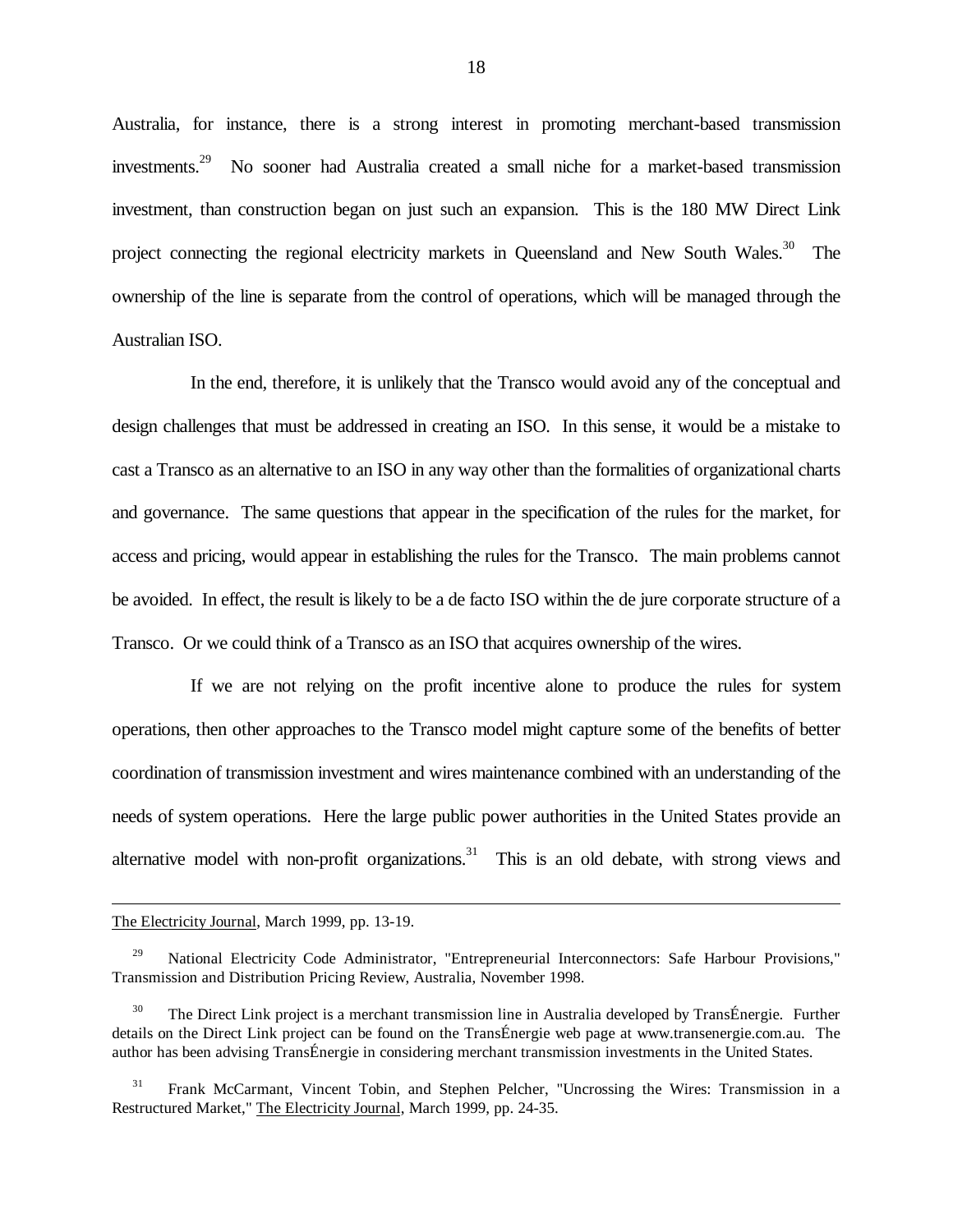Australia, for instance, there is a strong interest in promoting merchant-based transmission investments.[29] No sooner had Australia created a small niche for a market-based transmission investment, than construction began on just such an expansion. This is the 180 MW Direct Link project connecting the regional electricity markets in Queensland and New South Wales.[30] The ownership of the line is separate from the control of operations, which will be managed through the Australian ISO.

In the end, therefore, it is unlikely that the Transco would avoid any of the conceptual and design challenges that must be addressed in creating an ISO. In this sense, it would be a mistake to cast a Transco as an alternative to an ISO in any way other than the formalities of organizational charts and governance. The same questions that appear in the specification of the rules for the market, for access and pricing, would appear in establishing the rules for the Transco. The main problems cannot be avoided. In effect, the result is likely to be a de facto ISO within the de jure corporate structure of a Transco. Or we could think of a Transco as an ISO that acquires ownership of the wires.

If we are not relying on the profit incentive alone to produce the rules for system operations, then other approaches to the Transco model might capture some of the benefits of better coordination of transmission investment and wires maintenance combined with an understanding of the needs of system operations. Here the large public power authorities in the United States provide an alternative model with non-profit organizations.[31] This is an old debate, with strong views and

---

The Electricity Journal, March 1999, pp. 13-19.

[29] National Electricity Code Administrator, "Entrepreneurial Interconnectors: Safe Harbour Provisions," Transmission and Distribution Pricing Review, Australia, November 1998.

[30] The Direct Link project is a merchant transmission line in Australia developed by TransÉnergie. Further details on the Direct Link project can be found on the TransÉnergie web page at www.transenergie.com.au. The author has been advising TransÉnergie in considering merchant transmission investments in the United States.

[31] Frank McCarmant, Vincent Tobin, and Stephen Pelcher, "Uncrossing the Wires: Transmission in a Restructured Market," The Electricity Journal, March 1999, pp. 24-35.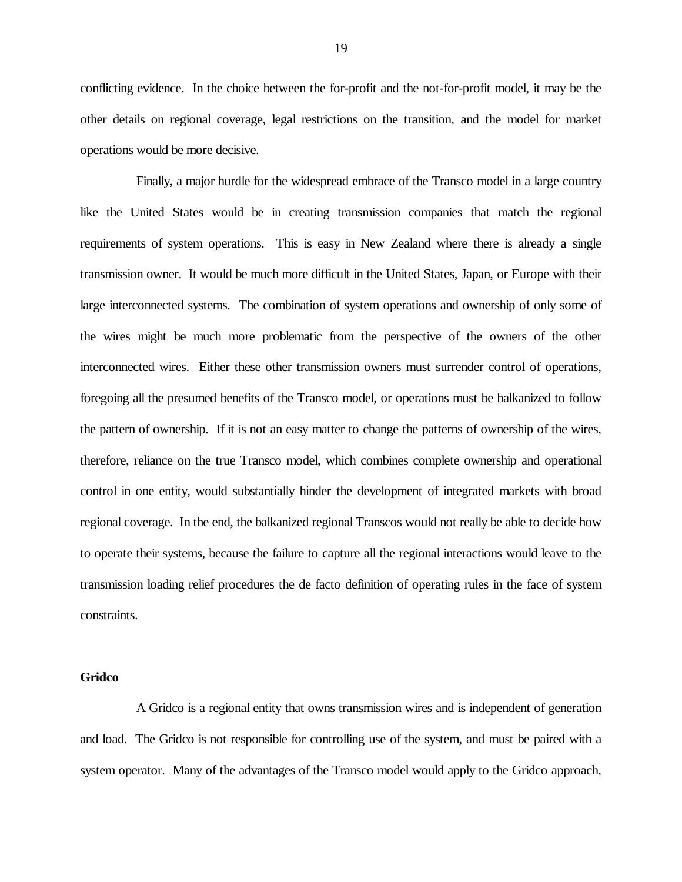conflicting evidence. In the choice between the for-profit and the not-for-profit model, it may be the other details on regional coverage, legal restrictions on the transition, and the model for market operations would be more decisive.

Finally, a major hurdle for the widespread embrace of the Transco model in a large country like the United States would be in creating transmission companies that match the regional requirements of system operations. This is easy in New Zealand where there is already a single transmission owner. It would be much more difficult in the United States, Japan, or Europe with their large interconnected systems. The combination of system operations and ownership of only some of the wires might be much more problematic from the perspective of the owners of the other interconnected wires. Either these other transmission owners must surrender control of operations, foregoing all the presumed benefits of the Transco model, or operations must be balkanized to follow the pattern of ownership. If it is not an easy matter to change the patterns of ownership of the wires, therefore, reliance on the true Transco model, which combines complete ownership and operational control in one entity, would substantially hinder the development of integrated markets with broad regional coverage. In the end, the balkanized regional Transcos would not really be able to decide how to operate their systems, because the failure to capture all the regional interactions would leave to the transmission loading relief procedures the de facto definition of operating rules in the face of system constraints.

**Gridco**

A Gridco is a regional entity that owns transmission wires and is independent of generation and load. The Gridco is not responsible for controlling use of the system, and must be paired with a system operator. Many of the advantages of the Transco model would apply to the Gridco approach,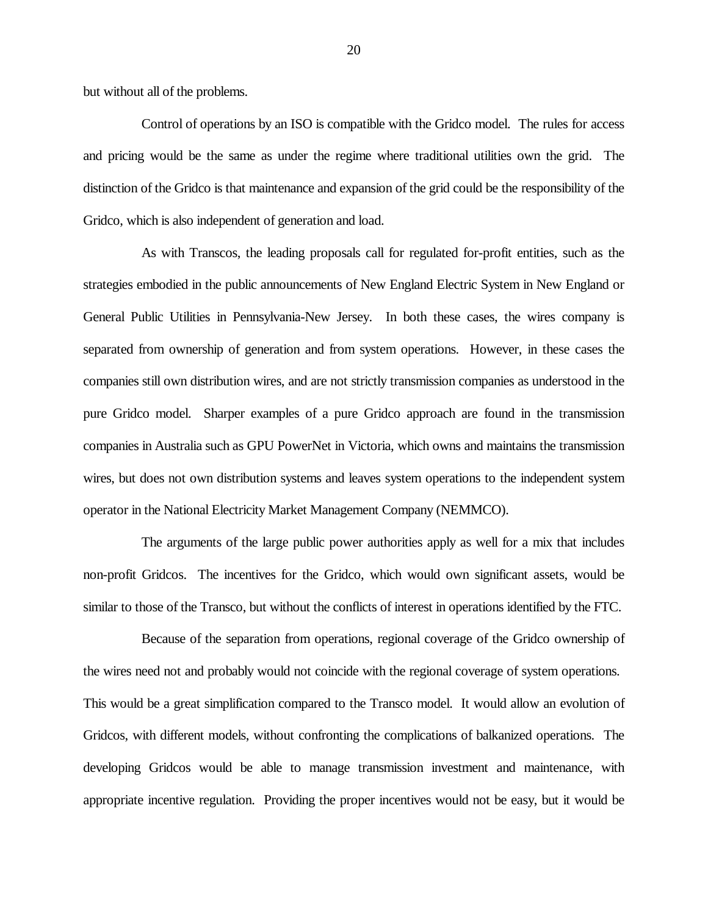but without all of the problems.

Control of operations by an ISO is compatible with the Gridco model. The rules for access and pricing would be the same as under the regime where traditional utilities own the grid. The distinction of the Gridco is that maintenance and expansion of the grid could be the responsibility of the Gridco, which is also independent of generation and load.

As with Transcos, the leading proposals call for regulated for-profit entities, such as the strategies embodied in the public announcements of New England Electric System in New England or General Public Utilities in Pennsylvania-New Jersey. In both these cases, the wires company is separated from ownership of generation and from system operations. However, in these cases the companies still own distribution wires, and are not strictly transmission companies as understood in the pure Gridco model. Sharper examples of a pure Gridco approach are found in the transmission companies in Australia such as GPU PowerNet in Victoria, which owns and maintains the transmission wires, but does not own distribution systems and leaves system operations to the independent system operator in the National Electricity Market Management Company (NEMMCO).

The arguments of the large public power authorities apply as well for a mix that includes non-profit Gridcos. The incentives for the Gridco, which would own significant assets, would be similar to those of the Transco, but without the conflicts of interest in operations identified by the FTC.

Because of the separation from operations, regional coverage of the Gridco ownership of the wires need not and probably would not coincide with the regional coverage of system operations. This would be a great simplification compared to the Transco model. It would allow an evolution of Gridcos, with different models, without confronting the complications of balkanized operations. The developing Gridcos would be able to manage transmission investment and maintenance, with appropriate incentive regulation. Providing the proper incentives would not be easy, but it would be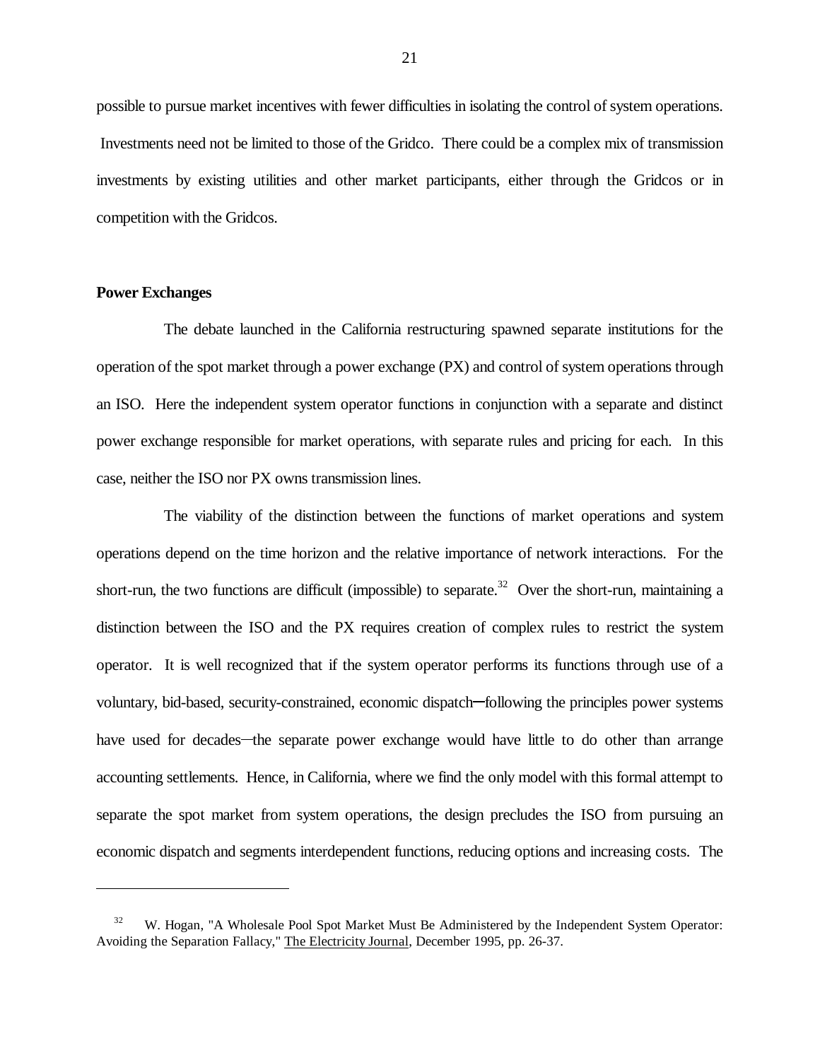possible to pursue market incentives with fewer difficulties in isolating the control of system operations. Investments need not be limited to those of the Gridco. There could be a complex mix of transmission investments by existing utilities and other market participants, either through the Gridcos or in competition with the Gridcos.

**Power Exchanges**

The debate launched in the California restructuring spawned separate institutions for the operation of the spot market through a power exchange (PX) and control of system operations through an ISO. Here the independent system operator functions in conjunction with a separate and distinct power exchange responsible for market operations, with separate rules and pricing for each. In this case, neither the ISO nor PX owns transmission lines.

The viability of the distinction between the functions of market operations and system operations depend on the time horizon and the relative importance of network interactions. For the short-run, the two functions are difficult (impossible) to separate.[32] Over the short-run, maintaining a distinction between the ISO and the PX requires creation of complex rules to restrict the system operator. It is well recognized that if the system operator performs its functions through use of a voluntary, bid-based, security-constrained, economic dispatch—following the principles power systems have used for decades—the separate power exchange would have little to do other than arrange accounting settlements. Hence, in California, where we find the only model with this formal attempt to separate the spot market from system operations, the design precludes the ISO from pursuing an economic dispatch and segments interdependent functions, reducing options and increasing costs. The

---

[32] W. Hogan, "A Wholesale Pool Spot Market Must Be Administered by the Independent System Operator: Avoiding the Separation Fallacy," The Electricity Journal, December 1995, pp. 26-37.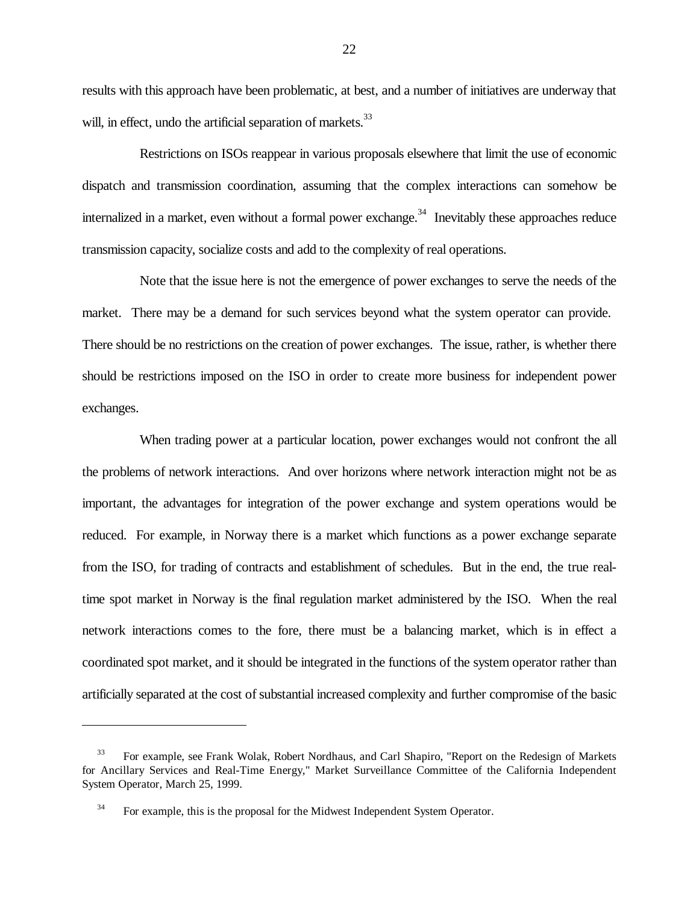results with this approach have been problematic, at best, and a number of initiatives are underway that will, in effect, undo the artificial separation of markets.[33]

Restrictions on ISOs reappear in various proposals elsewhere that limit the use of economic dispatch and transmission coordination, assuming that the complex interactions can somehow be internalized in a market, even without a formal power exchange.[34] Inevitably these approaches reduce transmission capacity, socialize costs and add to the complexity of real operations.

Note that the issue here is not the emergence of power exchanges to serve the needs of the market. There may be a demand for such services beyond what the system operator can provide. There should be no restrictions on the creation of power exchanges. The issue, rather, is whether there should be restrictions imposed on the ISO in order to create more business for independent power exchanges.

When trading power at a particular location, power exchanges would not confront the all the problems of network interactions. And over horizons where network interaction might not be as important, the advantages for integration of the power exchange and system operations would be reduced. For example, in Norway there is a market which functions as a power exchange separate from the ISO, for trading of contracts and establishment of schedules. But in the end, the true real-time spot market in Norway is the final regulation market administered by the ISO. When the real network interactions comes to the fore, there must be a balancing market, which is in effect a coordinated spot market, and it should be integrated in the functions of the system operator rather than artificially separated at the cost of substantial increased complexity and further compromise of the basic

---

[33] For example, see Frank Wolak, Robert Nordhaus, and Carl Shapiro, "Report on the Redesign of Markets for Ancillary Services and Real-Time Energy," Market Surveillance Committee of the California Independent System Operator, March 25, 1999.

[34] For example, this is the proposal for the Midwest Independent System Operator.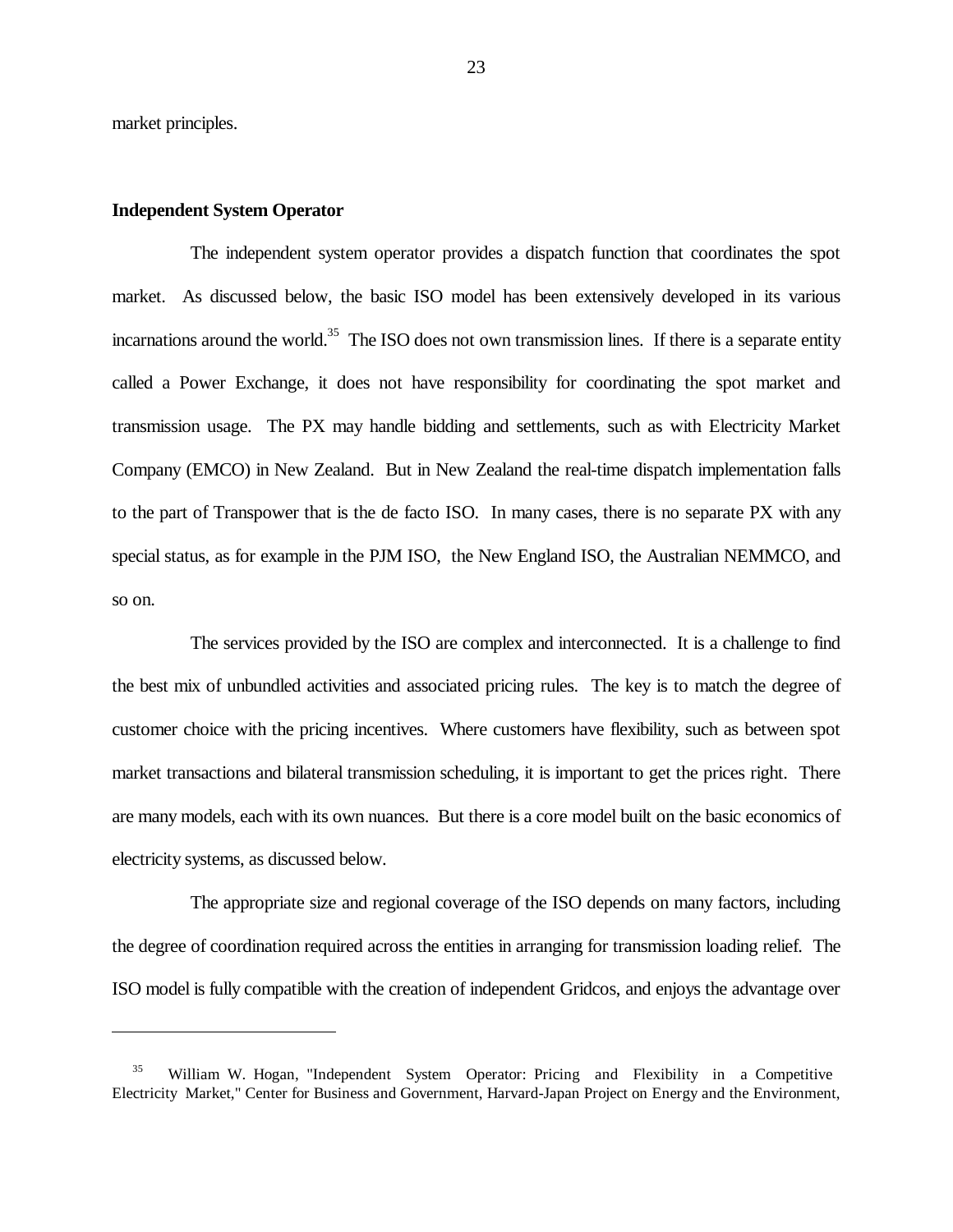market principles.

**Independent System Operator**

The independent system operator provides a dispatch function that coordinates the spot market. As discussed below, the basic ISO model has been extensively developed in its various incarnations around the world.[35] The ISO does not own transmission lines. If there is a separate entity called a Power Exchange, it does not have responsibility for coordinating the spot market and transmission usage. The PX may handle bidding and settlements, such as with Electricity Market Company (EMCO) in New Zealand. But in New Zealand the real-time dispatch implementation falls to the part of Transpower that is the de facto ISO. In many cases, there is no separate PX with any special status, as for example in the PJM ISO, the New England ISO, the Australian NEMMCO, and so on.

The services provided by the ISO are complex and interconnected. It is a challenge to find the best mix of unbundled activities and associated pricing rules. The key is to match the degree of customer choice with the pricing incentives. Where customers have flexibility, such as between spot market transactions and bilateral transmission scheduling, it is important to get the prices right. There are many models, each with its own nuances. But there is a core model built on the basic economics of electricity systems, as discussed below.

The appropriate size and regional coverage of the ISO depends on many factors, including the degree of coordination required across the entities in arranging for transmission loading relief. The ISO model is fully compatible with the creation of independent Gridcos, and enjoys the advantage over

---

[35] William W. Hogan, "Independent System Operator: Pricing and Flexibility in a Competitive Electricity Market," Center for Business and Government, Harvard-Japan Project on Energy and the Environment,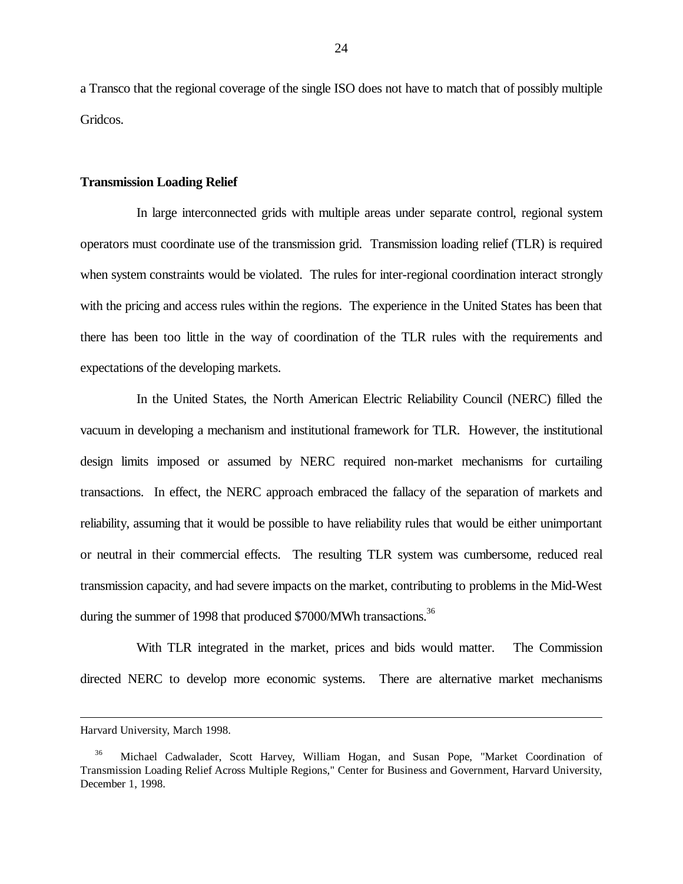a Transco that the regional coverage of the single ISO does not have to match that of possibly multiple Gridcos.

**Transmission Loading Relief**

In large interconnected grids with multiple areas under separate control, regional system operators must coordinate use of the transmission grid. Transmission loading relief (TLR) is required when system constraints would be violated. The rules for inter-regional coordination interact strongly with the pricing and access rules within the regions. The experience in the United States has been that there has been too little in the way of coordination of the TLR rules with the requirements and expectations of the developing markets.

In the United States, the North American Electric Reliability Council (NERC) filled the vacuum in developing a mechanism and institutional framework for TLR. However, the institutional design limits imposed or assumed by NERC required non-market mechanisms for curtailing transactions. In effect, the NERC approach embraced the fallacy of the separation of markets and reliability, assuming that it would be possible to have reliability rules that would be either unimportant or neutral in their commercial effects. The resulting TLR system was cumbersome, reduced real transmission capacity, and had severe impacts on the market, contributing to problems in the Mid-West during the summer of 1998 that produced $7000/MWh transactions.[36]

With TLR integrated in the market, prices and bids would matter. The Commission directed NERC to develop more economic systems. There are alternative market mechanisms

---

Harvard University, March 1998.

[36] Michael Cadwalader, Scott Harvey, William Hogan, and Susan Pope, "Market Coordination of Transmission Loading Relief Across Multiple Regions," Center for Business and Government, Harvard University, December 1, 1998.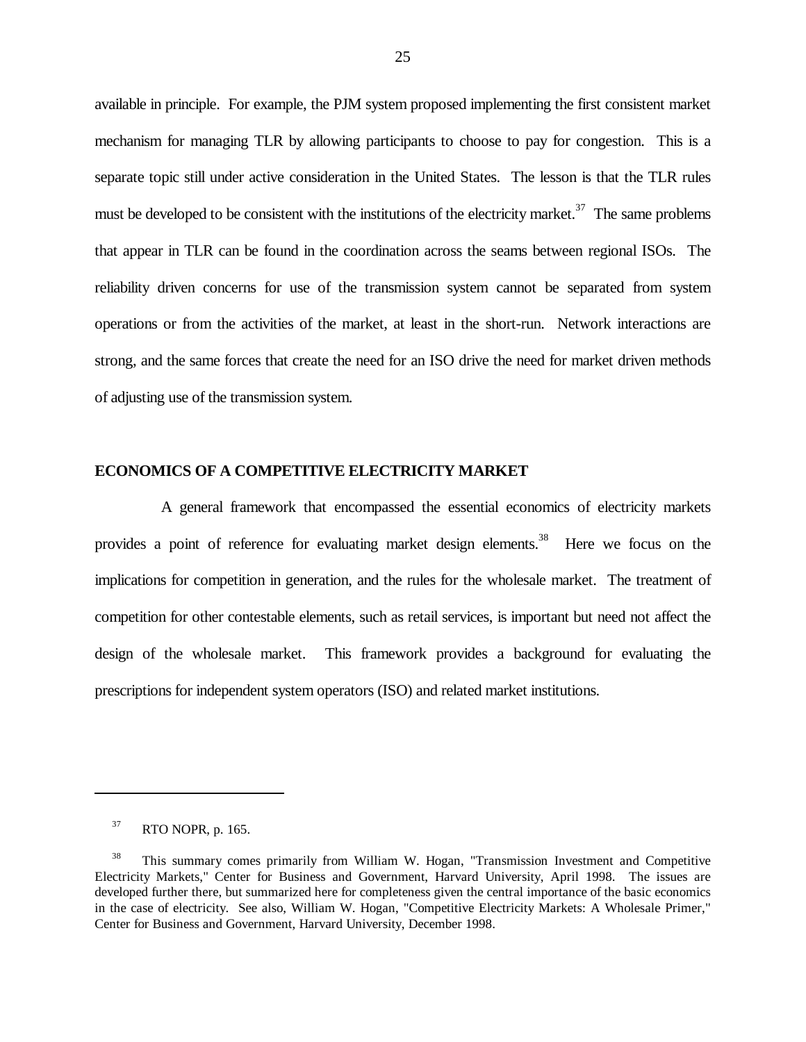available in principle. For example, the PJM system proposed implementing the first consistent market mechanism for managing TLR by allowing participants to choose to pay for congestion. This is a separate topic still under active consideration in the United States. The lesson is that the TLR rules must be developed to be consistent with the institutions of the electricity market.[37] The same problems that appear in TLR can be found in the coordination across the seams between regional ISOs. The reliability driven concerns for use of the transmission system cannot be separated from system operations or from the activities of the market, at least in the short-run. Network interactions are strong, and the same forces that create the need for an ISO drive the need for market driven methods of adjusting use of the transmission system.

## ECONOMICS OF A COMPETITIVE ELECTRICITY MARKET

A general framework that encompassed the essential economics of electricity markets provides a point of reference for evaluating market design elements.[38] Here we focus on the implications for competition in generation, and the rules for the wholesale market. The treatment of competition for other contestable elements, such as retail services, is important but need not affect the design of the wholesale market. This framework provides a background for evaluating the prescriptions for independent system operators (ISO) and related market institutions.

---

[37] RTO NOPR, p. 165.

[38] This summary comes primarily from William W. Hogan, "Transmission Investment and Competitive Electricity Markets," Center for Business and Government, Harvard University, April 1998. The issues are developed further there, but summarized here for completeness given the central importance of the basic economics in the case of electricity. See also, William W. Hogan, "Competitive Electricity Markets: A Wholesale Primer," Center for Business and Government, Harvard University, December 1998.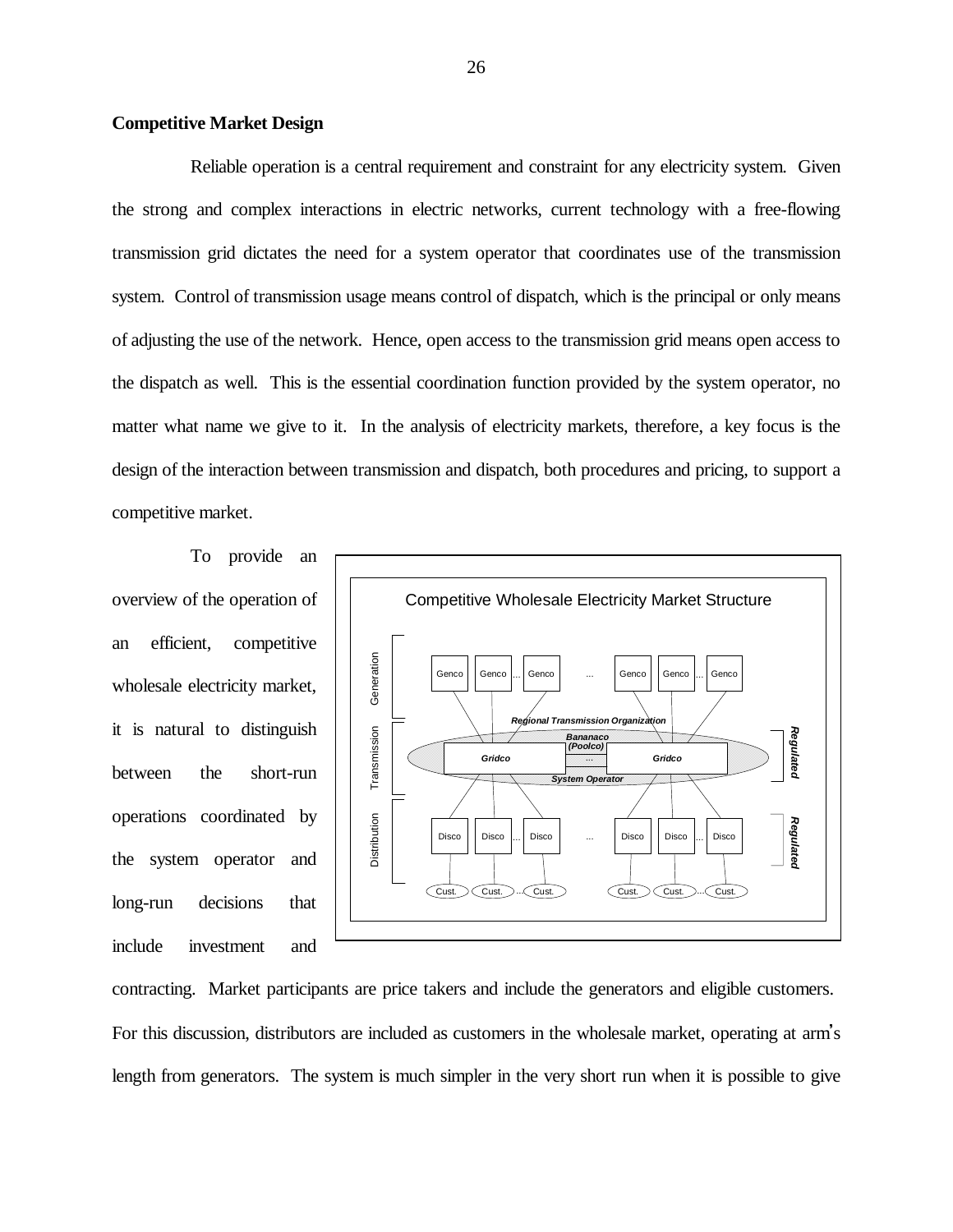**Competitive Market Design**

Reliable operation is a central requirement and constraint for any electricity system. Given the strong and complex interactions in electric networks, current technology with a free-flowing transmission grid dictates the need for a system operator that coordinates use of the transmission system. Control of transmission usage means control of dispatch, which is the principal or only means of adjusting the use of the network. Hence, open access to the transmission grid means open access to the dispatch as well. This is the essential coordination function provided by the system operator, no matter what name we give to it. In the analysis of electricity markets, therefore, a key focus is the design of the interaction between transmission and dispatch, both procedures and pricing, to support a competitive market.

To provide an overview of the operation of an efficient, competitive wholesale electricity market, it is natural to distinguish between the short-run operations coordinated by the system operator and long-run decisions that include investment and contracting. Market participants are price takers and include the generators and eligible customers. For this discussion, distributors are included as customers in the wholesale market, operating at arm's length from generators. The system is much simpler in the very short run when it is possible to give

Competitive Wholesale Electricity Market Structure

Generation

Genco | Genco ... Genco ... Genco | Genco ... Genco

Transmission

Regional Transmission Organization

Bananaco (Poolco)

Gridco ... Gridco

System Operator

Regulated

Distribution

Disco | Disco ... Disco ... Disco | Disco ... Disco

Regulated

Cust. Cust. ... Cust. Cust. Cust. ... Cust.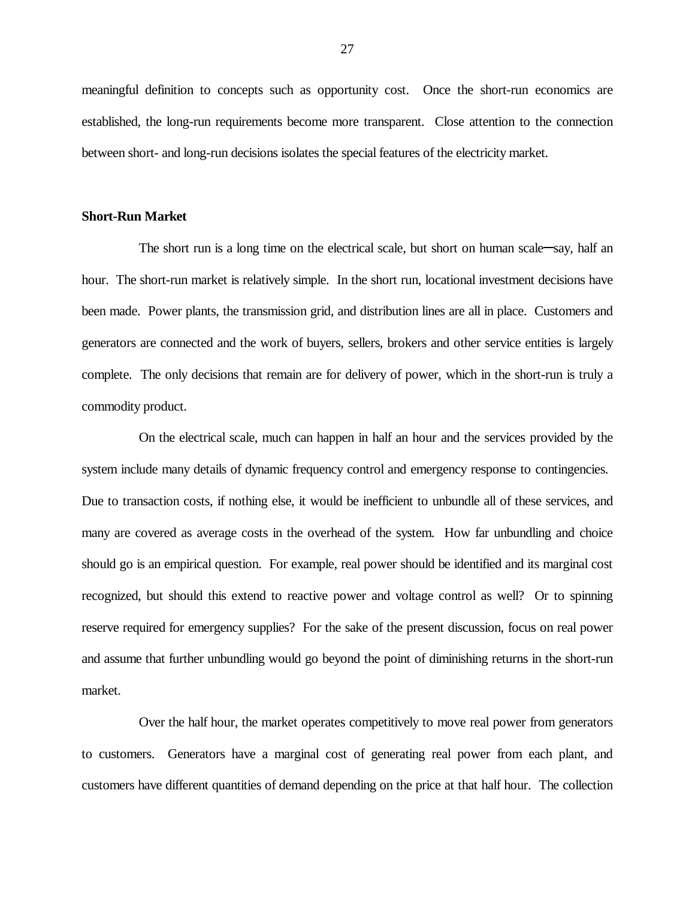meaningful definition to concepts such as opportunity cost. Once the short-run economics are established, the long-run requirements become more transparent. Close attention to the connection between short- and long-run decisions isolates the special features of the electricity market.

**Short-Run Market**

The short run is a long time on the electrical scale, but short on human scale—say, half an hour. The short-run market is relatively simple. In the short run, locational investment decisions have been made. Power plants, the transmission grid, and distribution lines are all in place. Customers and generators are connected and the work of buyers, sellers, brokers and other service entities is largely complete. The only decisions that remain are for delivery of power, which in the short-run is truly a commodity product.

On the electrical scale, much can happen in half an hour and the services provided by the system include many details of dynamic frequency control and emergency response to contingencies. Due to transaction costs, if nothing else, it would be inefficient to unbundle all of these services, and many are covered as average costs in the overhead of the system. How far unbundling and choice should go is an empirical question. For example, real power should be identified and its marginal cost recognized, but should this extend to reactive power and voltage control as well? Or to spinning reserve required for emergency supplies? For the sake of the present discussion, focus on real power and assume that further unbundling would go beyond the point of diminishing returns in the short-run market.

Over the half hour, the market operates competitively to move real power from generators to customers. Generators have a marginal cost of generating real power from each plant, and customers have different quantities of demand depending on the price at that half hour. The collection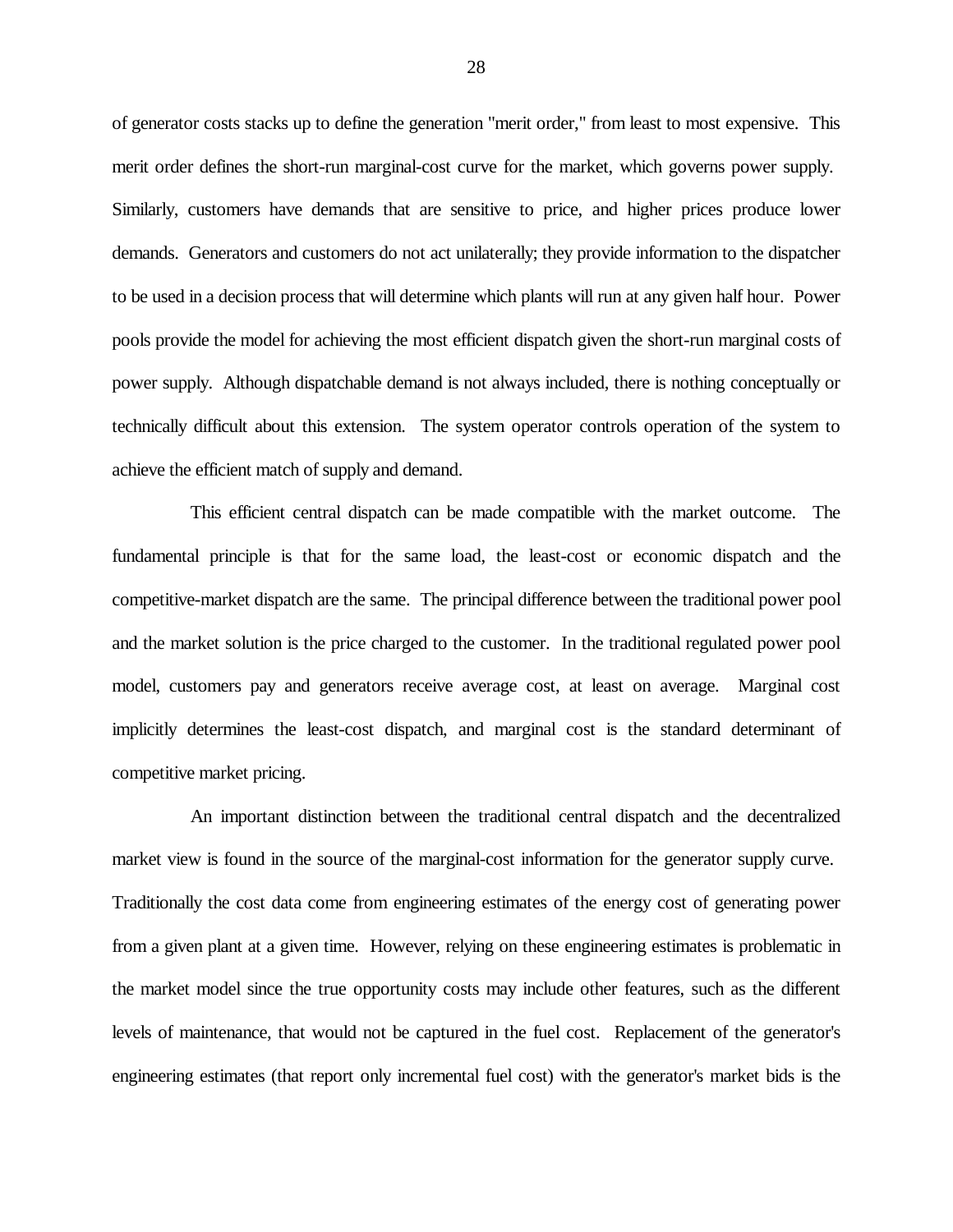of generator costs stacks up to define the generation "merit order," from least to most expensive. This merit order defines the short-run marginal-cost curve for the market, which governs power supply. Similarly, customers have demands that are sensitive to price, and higher prices produce lower demands. Generators and customers do not act unilaterally; they provide information to the dispatcher to be used in a decision process that will determine which plants will run at any given half hour. Power pools provide the model for achieving the most efficient dispatch given the short-run marginal costs of power supply. Although dispatchable demand is not always included, there is nothing conceptually or technically difficult about this extension. The system operator controls operation of the system to achieve the efficient match of supply and demand.

This efficient central dispatch can be made compatible with the market outcome. The fundamental principle is that for the same load, the least-cost or economic dispatch and the competitive-market dispatch are the same. The principal difference between the traditional power pool and the market solution is the price charged to the customer. In the traditional regulated power pool model, customers pay and generators receive average cost, at least on average. Marginal cost implicitly determines the least-cost dispatch, and marginal cost is the standard determinant of competitive market pricing.

An important distinction between the traditional central dispatch and the decentralized market view is found in the source of the marginal-cost information for the generator supply curve. Traditionally the cost data come from engineering estimates of the energy cost of generating power from a given plant at a given time. However, relying on these engineering estimates is problematic in the market model since the true opportunity costs may include other features, such as the different levels of maintenance, that would not be captured in the fuel cost. Replacement of the generator's engineering estimates (that report only incremental fuel cost) with the generator's market bids is the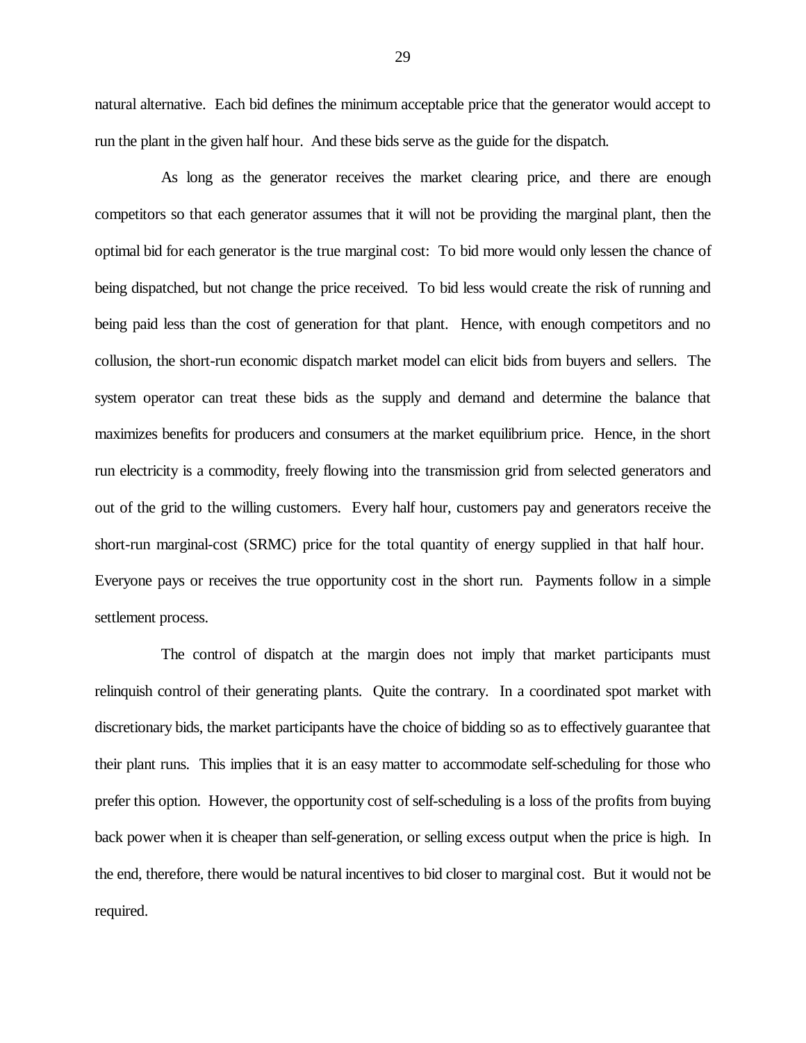natural alternative. Each bid defines the minimum acceptable price that the generator would accept to run the plant in the given half hour. And these bids serve as the guide for the dispatch.

As long as the generator receives the market clearing price, and there are enough competitors so that each generator assumes that it will not be providing the marginal plant, then the optimal bid for each generator is the true marginal cost: To bid more would only lessen the chance of being dispatched, but not change the price received. To bid less would create the risk of running and being paid less than the cost of generation for that plant. Hence, with enough competitors and no collusion, the short-run economic dispatch market model can elicit bids from buyers and sellers. The system operator can treat these bids as the supply and demand and determine the balance that maximizes benefits for producers and consumers at the market equilibrium price. Hence, in the short run electricity is a commodity, freely flowing into the transmission grid from selected generators and out of the grid to the willing customers. Every half hour, customers pay and generators receive the short-run marginal-cost (SRMC) price for the total quantity of energy supplied in that half hour. Everyone pays or receives the true opportunity cost in the short run. Payments follow in a simple settlement process.

The control of dispatch at the margin does not imply that market participants must relinquish control of their generating plants. Quite the contrary. In a coordinated spot market with discretionary bids, the market participants have the choice of bidding so as to effectively guarantee that their plant runs. This implies that it is an easy matter to accommodate self-scheduling for those who prefer this option. However, the opportunity cost of self-scheduling is a loss of the profits from buying back power when it is cheaper than self-generation, or selling excess output when the price is high. In the end, therefore, there would be natural incentives to bid closer to marginal cost. But it would not be required.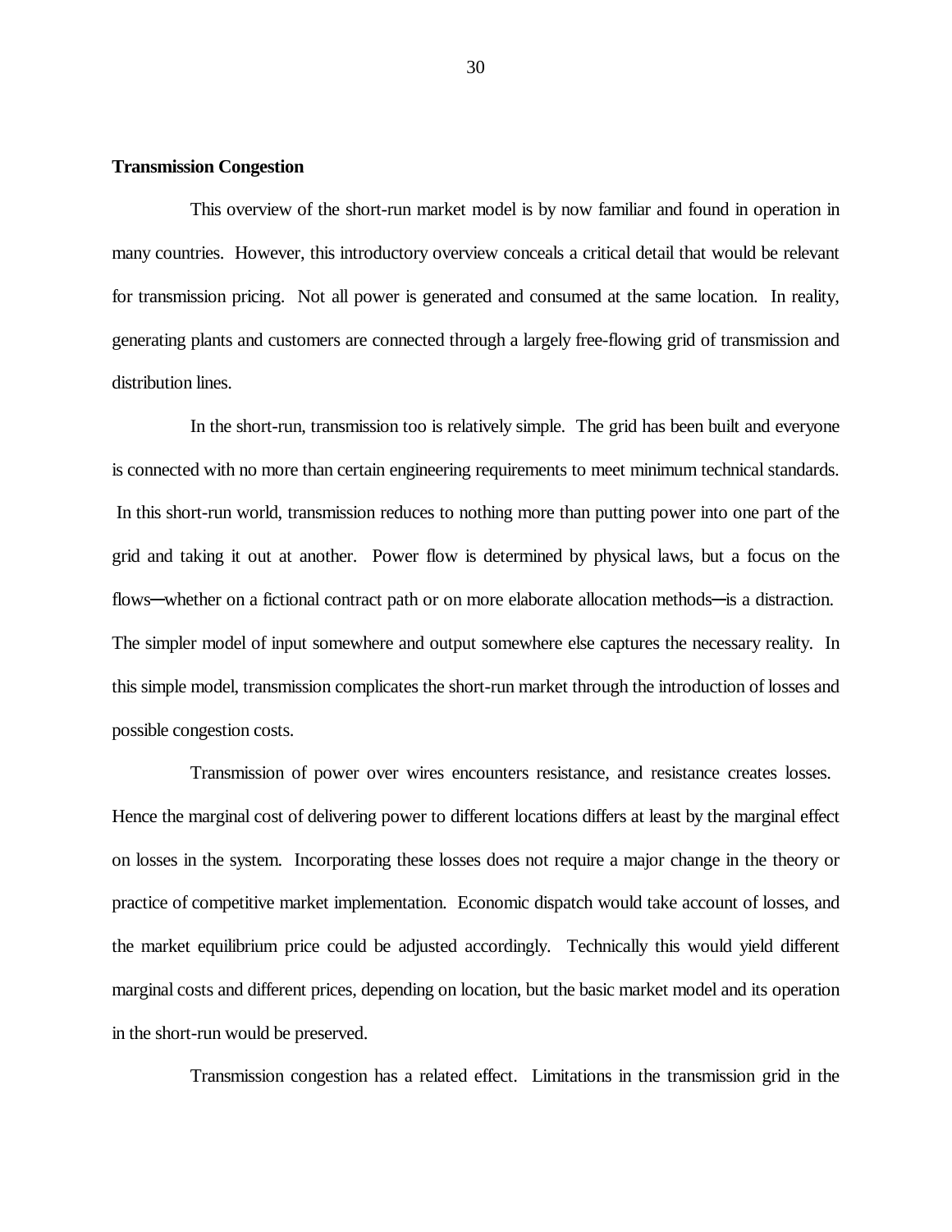**Transmission Congestion**

This overview of the short-run market model is by now familiar and found in operation in many countries. However, this introductory overview conceals a critical detail that would be relevant for transmission pricing. Not all power is generated and consumed at the same location. In reality, generating plants and customers are connected through a largely free-flowing grid of transmission and distribution lines.

In the short-run, transmission too is relatively simple. The grid has been built and everyone is connected with no more than certain engineering requirements to meet minimum technical standards. In this short-run world, transmission reduces to nothing more than putting power into one part of the grid and taking it out at another. Power flow is determined by physical laws, but a focus on the flows—whether on a fictional contract path or on more elaborate allocation methods—is a distraction. The simpler model of input somewhere and output somewhere else captures the necessary reality. In this simple model, transmission complicates the short-run market through the introduction of losses and possible congestion costs.

Transmission of power over wires encounters resistance, and resistance creates losses. Hence the marginal cost of delivering power to different locations differs at least by the marginal effect on losses in the system. Incorporating these losses does not require a major change in the theory or practice of competitive market implementation. Economic dispatch would take account of losses, and the market equilibrium price could be adjusted accordingly. Technically this would yield different marginal costs and different prices, depending on location, but the basic market model and its operation in the short-run would be preserved.

Transmission congestion has a related effect. Limitations in the transmission grid in the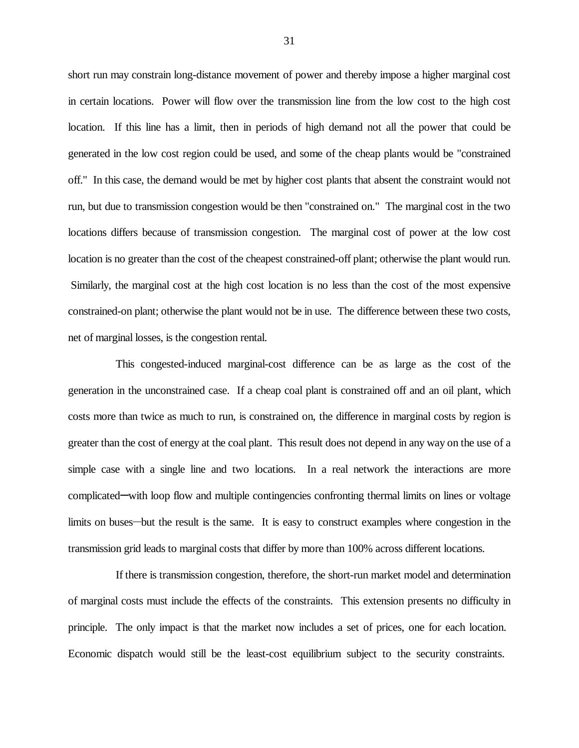short run may constrain long-distance movement of power and thereby impose a higher marginal cost in certain locations. Power will flow over the transmission line from the low cost to the high cost location. If this line has a limit, then in periods of high demand not all the power that could be generated in the low cost region could be used, and some of the cheap plants would be "constrained off." In this case, the demand would be met by higher cost plants that absent the constraint would not run, but due to transmission congestion would be then "constrained on." The marginal cost in the two locations differs because of transmission congestion. The marginal cost of power at the low cost location is no greater than the cost of the cheapest constrained-off plant; otherwise the plant would run. Similarly, the marginal cost at the high cost location is no less than the cost of the most expensive constrained-on plant; otherwise the plant would not be in use. The difference between these two costs, net of marginal losses, is the congestion rental.

This congested-induced marginal-cost difference can be as large as the cost of the generation in the unconstrained case. If a cheap coal plant is constrained off and an oil plant, which costs more than twice as much to run, is constrained on, the difference in marginal costs by region is greater than the cost of energy at the coal plant. This result does not depend in any way on the use of a simple case with a single line and two locations. In a real network the interactions are more complicated—with loop flow and multiple contingencies confronting thermal limits on lines or voltage limits on buses—but the result is the same. It is easy to construct examples where congestion in the transmission grid leads to marginal costs that differ by more than 100% across different locations.

If there is transmission congestion, therefore, the short-run market model and determination of marginal costs must include the effects of the constraints. This extension presents no difficulty in principle. The only impact is that the market now includes a set of prices, one for each location. Economic dispatch would still be the least-cost equilibrium subject to the security constraints.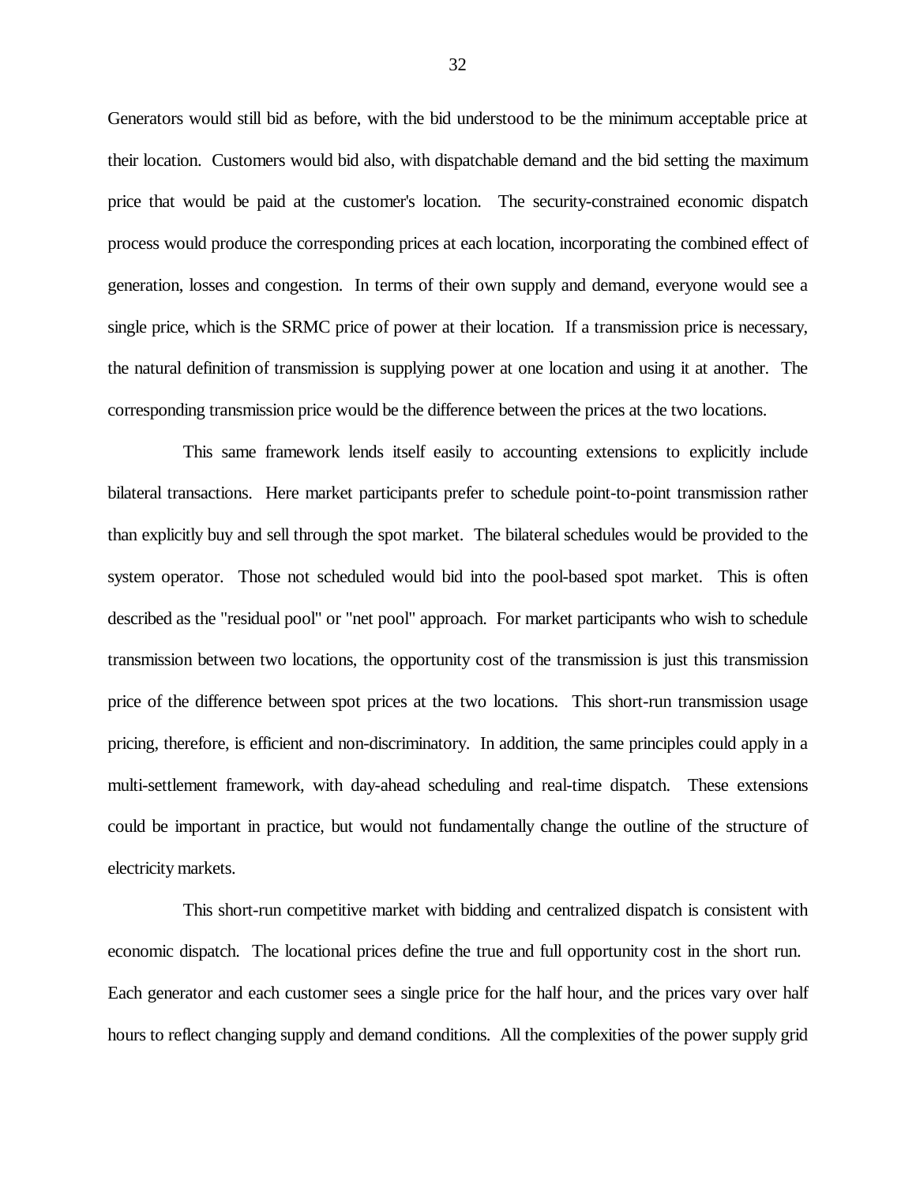Generators would still bid as before, with the bid understood to be the minimum acceptable price at their location. Customers would bid also, with dispatchable demand and the bid setting the maximum price that would be paid at the customer's location. The security-constrained economic dispatch process would produce the corresponding prices at each location, incorporating the combined effect of generation, losses and congestion. In terms of their own supply and demand, everyone would see a single price, which is the SRMC price of power at their location. If a transmission price is necessary, the natural definition of transmission is supplying power at one location and using it at another. The corresponding transmission price would be the difference between the prices at the two locations.

This same framework lends itself easily to accounting extensions to explicitly include bilateral transactions. Here market participants prefer to schedule point-to-point transmission rather than explicitly buy and sell through the spot market. The bilateral schedules would be provided to the system operator. Those not scheduled would bid into the pool-based spot market. This is often described as the "residual pool" or "net pool" approach. For market participants who wish to schedule transmission between two locations, the opportunity cost of the transmission is just this transmission price of the difference between spot prices at the two locations. This short-run transmission usage pricing, therefore, is efficient and non-discriminatory. In addition, the same principles could apply in a multi-settlement framework, with day-ahead scheduling and real-time dispatch. These extensions could be important in practice, but would not fundamentally change the outline of the structure of electricity markets.

This short-run competitive market with bidding and centralized dispatch is consistent with economic dispatch. The locational prices define the true and full opportunity cost in the short run. Each generator and each customer sees a single price for the half hour, and the prices vary over half hours to reflect changing supply and demand conditions. All the complexities of the power supply grid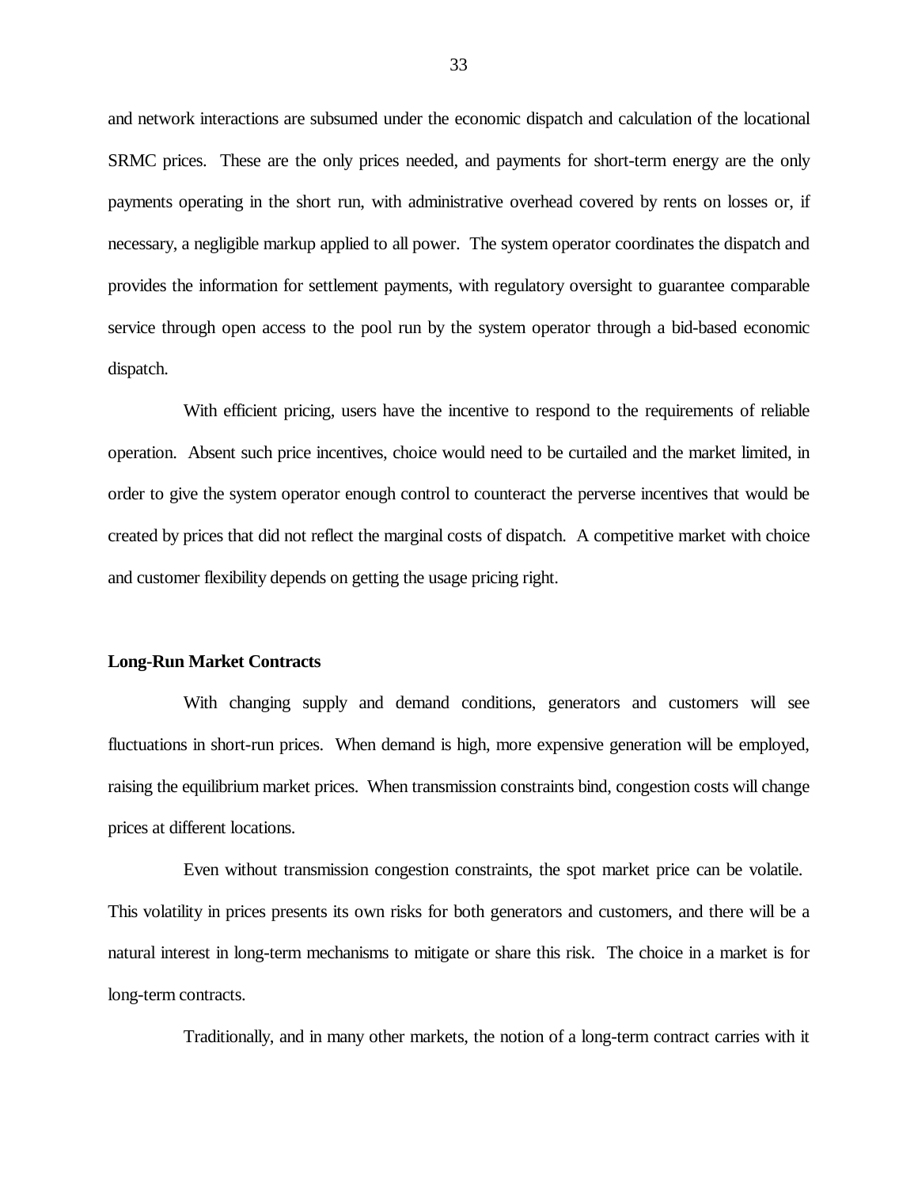and network interactions are subsumed under the economic dispatch and calculation of the locational SRMC prices. These are the only prices needed, and payments for short-term energy are the only payments operating in the short run, with administrative overhead covered by rents on losses or, if necessary, a negligible markup applied to all power. The system operator coordinates the dispatch and provides the information for settlement payments, with regulatory oversight to guarantee comparable service through open access to the pool run by the system operator through a bid-based economic dispatch.

With efficient pricing, users have the incentive to respond to the requirements of reliable operation. Absent such price incentives, choice would need to be curtailed and the market limited, in order to give the system operator enough control to counteract the perverse incentives that would be created by prices that did not reflect the marginal costs of dispatch. A competitive market with choice and customer flexibility depends on getting the usage pricing right.

**Long-Run Market Contracts**

With changing supply and demand conditions, generators and customers will see fluctuations in short-run prices. When demand is high, more expensive generation will be employed, raising the equilibrium market prices. When transmission constraints bind, congestion costs will change prices at different locations.

Even without transmission congestion constraints, the spot market price can be volatile. This volatility in prices presents its own risks for both generators and customers, and there will be a natural interest in long-term mechanisms to mitigate or share this risk. The choice in a market is for long-term contracts.

Traditionally, and in many other markets, the notion of a long-term contract carries with it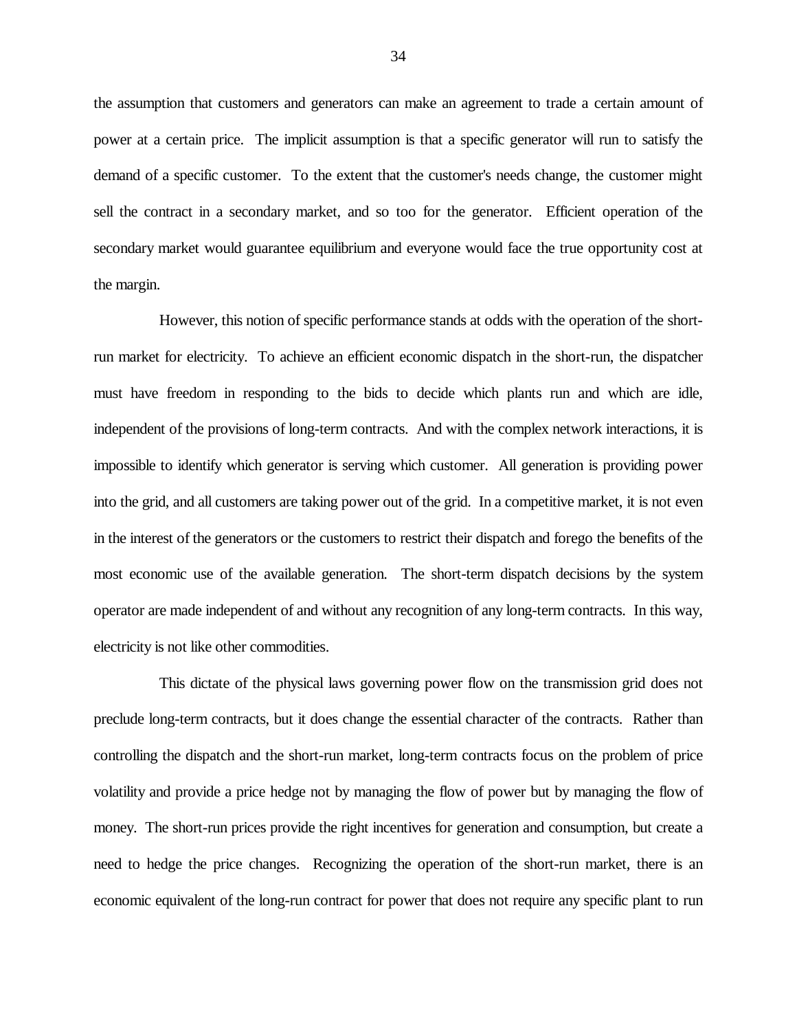the assumption that customers and generators can make an agreement to trade a certain amount of power at a certain price. The implicit assumption is that a specific generator will run to satisfy the demand of a specific customer. To the extent that the customer's needs change, the customer might sell the contract in a secondary market, and so too for the generator. Efficient operation of the secondary market would guarantee equilibrium and everyone would face the true opportunity cost at the margin.

However, this notion of specific performance stands at odds with the operation of the short-run market for electricity. To achieve an efficient economic dispatch in the short-run, the dispatcher must have freedom in responding to the bids to decide which plants run and which are idle, independent of the provisions of long-term contracts. And with the complex network interactions, it is impossible to identify which generator is serving which customer. All generation is providing power into the grid, and all customers are taking power out of the grid. In a competitive market, it is not even in the interest of the generators or the customers to restrict their dispatch and forego the benefits of the most economic use of the available generation. The short-term dispatch decisions by the system operator are made independent of and without any recognition of any long-term contracts. In this way, electricity is not like other commodities.

This dictate of the physical laws governing power flow on the transmission grid does not preclude long-term contracts, but it does change the essential character of the contracts. Rather than controlling the dispatch and the short-run market, long-term contracts focus on the problem of price volatility and provide a price hedge not by managing the flow of power but by managing the flow of money. The short-run prices provide the right incentives for generation and consumption, but create a need to hedge the price changes. Recognizing the operation of the short-run market, there is an economic equivalent of the long-run contract for power that does not require any specific plant to run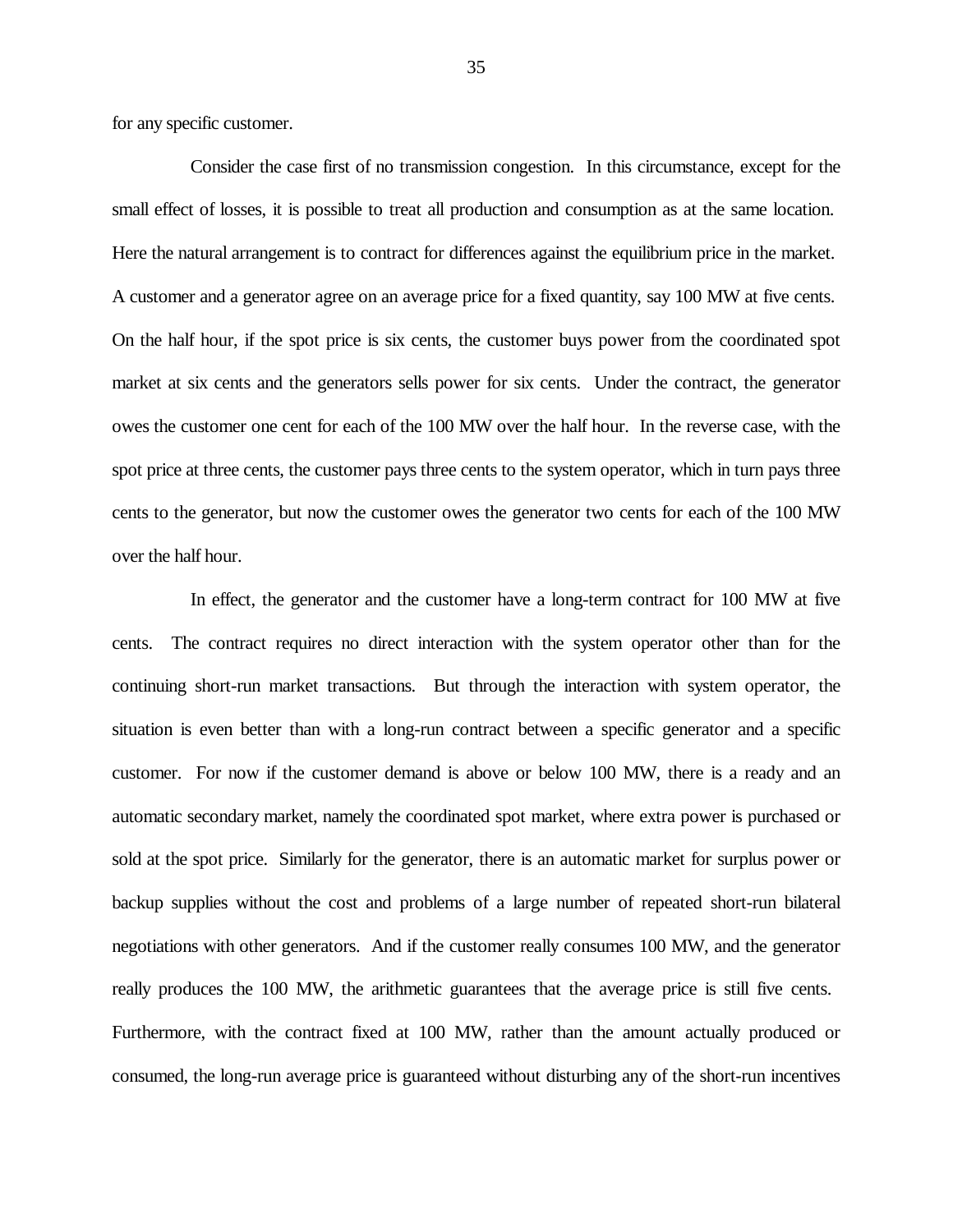for any specific customer.

Consider the case first of no transmission congestion. In this circumstance, except for the small effect of losses, it is possible to treat all production and consumption as at the same location. Here the natural arrangement is to contract for differences against the equilibrium price in the market. A customer and a generator agree on an average price for a fixed quantity, say 100 MW at five cents. On the half hour, if the spot price is six cents, the customer buys power from the coordinated spot market at six cents and the generators sells power for six cents. Under the contract, the generator owes the customer one cent for each of the 100 MW over the half hour. In the reverse case, with the spot price at three cents, the customer pays three cents to the system operator, which in turn pays three cents to the generator, but now the customer owes the generator two cents for each of the 100 MW over the half hour.

In effect, the generator and the customer have a long-term contract for 100 MW at five cents. The contract requires no direct interaction with the system operator other than for the continuing short-run market transactions. But through the interaction with system operator, the situation is even better than with a long-run contract between a specific generator and a specific customer. For now if the customer demand is above or below 100 MW, there is a ready and an automatic secondary market, namely the coordinated spot market, where extra power is purchased or sold at the spot price. Similarly for the generator, there is an automatic market for surplus power or backup supplies without the cost and problems of a large number of repeated short-run bilateral negotiations with other generators. And if the customer really consumes 100 MW, and the generator really produces the 100 MW, the arithmetic guarantees that the average price is still five cents. Furthermore, with the contract fixed at 100 MW, rather than the amount actually produced or consumed, the long-run average price is guaranteed without disturbing any of the short-run incentives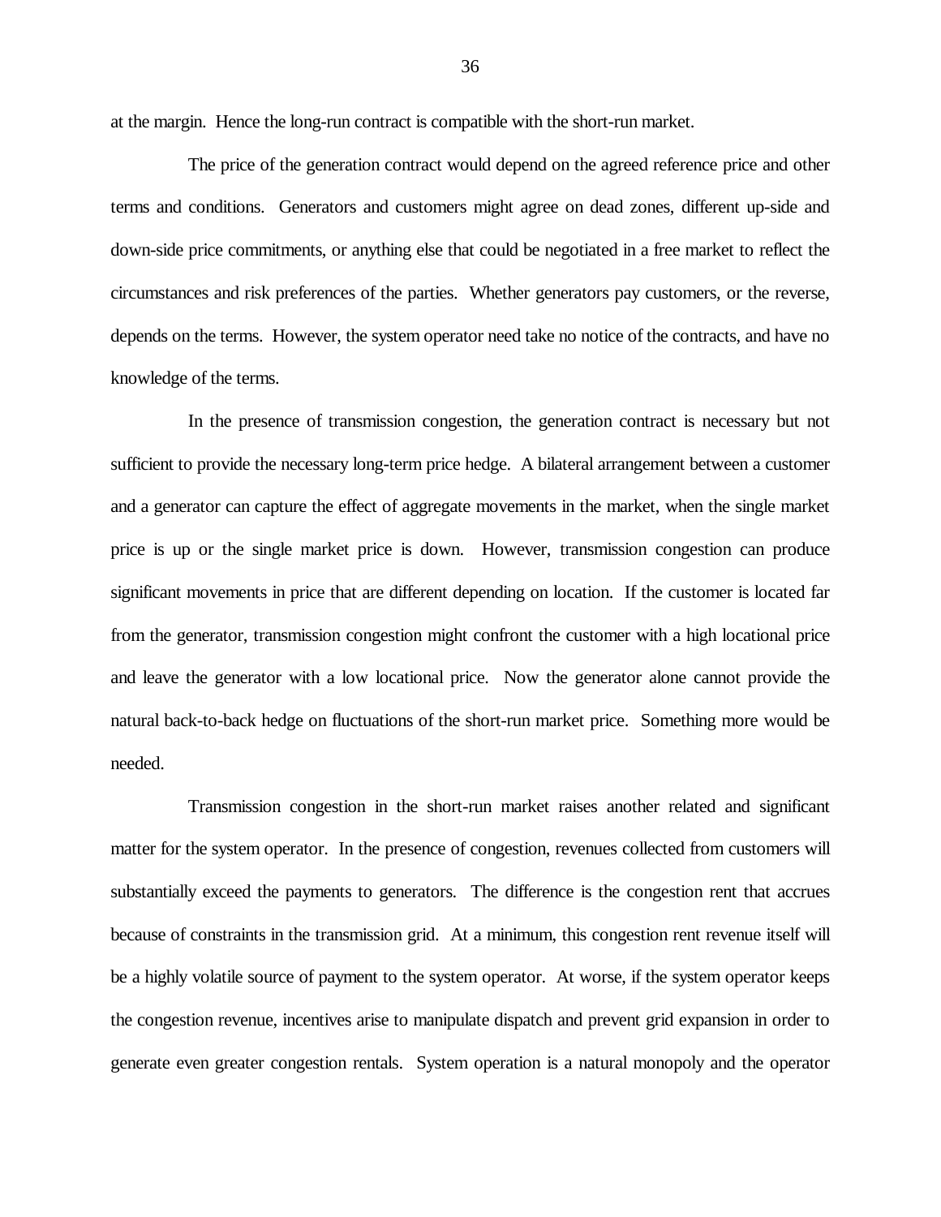at the margin. Hence the long-run contract is compatible with the short-run market.

The price of the generation contract would depend on the agreed reference price and other terms and conditions. Generators and customers might agree on dead zones, different up-side and down-side price commitments, or anything else that could be negotiated in a free market to reflect the circumstances and risk preferences of the parties. Whether generators pay customers, or the reverse, depends on the terms. However, the system operator need take no notice of the contracts, and have no knowledge of the terms.

In the presence of transmission congestion, the generation contract is necessary but not sufficient to provide the necessary long-term price hedge. A bilateral arrangement between a customer and a generator can capture the effect of aggregate movements in the market, when the single market price is up or the single market price is down. However, transmission congestion can produce significant movements in price that are different depending on location. If the customer is located far from the generator, transmission congestion might confront the customer with a high locational price and leave the generator with a low locational price. Now the generator alone cannot provide the natural back-to-back hedge on fluctuations of the short-run market price. Something more would be needed.

Transmission congestion in the short-run market raises another related and significant matter for the system operator. In the presence of congestion, revenues collected from customers will substantially exceed the payments to generators. The difference is the congestion rent that accrues because of constraints in the transmission grid. At a minimum, this congestion rent revenue itself will be a highly volatile source of payment to the system operator. At worse, if the system operator keeps the congestion revenue, incentives arise to manipulate dispatch and prevent grid expansion in order to generate even greater congestion rentals. System operation is a natural monopoly and the operator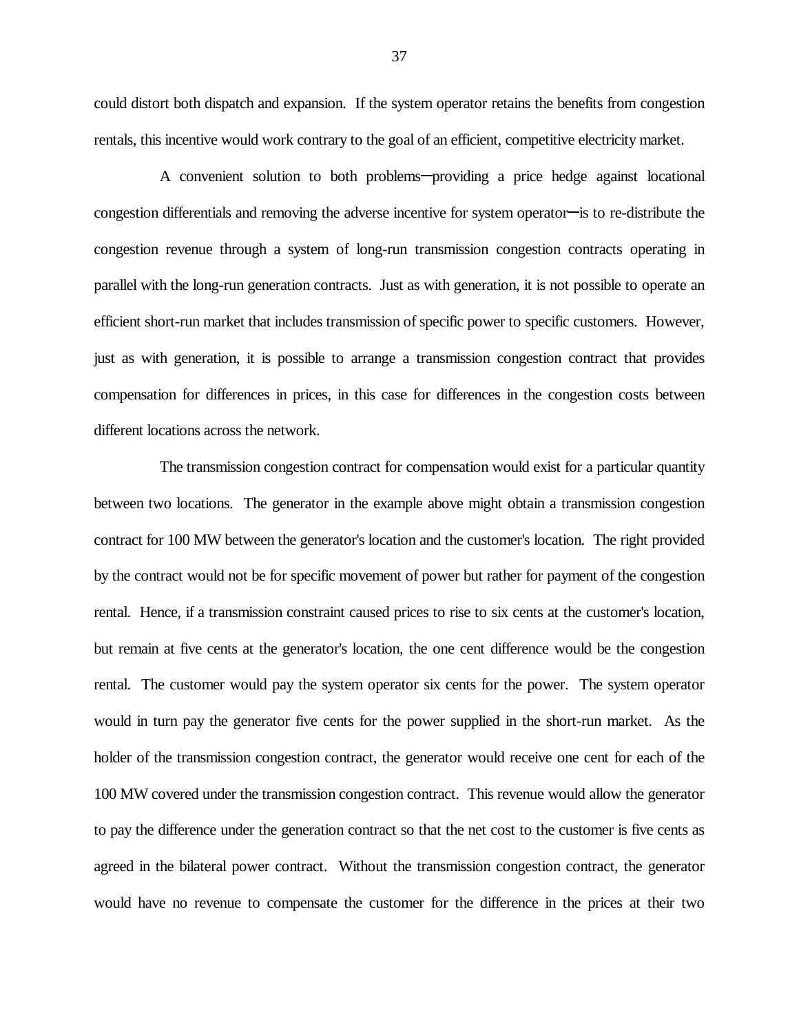could distort both dispatch and expansion. If the system operator retains the benefits from congestion rentals, this incentive would work contrary to the goal of an efficient, competitive electricity market.

A convenient solution to both problems—providing a price hedge against locational congestion differentials and removing the adverse incentive for system operator—is to re-distribute the congestion revenue through a system of long-run transmission congestion contracts operating in parallel with the long-run generation contracts. Just as with generation, it is not possible to operate an efficient short-run market that includes transmission of specific power to specific customers. However, just as with generation, it is possible to arrange a transmission congestion contract that provides compensation for differences in prices, in this case for differences in the congestion costs between different locations across the network.

The transmission congestion contract for compensation would exist for a particular quantity between two locations. The generator in the example above might obtain a transmission congestion contract for 100 MW between the generator's location and the customer's location. The right provided by the contract would not be for specific movement of power but rather for payment of the congestion rental. Hence, if a transmission constraint caused prices to rise to six cents at the customer's location, but remain at five cents at the generator's location, the one cent difference would be the congestion rental. The customer would pay the system operator six cents for the power. The system operator would in turn pay the generator five cents for the power supplied in the short-run market. As the holder of the transmission congestion contract, the generator would receive one cent for each of the 100 MW covered under the transmission congestion contract. This revenue would allow the generator to pay the difference under the generation contract so that the net cost to the customer is five cents as agreed in the bilateral power contract. Without the transmission congestion contract, the generator would have no revenue to compensate the customer for the difference in the prices at their two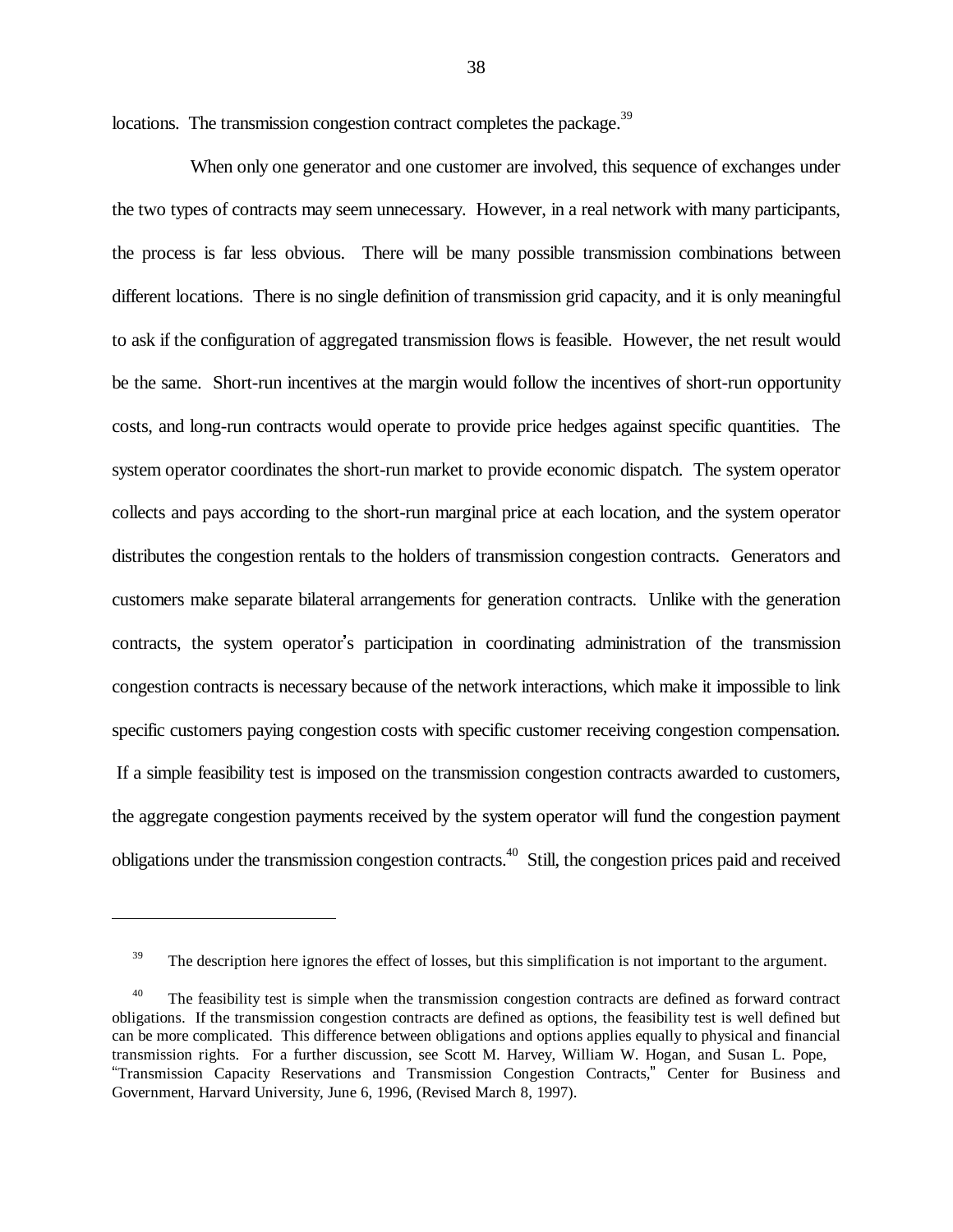locations. The transmission congestion contract completes the package.[39]

When only one generator and one customer are involved, this sequence of exchanges under the two types of contracts may seem unnecessary. However, in a real network with many participants, the process is far less obvious. There will be many possible transmission combinations between different locations. There is no single definition of transmission grid capacity, and it is only meaningful to ask if the configuration of aggregated transmission flows is feasible. However, the net result would be the same. Short-run incentives at the margin would follow the incentives of short-run opportunity costs, and long-run contracts would operate to provide price hedges against specific quantities. The system operator coordinates the short-run market to provide economic dispatch. The system operator collects and pays according to the short-run marginal price at each location, and the system operator distributes the congestion rentals to the holders of transmission congestion contracts. Generators and customers make separate bilateral arrangements for generation contracts. Unlike with the generation contracts, the system operator's participation in coordinating administration of the transmission congestion contracts is necessary because of the network interactions, which make it impossible to link specific customers paying congestion costs with specific customer receiving congestion compensation. If a simple feasibility test is imposed on the transmission congestion contracts awarded to customers, the aggregate congestion payments received by the system operator will fund the congestion payment obligations under the transmission congestion contracts.[40] Still, the congestion prices paid and received

---

[39] The description here ignores the effect of losses, but this simplification is not important to the argument.

[40] The feasibility test is simple when the transmission congestion contracts are defined as forward contract obligations. If the transmission congestion contracts are defined as options, the feasibility test is well defined but can be more complicated. This difference between obligations and options applies equally to physical and financial transmission rights. For a further discussion, see Scott M. Harvey, William W. Hogan, and Susan L. Pope, "Transmission Capacity Reservations and Transmission Congestion Contracts," Center for Business and Government, Harvard University, June 6, 1996, (Revised March 8, 1997).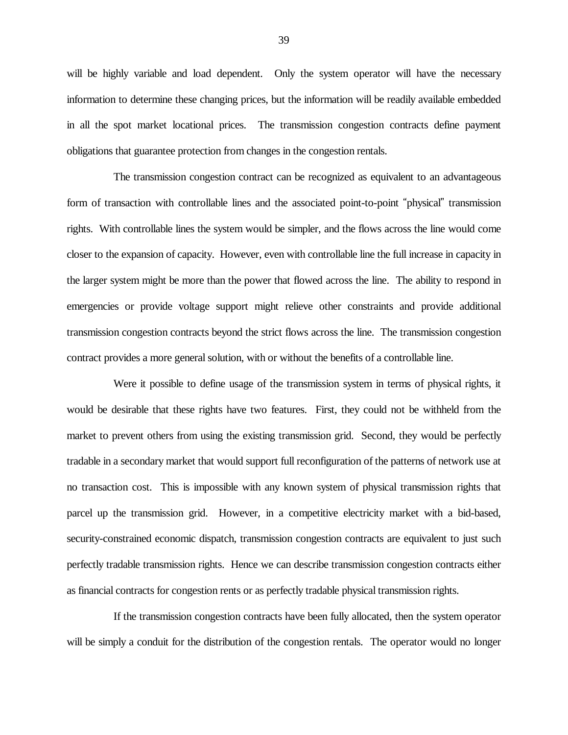will be highly variable and load dependent. Only the system operator will have the necessary information to determine these changing prices, but the information will be readily available embedded in all the spot market locational prices. The transmission congestion contracts define payment obligations that guarantee protection from changes in the congestion rentals.

The transmission congestion contract can be recognized as equivalent to an advantageous form of transaction with controllable lines and the associated point-to-point "physical" transmission rights. With controllable lines the system would be simpler, and the flows across the line would come closer to the expansion of capacity. However, even with controllable line the full increase in capacity in the larger system might be more than the power that flowed across the line. The ability to respond in emergencies or provide voltage support might relieve other constraints and provide additional transmission congestion contracts beyond the strict flows across the line. The transmission congestion contract provides a more general solution, with or without the benefits of a controllable line.

Were it possible to define usage of the transmission system in terms of physical rights, it would be desirable that these rights have two features. First, they could not be withheld from the market to prevent others from using the existing transmission grid. Second, they would be perfectly tradable in a secondary market that would support full reconfiguration of the patterns of network use at no transaction cost. This is impossible with any known system of physical transmission rights that parcel up the transmission grid. However, in a competitive electricity market with a bid-based, security-constrained economic dispatch, transmission congestion contracts are equivalent to just such perfectly tradable transmission rights. Hence we can describe transmission congestion contracts either as financial contracts for congestion rents or as perfectly tradable physical transmission rights.

If the transmission congestion contracts have been fully allocated, then the system operator will be simply a conduit for the distribution of the congestion rentals. The operator would no longer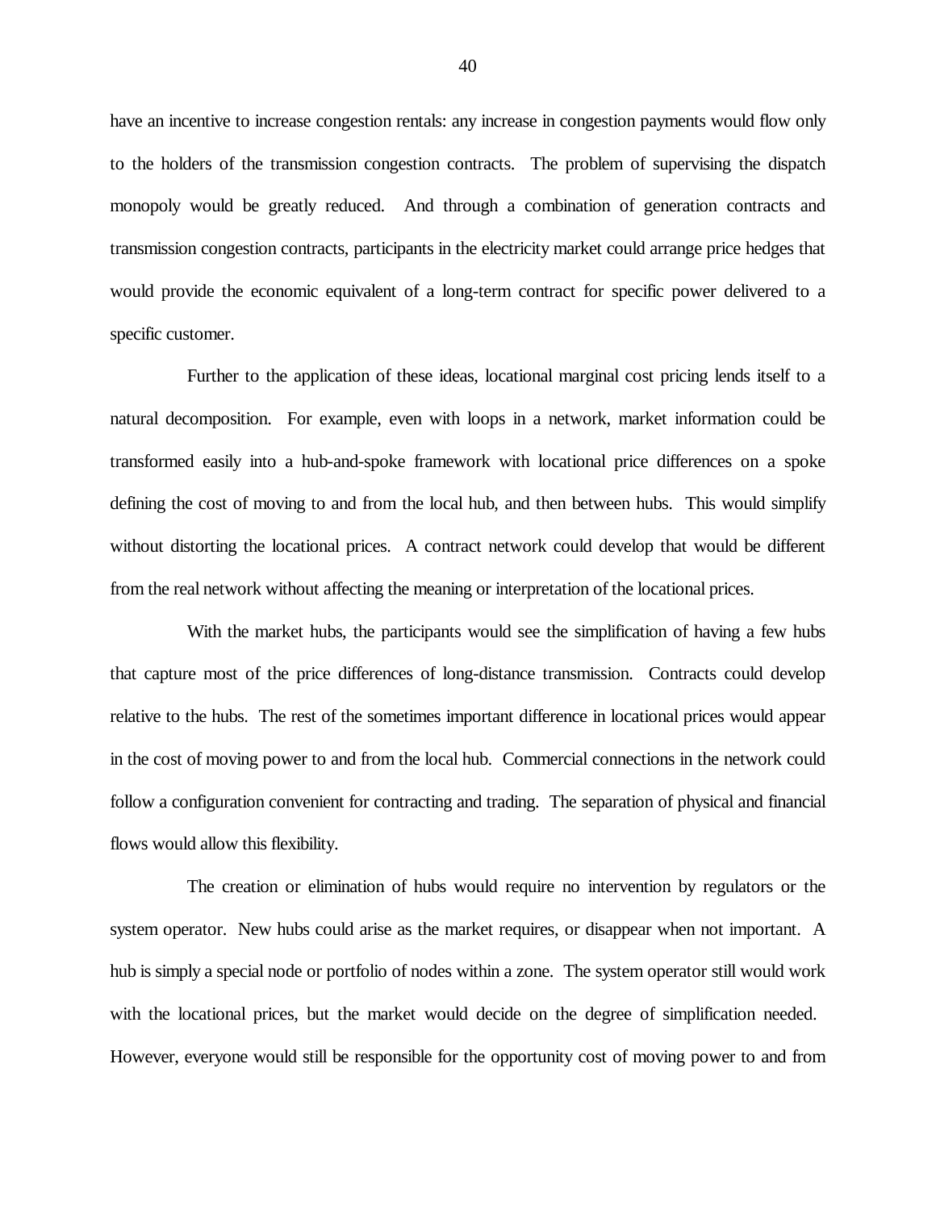have an incentive to increase congestion rentals: any increase in congestion payments would flow only to the holders of the transmission congestion contracts. The problem of supervising the dispatch monopoly would be greatly reduced. And through a combination of generation contracts and transmission congestion contracts, participants in the electricity market could arrange price hedges that would provide the economic equivalent of a long-term contract for specific power delivered to a specific customer.

Further to the application of these ideas, locational marginal cost pricing lends itself to a natural decomposition. For example, even with loops in a network, market information could be transformed easily into a hub-and-spoke framework with locational price differences on a spoke defining the cost of moving to and from the local hub, and then between hubs. This would simplify without distorting the locational prices. A contract network could develop that would be different from the real network without affecting the meaning or interpretation of the locational prices.

With the market hubs, the participants would see the simplification of having a few hubs that capture most of the price differences of long-distance transmission. Contracts could develop relative to the hubs. The rest of the sometimes important difference in locational prices would appear in the cost of moving power to and from the local hub. Commercial connections in the network could follow a configuration convenient for contracting and trading. The separation of physical and financial flows would allow this flexibility.

The creation or elimination of hubs would require no intervention by regulators or the system operator. New hubs could arise as the market requires, or disappear when not important. A hub is simply a special node or portfolio of nodes within a zone. The system operator still would work with the locational prices, but the market would decide on the degree of simplification needed. However, everyone would still be responsible for the opportunity cost of moving power to and from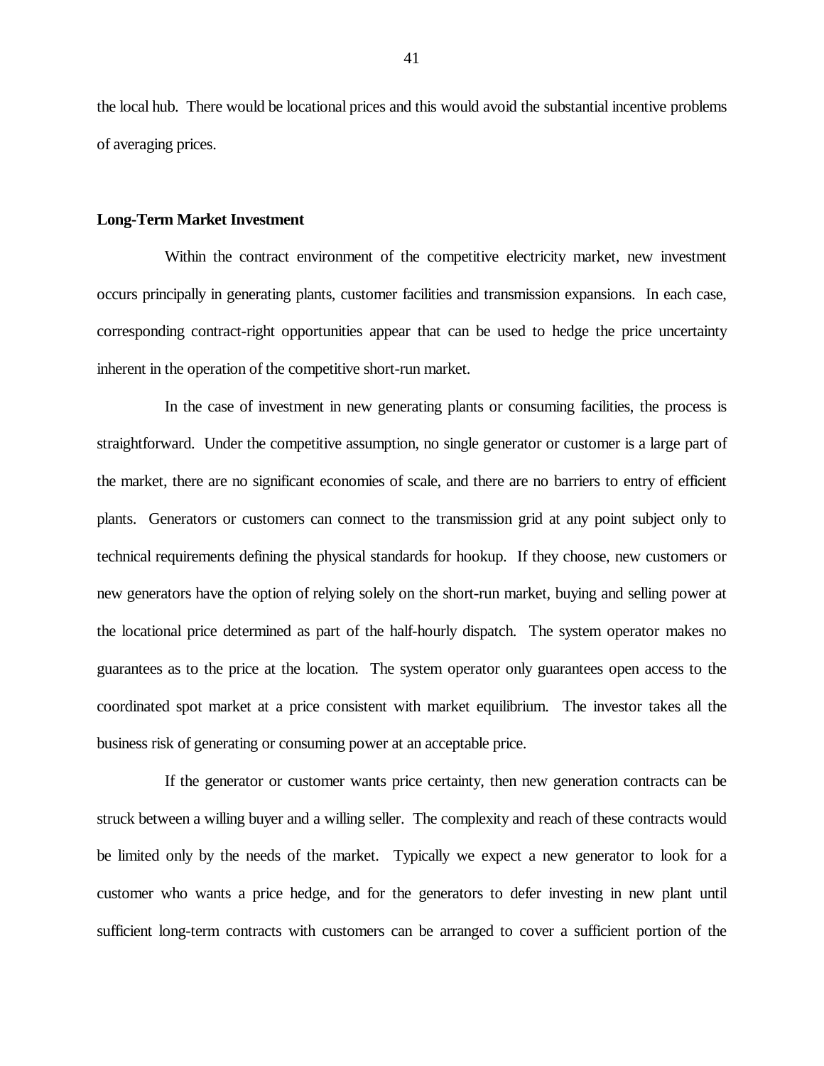the local hub. There would be locational prices and this would avoid the substantial incentive problems of averaging prices.

**Long-Term Market Investment**

Within the contract environment of the competitive electricity market, new investment occurs principally in generating plants, customer facilities and transmission expansions. In each case, corresponding contract-right opportunities appear that can be used to hedge the price uncertainty inherent in the operation of the competitive short-run market.

In the case of investment in new generating plants or consuming facilities, the process is straightforward. Under the competitive assumption, no single generator or customer is a large part of the market, there are no significant economies of scale, and there are no barriers to entry of efficient plants. Generators or customers can connect to the transmission grid at any point subject only to technical requirements defining the physical standards for hookup. If they choose, new customers or new generators have the option of relying solely on the short-run market, buying and selling power at the locational price determined as part of the half-hourly dispatch. The system operator makes no guarantees as to the price at the location. The system operator only guarantees open access to the coordinated spot market at a price consistent with market equilibrium. The investor takes all the business risk of generating or consuming power at an acceptable price.

If the generator or customer wants price certainty, then new generation contracts can be struck between a willing buyer and a willing seller. The complexity and reach of these contracts would be limited only by the needs of the market. Typically we expect a new generator to look for a customer who wants a price hedge, and for the generators to defer investing in new plant until sufficient long-term contracts with customers can be arranged to cover a sufficient portion of the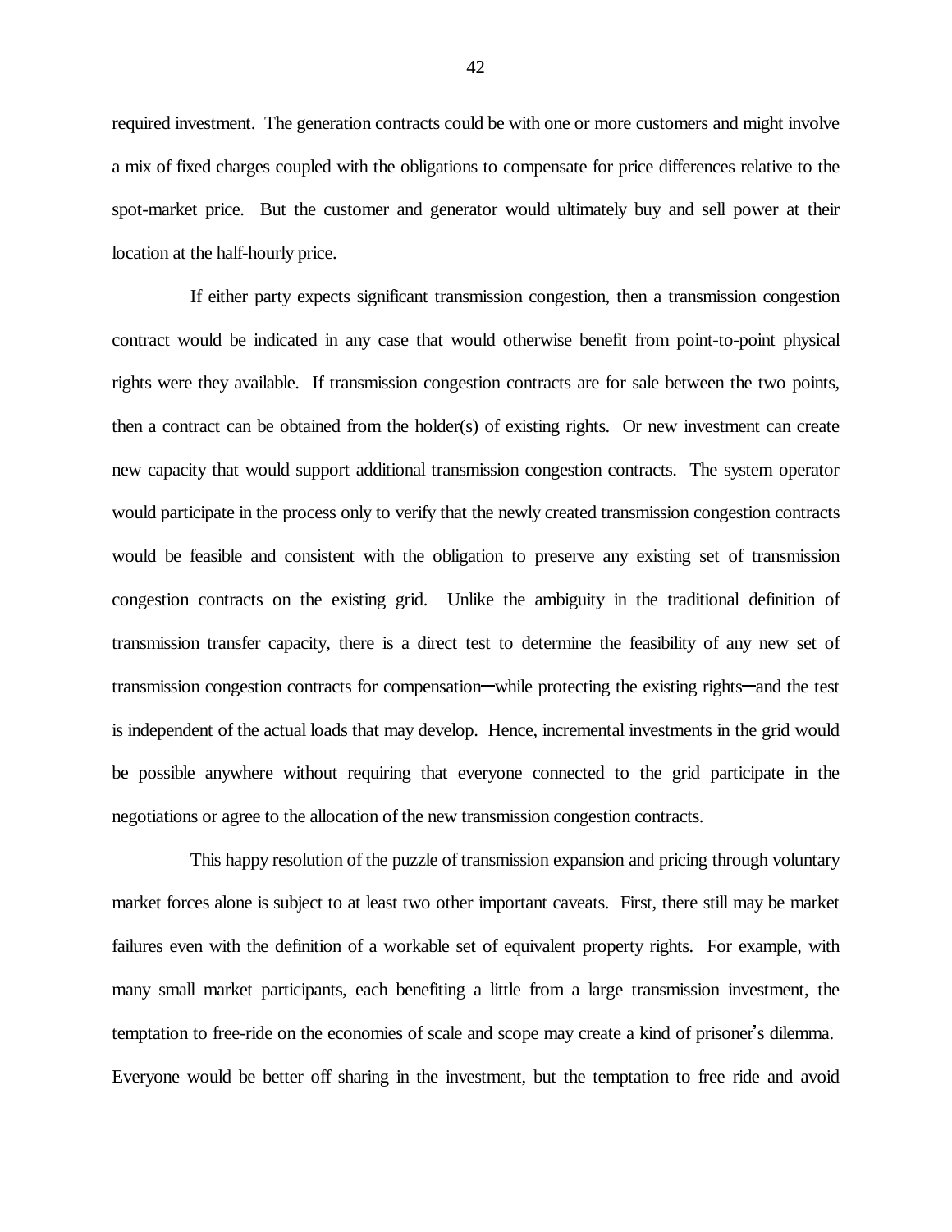required investment. The generation contracts could be with one or more customers and might involve a mix of fixed charges coupled with the obligations to compensate for price differences relative to the spot-market price. But the customer and generator would ultimately buy and sell power at their location at the half-hourly price.

If either party expects significant transmission congestion, then a transmission congestion contract would be indicated in any case that would otherwise benefit from point-to-point physical rights were they available. If transmission congestion contracts are for sale between the two points, then a contract can be obtained from the holder(s) of existing rights. Or new investment can create new capacity that would support additional transmission congestion contracts. The system operator would participate in the process only to verify that the newly created transmission congestion contracts would be feasible and consistent with the obligation to preserve any existing set of transmission congestion contracts on the existing grid. Unlike the ambiguity in the traditional definition of transmission transfer capacity, there is a direct test to determine the feasibility of any new set of transmission congestion contracts for compensation—while protecting the existing rights—and the test is independent of the actual loads that may develop. Hence, incremental investments in the grid would be possible anywhere without requiring that everyone connected to the grid participate in the negotiations or agree to the allocation of the new transmission congestion contracts.

This happy resolution of the puzzle of transmission expansion and pricing through voluntary market forces alone is subject to at least two other important caveats. First, there still may be market failures even with the definition of a workable set of equivalent property rights. For example, with many small market participants, each benefiting a little from a large transmission investment, the temptation to free-ride on the economies of scale and scope may create a kind of prisoner's dilemma. Everyone would be better off sharing in the investment, but the temptation to free ride and avoid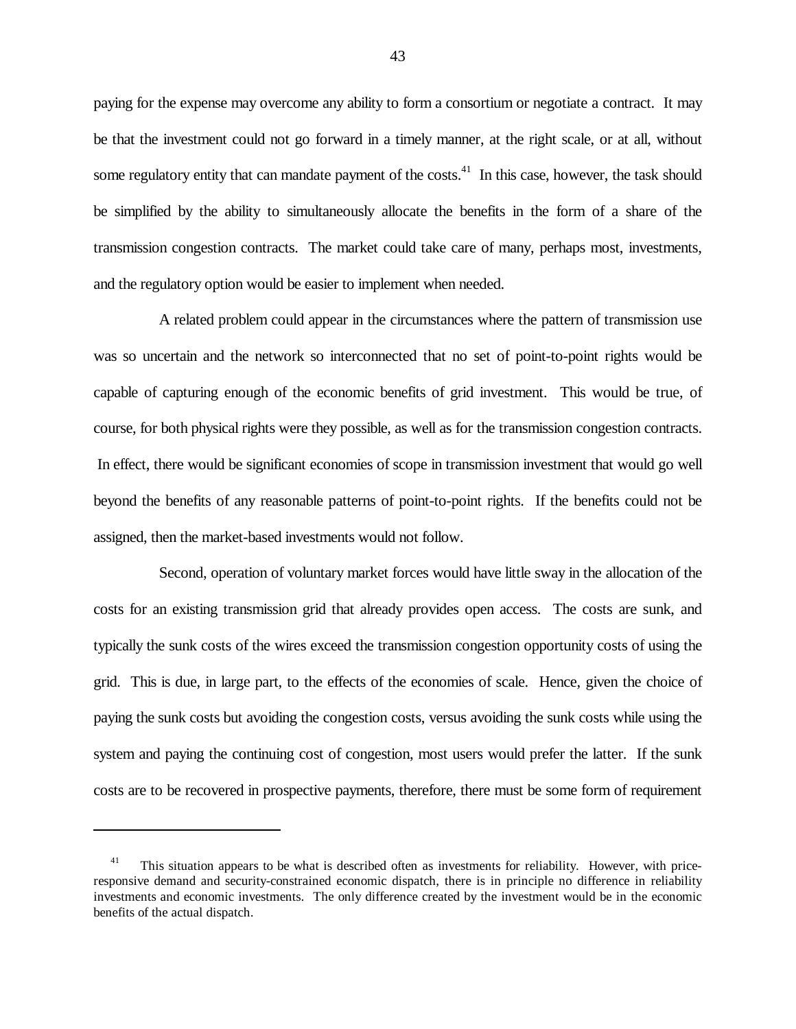paying for the expense may overcome any ability to form a consortium or negotiate a contract. It may be that the investment could not go forward in a timely manner, at the right scale, or at all, without some regulatory entity that can mandate payment of the costs.[41] In this case, however, the task should be simplified by the ability to simultaneously allocate the benefits in the form of a share of the transmission congestion contracts. The market could take care of many, perhaps most, investments, and the regulatory option would be easier to implement when needed.

A related problem could appear in the circumstances where the pattern of transmission use was so uncertain and the network so interconnected that no set of point-to-point rights would be capable of capturing enough of the economic benefits of grid investment. This would be true, of course, for both physical rights were they possible, as well as for the transmission congestion contracts. In effect, there would be significant economies of scope in transmission investment that would go well beyond the benefits of any reasonable patterns of point-to-point rights. If the benefits could not be assigned, then the market-based investments would not follow.

Second, operation of voluntary market forces would have little sway in the allocation of the costs for an existing transmission grid that already provides open access. The costs are sunk, and typically the sunk costs of the wires exceed the transmission congestion opportunity costs of using the grid. This is due, in large part, to the effects of the economies of scale. Hence, given the choice of paying the sunk costs but avoiding the congestion costs, versus avoiding the sunk costs while using the system and paying the continuing cost of congestion, most users would prefer the latter. If the sunk costs are to be recovered in prospective payments, therefore, there must be some form of requirement

---

[41] This situation appears to be what is described often as investments for reliability. However, with price-responsive demand and security-constrained economic dispatch, there is in principle no difference in reliability investments and economic investments. The only difference created by the investment would be in the economic benefits of the actual dispatch.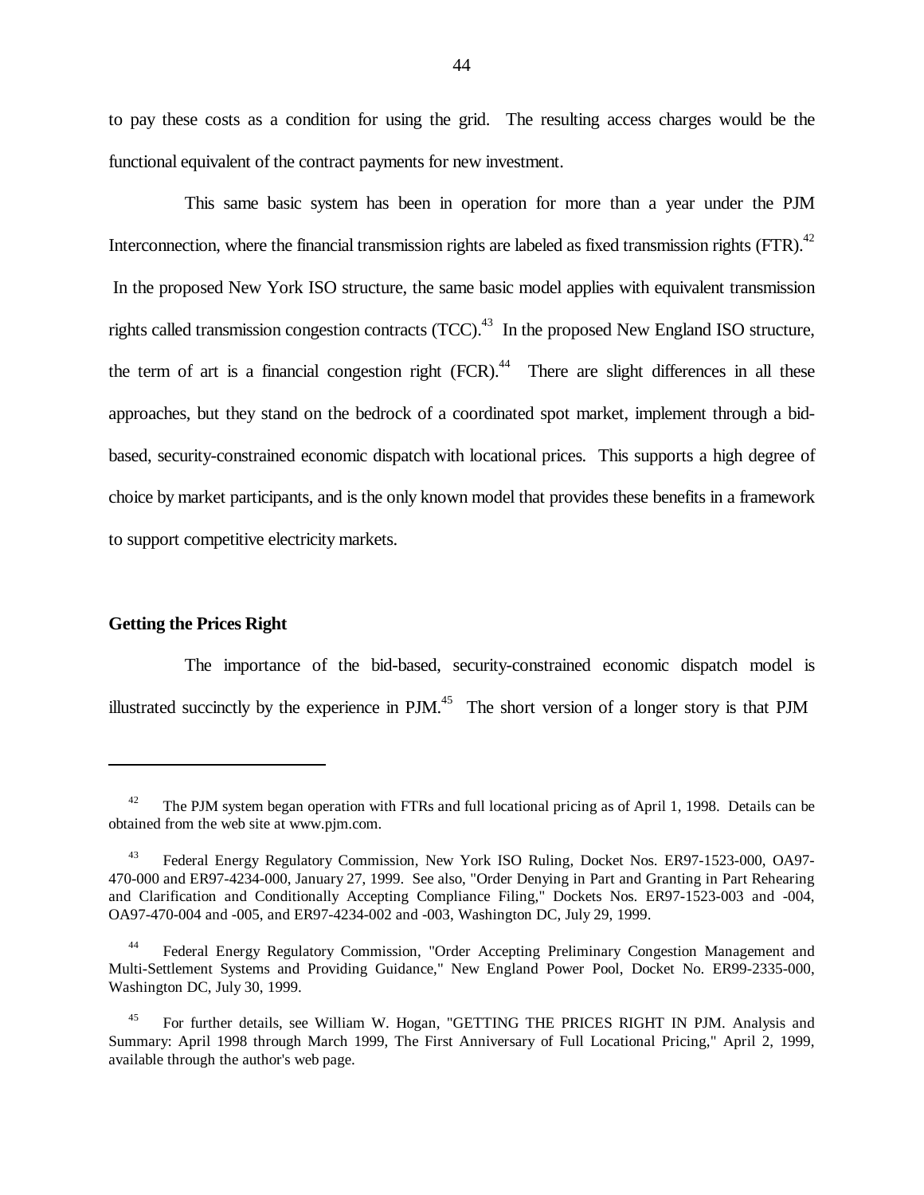to pay these costs as a condition for using the grid. The resulting access charges would be the functional equivalent of the contract payments for new investment.

This same basic system has been in operation for more than a year under the PJM Interconnection, where the financial transmission rights are labeled as fixed transmission rights (FTR).[42] In the proposed New York ISO structure, the same basic model applies with equivalent transmission rights called transmission congestion contracts (TCC).[43] In the proposed New England ISO structure, the term of art is a financial congestion right (FCR).[44] There are slight differences in all these approaches, but they stand on the bedrock of a coordinated spot market, implement through a bid-based, security-constrained economic dispatch with locational prices. This supports a high degree of choice by market participants, and is the only known model that provides these benefits in a framework to support competitive electricity markets.

### Getting the Prices Right

The importance of the bid-based, security-constrained economic dispatch model is illustrated succinctly by the experience in PJM.[45] The short version of a longer story is that PJM

---

[42] The PJM system began operation with FTRs and full locational pricing as of April 1, 1998. Details can be obtained from the web site at www.pjm.com.

[43] Federal Energy Regulatory Commission, New York ISO Ruling, Docket Nos. ER97-1523-000, OA97-470-000 and ER97-4234-000, January 27, 1999. See also, "Order Denying in Part and Granting in Part Rehearing and Clarification and Conditionally Accepting Compliance Filing," Dockets Nos. ER97-1523-003 and -004, OA97-470-004 and -005, and ER97-4234-002 and -003, Washington DC, July 29, 1999.

[44] Federal Energy Regulatory Commission, "Order Accepting Preliminary Congestion Management and Multi-Settlement Systems and Providing Guidance," New England Power Pool, Docket No. ER99-2335-000, Washington DC, July 30, 1999.

[45] For further details, see William W. Hogan, "GETTING THE PRICES RIGHT IN PJM. Analysis and Summary: April 1998 through March 1999, The First Anniversary of Full Locational Pricing," April 2, 1999, available through the author's web page.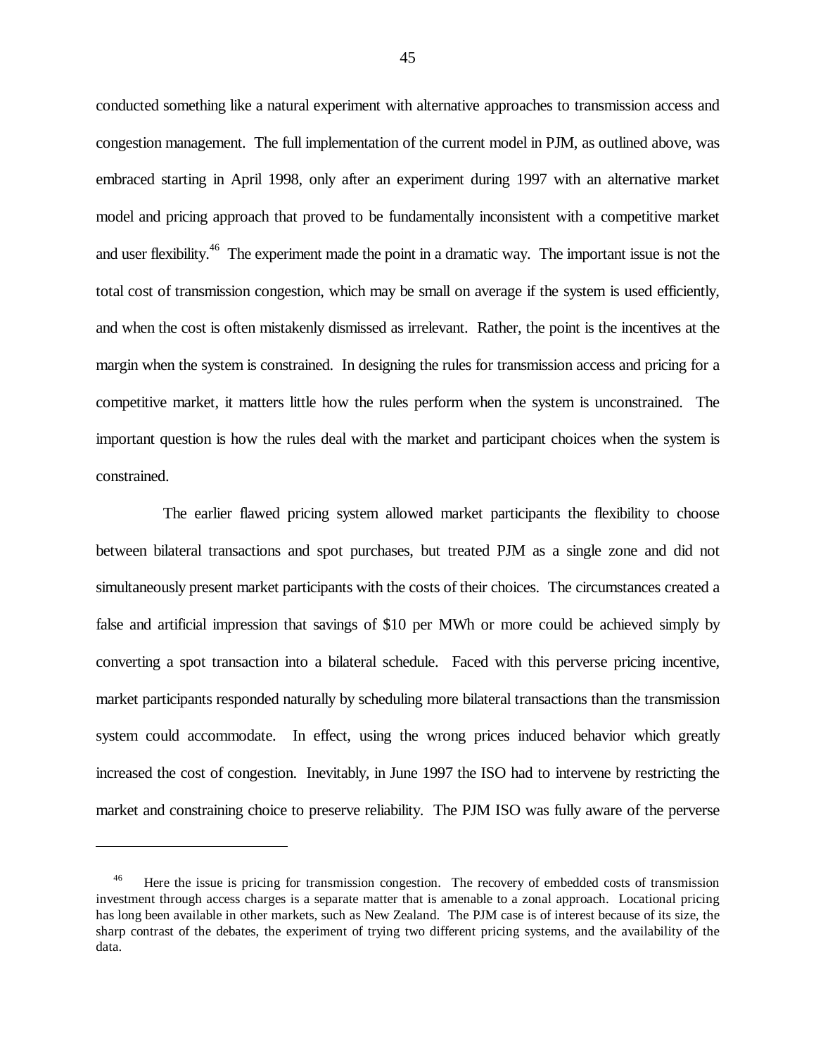conducted something like a natural experiment with alternative approaches to transmission access and congestion management. The full implementation of the current model in PJM, as outlined above, was embraced starting in April 1998, only after an experiment during 1997 with an alternative market model and pricing approach that proved to be fundamentally inconsistent with a competitive market and user flexibility.[46] The experiment made the point in a dramatic way. The important issue is not the total cost of transmission congestion, which may be small on average if the system is used efficiently, and when the cost is often mistakenly dismissed as irrelevant. Rather, the point is the incentives at the margin when the system is constrained. In designing the rules for transmission access and pricing for a competitive market, it matters little how the rules perform when the system is unconstrained. The important question is how the rules deal with the market and participant choices when the system is constrained.

The earlier flawed pricing system allowed market participants the flexibility to choose between bilateral transactions and spot purchases, but treated PJM as a single zone and did not simultaneously present market participants with the costs of their choices. The circumstances created a false and artificial impression that savings of $10 per MWh or more could be achieved simply by converting a spot transaction into a bilateral schedule. Faced with this perverse pricing incentive, market participants responded naturally by scheduling more bilateral transactions than the transmission system could accommodate. In effect, using the wrong prices induced behavior which greatly increased the cost of congestion. Inevitably, in June 1997 the ISO had to intervene by restricting the market and constraining choice to preserve reliability. The PJM ISO was fully aware of the perverse

---

[46] Here the issue is pricing for transmission congestion. The recovery of embedded costs of transmission investment through access charges is a separate matter that is amenable to a zonal approach. Locational pricing has long been available in other markets, such as New Zealand. The PJM case is of interest because of its size, the sharp contrast of the debates, the experiment of trying two different pricing systems, and the availability of the data.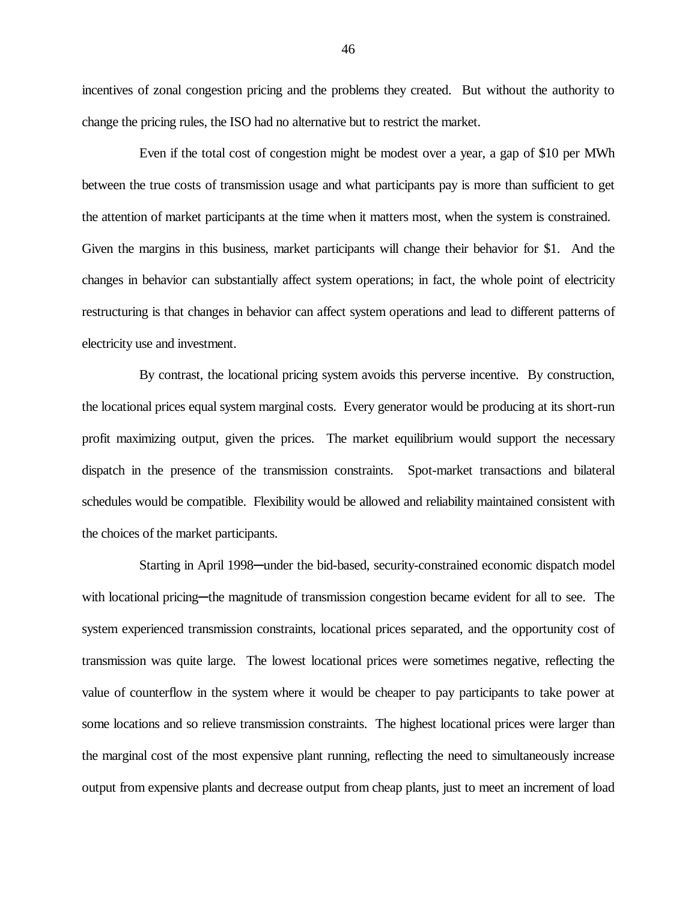incentives of zonal congestion pricing and the problems they created. But without the authority to change the pricing rules, the ISO had no alternative but to restrict the market.

Even if the total cost of congestion might be modest over a year, a gap of $10 per MWh between the true costs of transmission usage and what participants pay is more than sufficient to get the attention of market participants at the time when it matters most, when the system is constrained. Given the margins in this business, market participants will change their behavior for $1. And the changes in behavior can substantially affect system operations; in fact, the whole point of electricity restructuring is that changes in behavior can affect system operations and lead to different patterns of electricity use and investment.

By contrast, the locational pricing system avoids this perverse incentive. By construction, the locational prices equal system marginal costs. Every generator would be producing at its short-run profit maximizing output, given the prices. The market equilibrium would support the necessary dispatch in the presence of the transmission constraints. Spot-market transactions and bilateral schedules would be compatible. Flexibility would be allowed and reliability maintained consistent with the choices of the market participants.

Starting in April 1998—under the bid-based, security-constrained economic dispatch model with locational pricing—the magnitude of transmission congestion became evident for all to see. The system experienced transmission constraints, locational prices separated, and the opportunity cost of transmission was quite large. The lowest locational prices were sometimes negative, reflecting the value of counterflow in the system where it would be cheaper to pay participants to take power at some locations and so relieve transmission constraints. The highest locational prices were larger than the marginal cost of the most expensive plant running, reflecting the need to simultaneously increase output from expensive plants and decrease output from cheap plants, just to meet an increment of load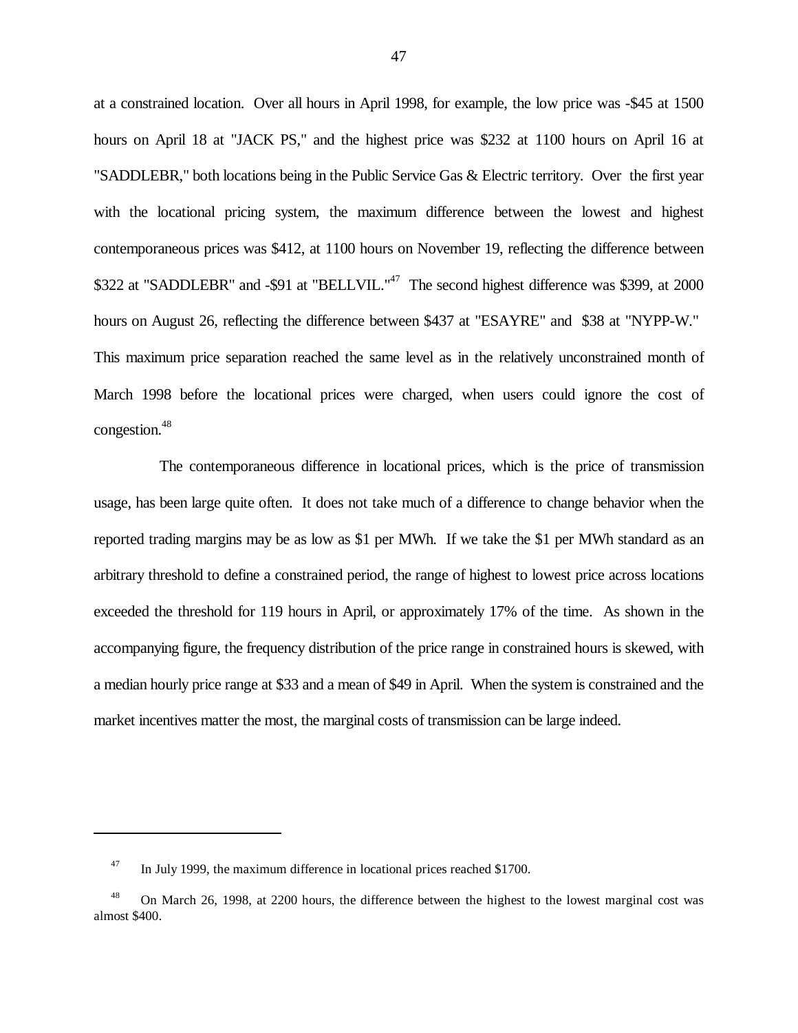at a constrained location. Over all hours in April 1998, for example, the low price was -$45 at 1500 hours on April 18 at "JACK PS," and the highest price was $232 at 1100 hours on April 16 at "SADDLEBR," both locations being in the Public Service Gas & Electric territory. Over the first year with the locational pricing system, the maximum difference between the lowest and highest contemporaneous prices was $412, at 1100 hours on November 19, reflecting the difference between $322 at "SADDLEBR" and -$91 at "BELLVIL."[47] The second highest difference was $399, at 2000 hours on August 26, reflecting the difference between $437 at "ESAYRE" and $38 at "NYPP-W." This maximum price separation reached the same level as in the relatively unconstrained month of March 1998 before the locational prices were charged, when users could ignore the cost of congestion.[48]

The contemporaneous difference in locational prices, which is the price of transmission usage, has been large quite often. It does not take much of a difference to change behavior when the reported trading margins may be as low as $1 per MWh. If we take the $1 per MWh standard as an arbitrary threshold to define a constrained period, the range of highest to lowest price across locations exceeded the threshold for 119 hours in April, or approximately 17% of the time. As shown in the accompanying figure, the frequency distribution of the price range in constrained hours is skewed, with a median hourly price range at $33 and a mean of $49 in April. When the system is constrained and the market incentives matter the most, the marginal costs of transmission can be large indeed.

---

[47] In July 1999, the maximum difference in locational prices reached $1700.

[48] On March 26, 1998, at 2200 hours, the difference between the highest to the lowest marginal cost was almost $400.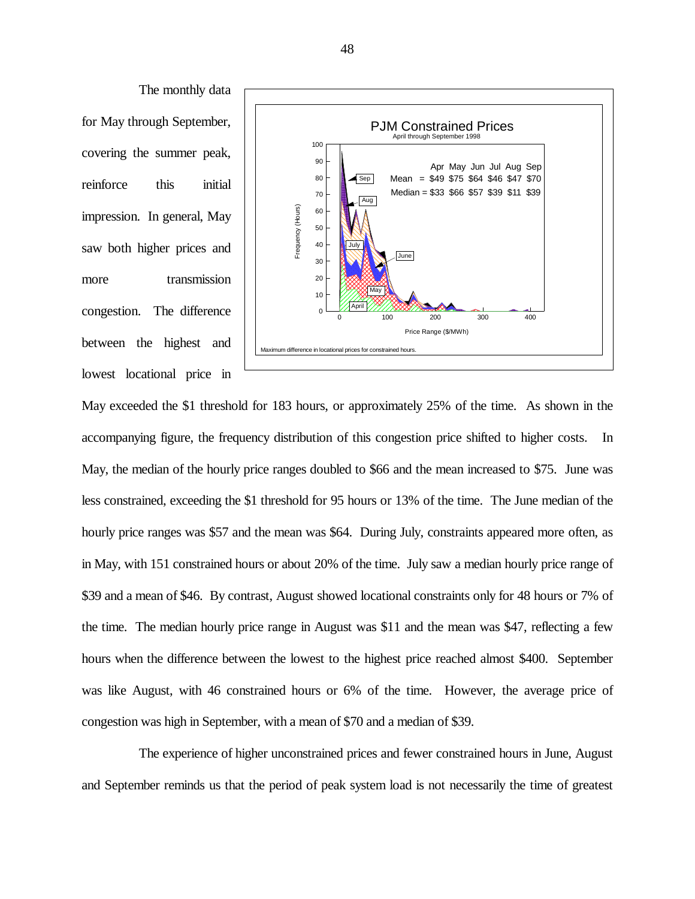The monthly data for May through September, covering the summer peak, reinforce this initial impression. In general, May saw both higher prices and more transmission congestion. The difference between the highest and lowest locational price in May exceeded the $1 threshold for 183 hours, or approximately 25% of the time. As shown in the accompanying figure, the frequency distribution of this congestion price shifted to higher costs. In May, the median of the hourly price ranges doubled to $66 and the mean increased to $75. June was less constrained, exceeding the $1 threshold for 95 hours or 13% of the time. The June median of the hourly price ranges was $57 and the mean was $64. During July, constraints appeared more often, as in May, with 151 constrained hours or about 20% of the time. July saw a median hourly price range of $39 and a mean of $46. By contrast, August showed locational constraints only for 48 hours or 7% of the time. The median hourly price range in August was $11 and the mean was $47, reflecting a few hours when the difference between the lowest to the highest price reached almost $400. September was like August, with 46 constrained hours or 6% of the time. However, the average price of congestion was high in September, with a mean of $70 and a median of $39.

PJM Constrained Prices

April through September 1998

Apr May Jun Jul Aug Sep

Mean = $49 $75 $64 $46 $47 $70

Median = $33 $66 $57 $39 $11 $39

Sep

Aug

July

June

May

April

Frequency (Hours)

0 10 20 30 40 50 60 70 80 90 100

0 100 200 300 400

Price Range ($/MWh)

Maximum difference in locational prices for constrained hours.

The experience of higher unconstrained prices and fewer constrained hours in June, August and September reminds us that the period of peak system load is not necessarily the time of greatest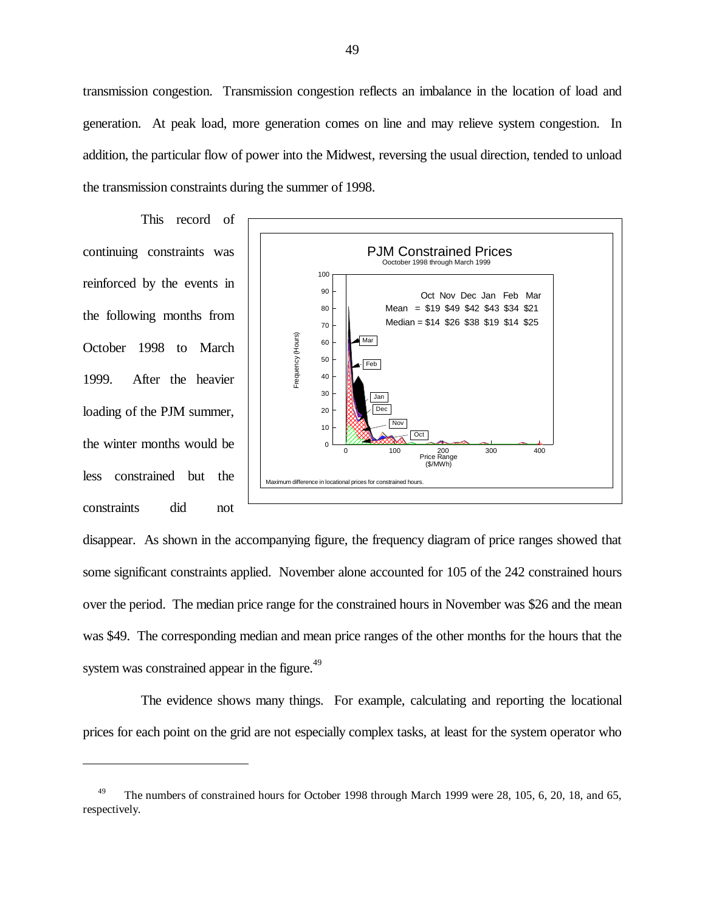transmission congestion. Transmission congestion reflects an imbalance in the location of load and generation. At peak load, more generation comes on line and may relieve system congestion. In addition, the particular flow of power into the Midwest, reversing the usual direction, tended to unload the transmission constraints during the summer of 1998.

This record of continuing constraints was reinforced by the events in the following months from October 1998 to March 1999. After the heavier loading of the PJM summer, the winter months would be less constrained but the constraints did not disappear. As shown in the accompanying figure, the frequency diagram of price ranges showed that some significant constraints applied. November alone accounted for 105 of the 242 constrained hours over the period. The median price range for the constrained hours in November was $26 and the mean was $49. The corresponding median and mean price ranges of the other months for the hours that the system was constrained appear in the figure.[49]

PJM Constrained Prices

Ooctober 1998 through March 1999

Oct Nov Dec Jan Feb Mar

Mean = $19 $49 $42 $43 $34 $21

Median = $14 $26 $38 $19 $14 $25

Frequency (Hours)

Price Range ($/MWh)

Mar, Feb, Jan, Dec, Nov, Oct

Maximum difference in locational prices for constrained hours.

The evidence shows many things. For example, calculating and reporting the locational prices for each point on the grid are not especially complex tasks, at least for the system operator who

---

[49] The numbers of constrained hours for October 1998 through March 1999 were 28, 105, 6, 20, 18, and 65, respectively.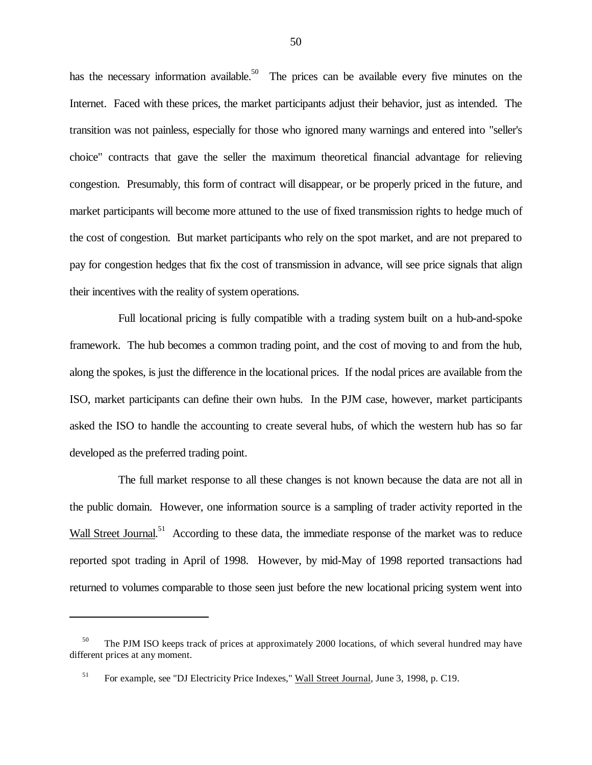has the necessary information available.[50] The prices can be available every five minutes on the Internet. Faced with these prices, the market participants adjust their behavior, just as intended. The transition was not painless, especially for those who ignored many warnings and entered into "seller's choice" contracts that gave the seller the maximum theoretical financial advantage for relieving congestion. Presumably, this form of contract will disappear, or be properly priced in the future, and market participants will become more attuned to the use of fixed transmission rights to hedge much of the cost of congestion. But market participants who rely on the spot market, and are not prepared to pay for congestion hedges that fix the cost of transmission in advance, will see price signals that align their incentives with the reality of system operations.

Full locational pricing is fully compatible with a trading system built on a hub-and-spoke framework. The hub becomes a common trading point, and the cost of moving to and from the hub, along the spokes, is just the difference in the locational prices. If the nodal prices are available from the ISO, market participants can define their own hubs. In the PJM case, however, market participants asked the ISO to handle the accounting to create several hubs, of which the western hub has so far developed as the preferred trading point.

The full market response to all these changes is not known because the data are not all in the public domain. However, one information source is a sampling of trader activity reported in the Wall Street Journal.[51] According to these data, the immediate response of the market was to reduce reported spot trading in April of 1998. However, by mid-May of 1998 reported transactions had returned to volumes comparable to those seen just before the new locational pricing system went into

---

[50] The PJM ISO keeps track of prices at approximately 2000 locations, of which several hundred may have different prices at any moment.

[51] For example, see "DJ Electricity Price Indexes," Wall Street Journal, June 3, 1998, p. C19.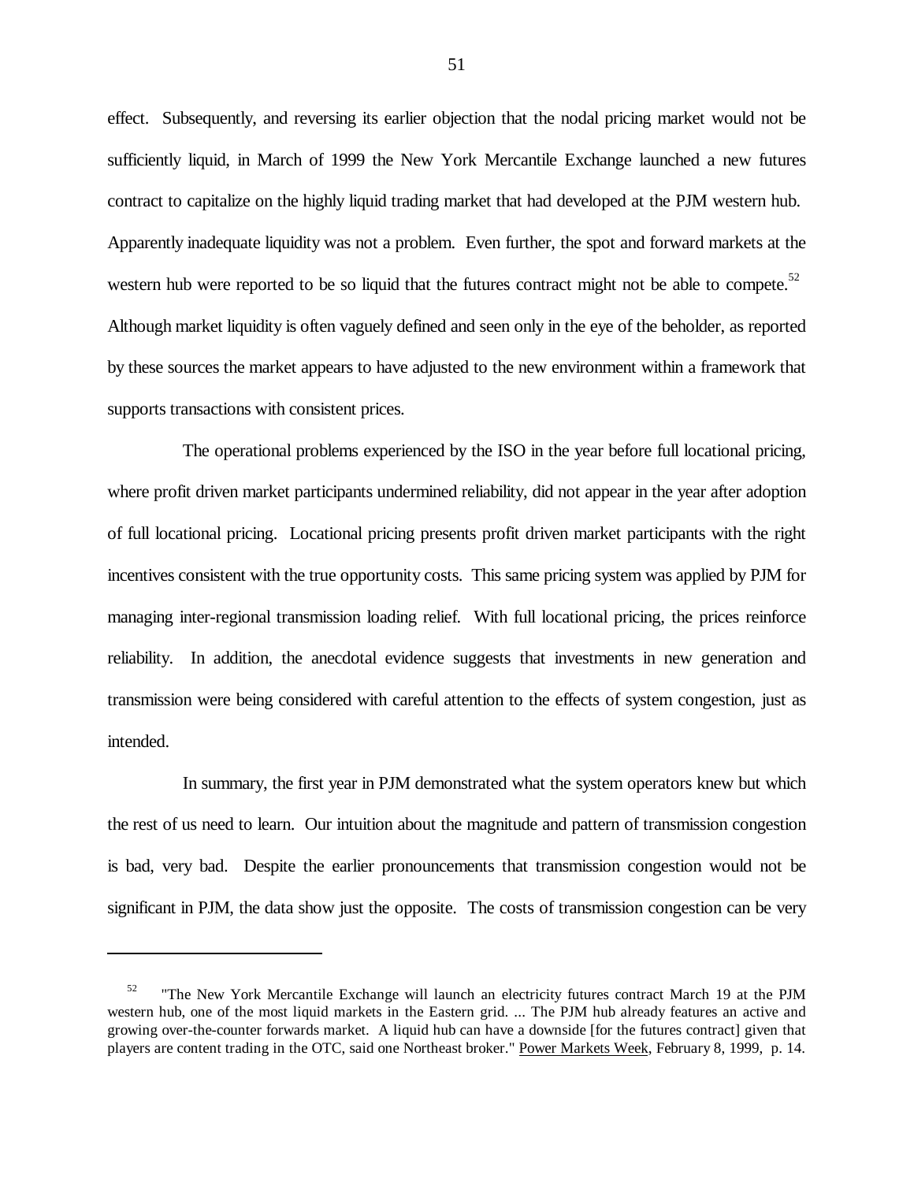effect. Subsequently, and reversing its earlier objection that the nodal pricing market would not be sufficiently liquid, in March of 1999 the New York Mercantile Exchange launched a new futures contract to capitalize on the highly liquid trading market that had developed at the PJM western hub. Apparently inadequate liquidity was not a problem. Even further, the spot and forward markets at the western hub were reported to be so liquid that the futures contract might not be able to compete.[52] Although market liquidity is often vaguely defined and seen only in the eye of the beholder, as reported by these sources the market appears to have adjusted to the new environment within a framework that supports transactions with consistent prices.

The operational problems experienced by the ISO in the year before full locational pricing, where profit driven market participants undermined reliability, did not appear in the year after adoption of full locational pricing. Locational pricing presents profit driven market participants with the right incentives consistent with the true opportunity costs. This same pricing system was applied by PJM for managing inter-regional transmission loading relief. With full locational pricing, the prices reinforce reliability. In addition, the anecdotal evidence suggests that investments in new generation and transmission were being considered with careful attention to the effects of system congestion, just as intended.

In summary, the first year in PJM demonstrated what the system operators knew but which the rest of us need to learn. Our intuition about the magnitude and pattern of transmission congestion is bad, very bad. Despite the earlier pronouncements that transmission congestion would not be significant in PJM, the data show just the opposite. The costs of transmission congestion can be very

---

[52] "The New York Mercantile Exchange will launch an electricity futures contract March 19 at the PJM western hub, one of the most liquid markets in the Eastern grid. ... The PJM hub already features an active and growing over-the-counter forwards market. A liquid hub can have a downside [for the futures contract] given that players are content trading in the OTC, said one Northeast broker." Power Markets Week, February 8, 1999, p. 14.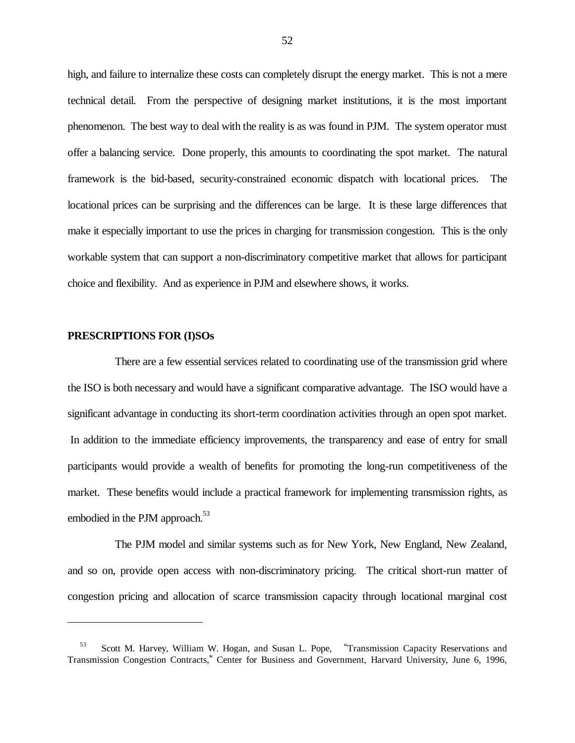high, and failure to internalize these costs can completely disrupt the energy market. This is not a mere technical detail. From the perspective of designing market institutions, it is the most important phenomenon. The best way to deal with the reality is as was found in PJM. The system operator must offer a balancing service. Done properly, this amounts to coordinating the spot market. The natural framework is the bid-based, security-constrained economic dispatch with locational prices. The locational prices can be surprising and the differences can be large. It is these large differences that make it especially important to use the prices in charging for transmission congestion. This is the only workable system that can support a non-discriminatory competitive market that allows for participant choice and flexibility. And as experience in PJM and elsewhere shows, it works.

**PRESCRIPTIONS FOR (I)SOs**

There are a few essential services related to coordinating use of the transmission grid where the ISO is both necessary and would have a significant comparative advantage. The ISO would have a significant advantage in conducting its short-term coordination activities through an open spot market. In addition to the immediate efficiency improvements, the transparency and ease of entry for small participants would provide a wealth of benefits for promoting the long-run competitiveness of the market. These benefits would include a practical framework for implementing transmission rights, as embodied in the PJM approach.[53]

The PJM model and similar systems such as for New York, New England, New Zealand, and so on, provide open access with non-discriminatory pricing. The critical short-run matter of congestion pricing and allocation of scarce transmission capacity through locational marginal cost

---

[53] Scott M. Harvey, William W. Hogan, and Susan L. Pope, "Transmission Capacity Reservations and Transmission Congestion Contracts," Center for Business and Government, Harvard University, June 6, 1996,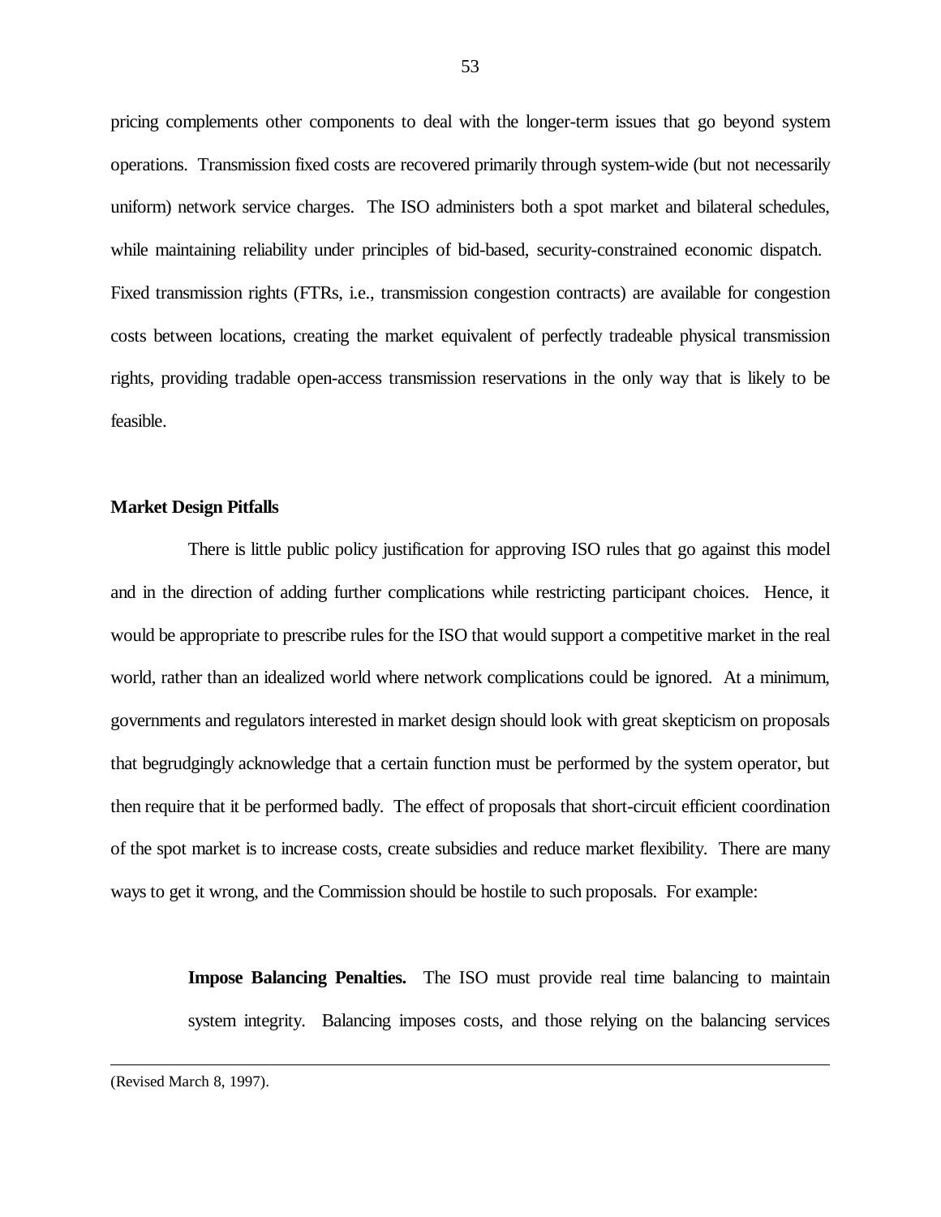pricing complements other components to deal with the longer-term issues that go beyond system operations. Transmission fixed costs are recovered primarily through system-wide (but not necessarily uniform) network service charges. The ISO administers both a spot market and bilateral schedules, while maintaining reliability under principles of bid-based, security-constrained economic dispatch. Fixed transmission rights (FTRs, i.e., transmission congestion contracts) are available for congestion costs between locations, creating the market equivalent of perfectly tradeable physical transmission rights, providing tradable open-access transmission reservations in the only way that is likely to be feasible.

**Market Design Pitfalls**

There is little public policy justification for approving ISO rules that go against this model and in the direction of adding further complications while restricting participant choices. Hence, it would be appropriate to prescribe rules for the ISO that would support a competitive market in the real world, rather than an idealized world where network complications could be ignored. At a minimum, governments and regulators interested in market design should look with great skepticism on proposals that begrudgingly acknowledge that a certain function must be performed by the system operator, but then require that it be performed badly. The effect of proposals that short-circuit efficient coordination of the spot market is to increase costs, create subsidies and reduce market flexibility. There are many ways to get it wrong, and the Commission should be hostile to such proposals. For example:

> **Impose Balancing Penalties.** The ISO must provide real time balancing to maintain system integrity. Balancing imposes costs, and those relying on the balancing services

(Revised March 8, 1997).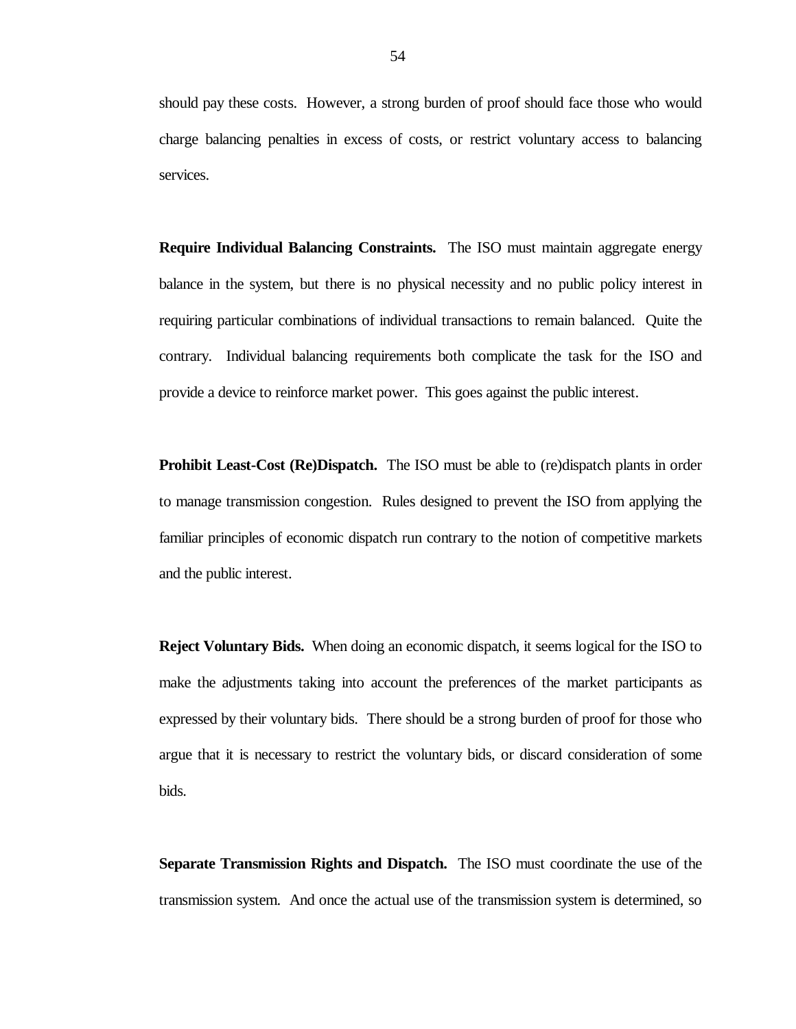should pay these costs. However, a strong burden of proof should face those who would charge balancing penalties in excess of costs, or restrict voluntary access to balancing services.

**Require Individual Balancing Constraints.** The ISO must maintain aggregate energy balance in the system, but there is no physical necessity and no public policy interest in requiring particular combinations of individual transactions to remain balanced. Quite the contrary. Individual balancing requirements both complicate the task for the ISO and provide a device to reinforce market power. This goes against the public interest.

**Prohibit Least-Cost (Re)Dispatch.** The ISO must be able to (re)dispatch plants in order to manage transmission congestion. Rules designed to prevent the ISO from applying the familiar principles of economic dispatch run contrary to the notion of competitive markets and the public interest.

**Reject Voluntary Bids.** When doing an economic dispatch, it seems logical for the ISO to make the adjustments taking into account the preferences of the market participants as expressed by their voluntary bids. There should be a strong burden of proof for those who argue that it is necessary to restrict the voluntary bids, or discard consideration of some bids.

**Separate Transmission Rights and Dispatch.** The ISO must coordinate the use of the transmission system. And once the actual use of the transmission system is determined, so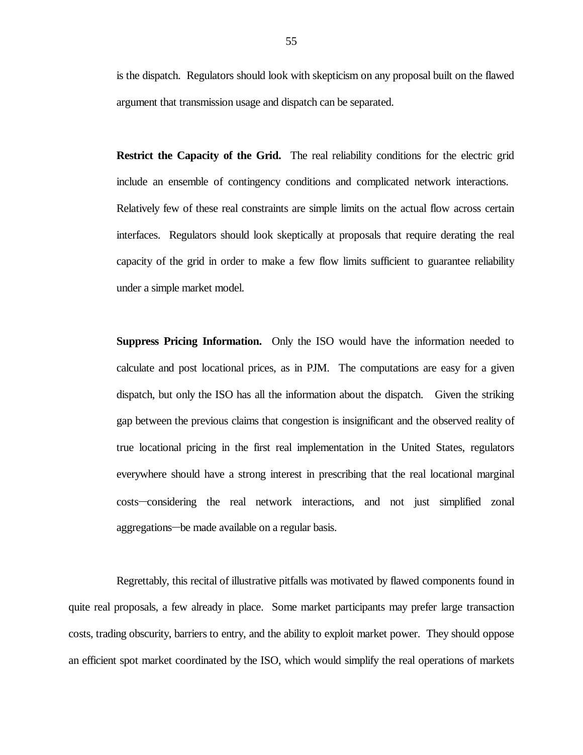is the dispatch. Regulators should look with skepticism on any proposal built on the flawed argument that transmission usage and dispatch can be separated.

**Restrict the Capacity of the Grid.** The real reliability conditions for the electric grid include an ensemble of contingency conditions and complicated network interactions. Relatively few of these real constraints are simple limits on the actual flow across certain interfaces. Regulators should look skeptically at proposals that require derating the real capacity of the grid in order to make a few flow limits sufficient to guarantee reliability under a simple market model.

**Suppress Pricing Information.** Only the ISO would have the information needed to calculate and post locational prices, as in PJM. The computations are easy for a given dispatch, but only the ISO has all the information about the dispatch. Given the striking gap between the previous claims that congestion is insignificant and the observed reality of true locational pricing in the first real implementation in the United States, regulators everywhere should have a strong interest in prescribing that the real locational marginal costs—considering the real network interactions, and not just simplified zonal aggregations—be made available on a regular basis.

Regrettably, this recital of illustrative pitfalls was motivated by flawed components found in quite real proposals, a few already in place. Some market participants may prefer large transaction costs, trading obscurity, barriers to entry, and the ability to exploit market power. They should oppose an efficient spot market coordinated by the ISO, which would simplify the real operations of markets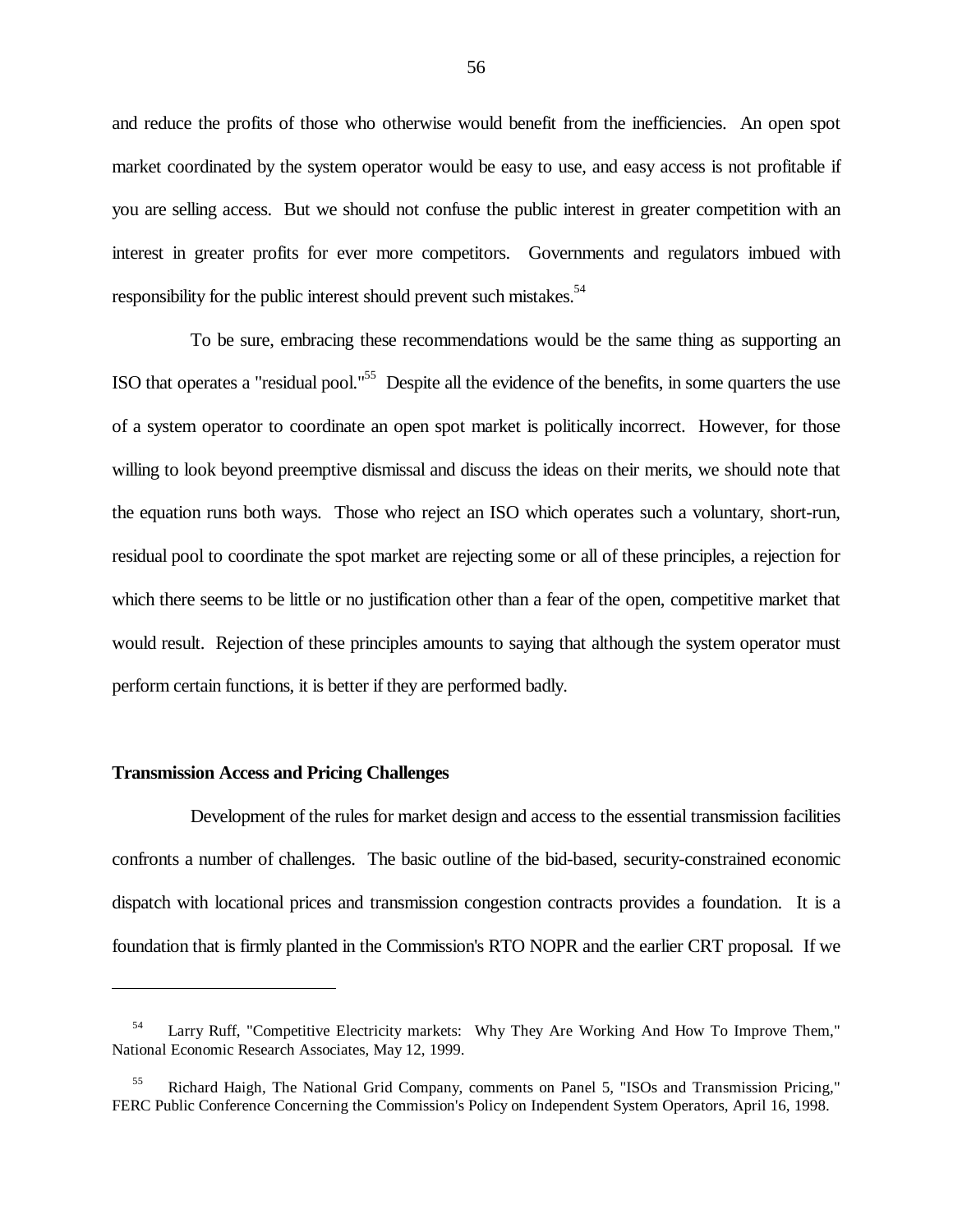and reduce the profits of those who otherwise would benefit from the inefficiencies. An open spot market coordinated by the system operator would be easy to use, and easy access is not profitable if you are selling access. But we should not confuse the public interest in greater competition with an interest in greater profits for ever more competitors. Governments and regulators imbued with responsibility for the public interest should prevent such mistakes.[54]

To be sure, embracing these recommendations would be the same thing as supporting an ISO that operates a "residual pool."[55] Despite all the evidence of the benefits, in some quarters the use of a system operator to coordinate an open spot market is politically incorrect. However, for those willing to look beyond preemptive dismissal and discuss the ideas on their merits, we should note that the equation runs both ways. Those who reject an ISO which operates such a voluntary, short-run, residual pool to coordinate the spot market are rejecting some or all of these principles, a rejection for which there seems to be little or no justification other than a fear of the open, competitive market that would result. Rejection of these principles amounts to saying that although the system operator must perform certain functions, it is better if they are performed badly.

**Transmission Access and Pricing Challenges**

Development of the rules for market design and access to the essential transmission facilities confronts a number of challenges. The basic outline of the bid-based, security-constrained economic dispatch with locational prices and transmission congestion contracts provides a foundation. It is a foundation that is firmly planted in the Commission's RTO NOPR and the earlier CRT proposal. If we

---

[54] Larry Ruff, "Competitive Electricity markets: Why They Are Working And How To Improve Them," National Economic Research Associates, May 12, 1999.

[55] Richard Haigh, The National Grid Company, comments on Panel 5, "ISOs and Transmission Pricing," FERC Public Conference Concerning the Commission's Policy on Independent System Operators, April 16, 1998.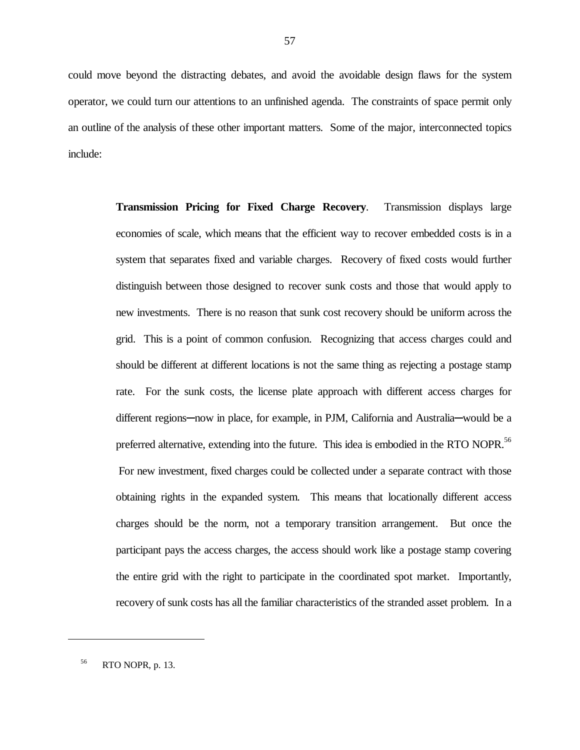could move beyond the distracting debates, and avoid the avoidable design flaws for the system operator, we could turn our attentions to an unfinished agenda. The constraints of space permit only an outline of the analysis of these other important matters. Some of the major, interconnected topics include:

> **Transmission Pricing for Fixed Charge Recovery**. Transmission displays large economies of scale, which means that the efficient way to recover embedded costs is in a system that separates fixed and variable charges. Recovery of fixed costs would further distinguish between those designed to recover sunk costs and those that would apply to new investments. There is no reason that sunk cost recovery should be uniform across the grid. This is a point of common confusion. Recognizing that access charges could and should be different at different locations is not the same thing as rejecting a postage stamp rate. For the sunk costs, the license plate approach with different access charges for different regions—now in place, for example, in PJM, California and Australia—would be a preferred alternative, extending into the future. This idea is embodied in the RTO NOPR.[56] For new investment, fixed charges could be collected under a separate contract with those obtaining rights in the expanded system. This means that locationally different access charges should be the norm, not a temporary transition arrangement. But once the participant pays the access charges, the access should work like a postage stamp covering the entire grid with the right to participate in the coordinated spot market. Importantly, recovery of sunk costs has all the familiar characteristics of the stranded asset problem. In a

---

[56] RTO NOPR, p. 13.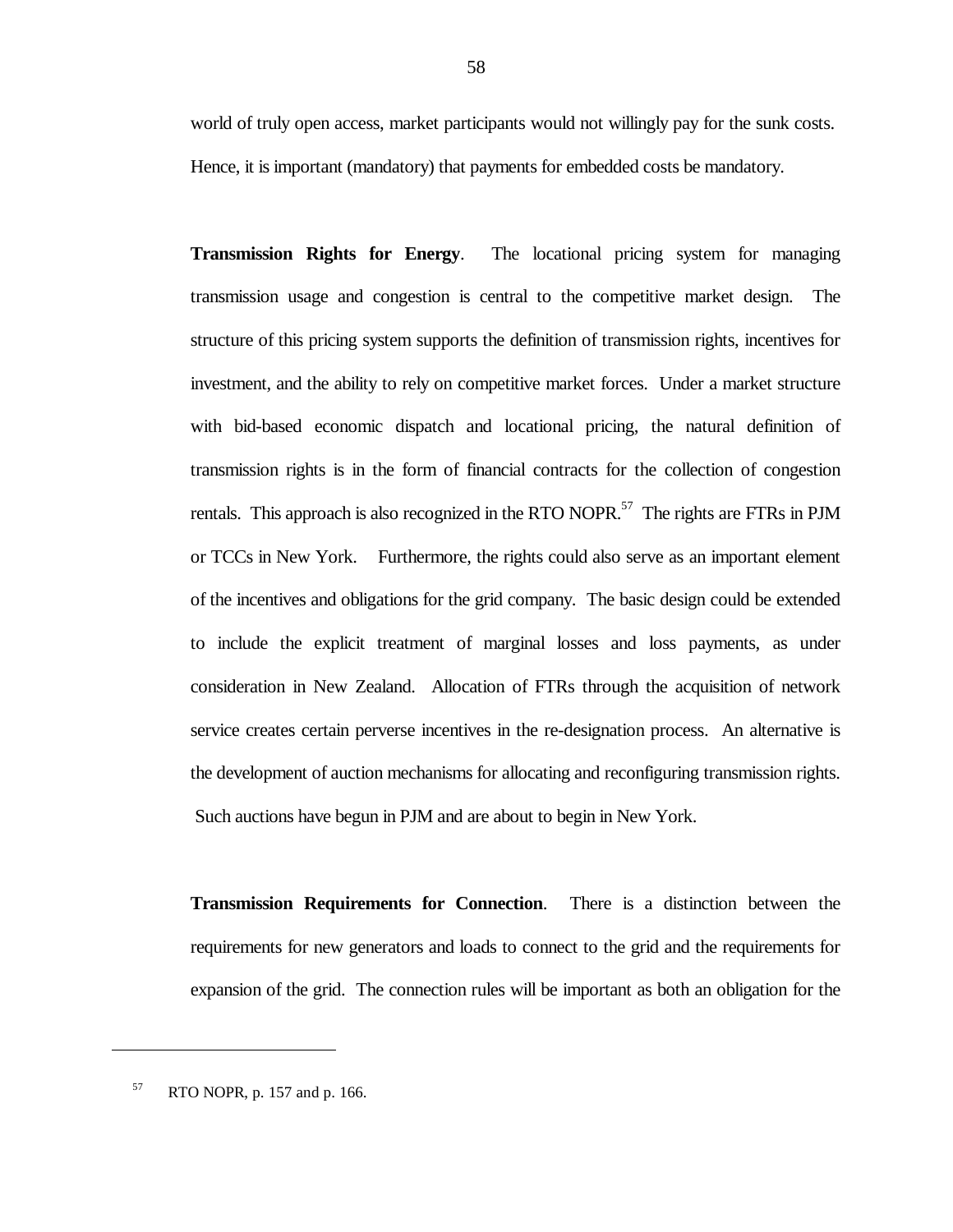world of truly open access, market participants would not willingly pay for the sunk costs. Hence, it is important (mandatory) that payments for embedded costs be mandatory.

**Transmission Rights for Energy**. The locational pricing system for managing transmission usage and congestion is central to the competitive market design. The structure of this pricing system supports the definition of transmission rights, incentives for investment, and the ability to rely on competitive market forces. Under a market structure with bid-based economic dispatch and locational pricing, the natural definition of transmission rights is in the form of financial contracts for the collection of congestion rentals. This approach is also recognized in the RTO NOPR.[57] The rights are FTRs in PJM or TCCs in New York. Furthermore, the rights could also serve as an important element of the incentives and obligations for the grid company. The basic design could be extended to include the explicit treatment of marginal losses and loss payments, as under consideration in New Zealand. Allocation of FTRs through the acquisition of network service creates certain perverse incentives in the re-designation process. An alternative is the development of auction mechanisms for allocating and reconfiguring transmission rights. Such auctions have begun in PJM and are about to begin in New York.

**Transmission Requirements for Connection**. There is a distinction between the requirements for new generators and loads to connect to the grid and the requirements for expansion of the grid. The connection rules will be important as both an obligation for the

---

[57] RTO NOPR, p. 157 and p. 166.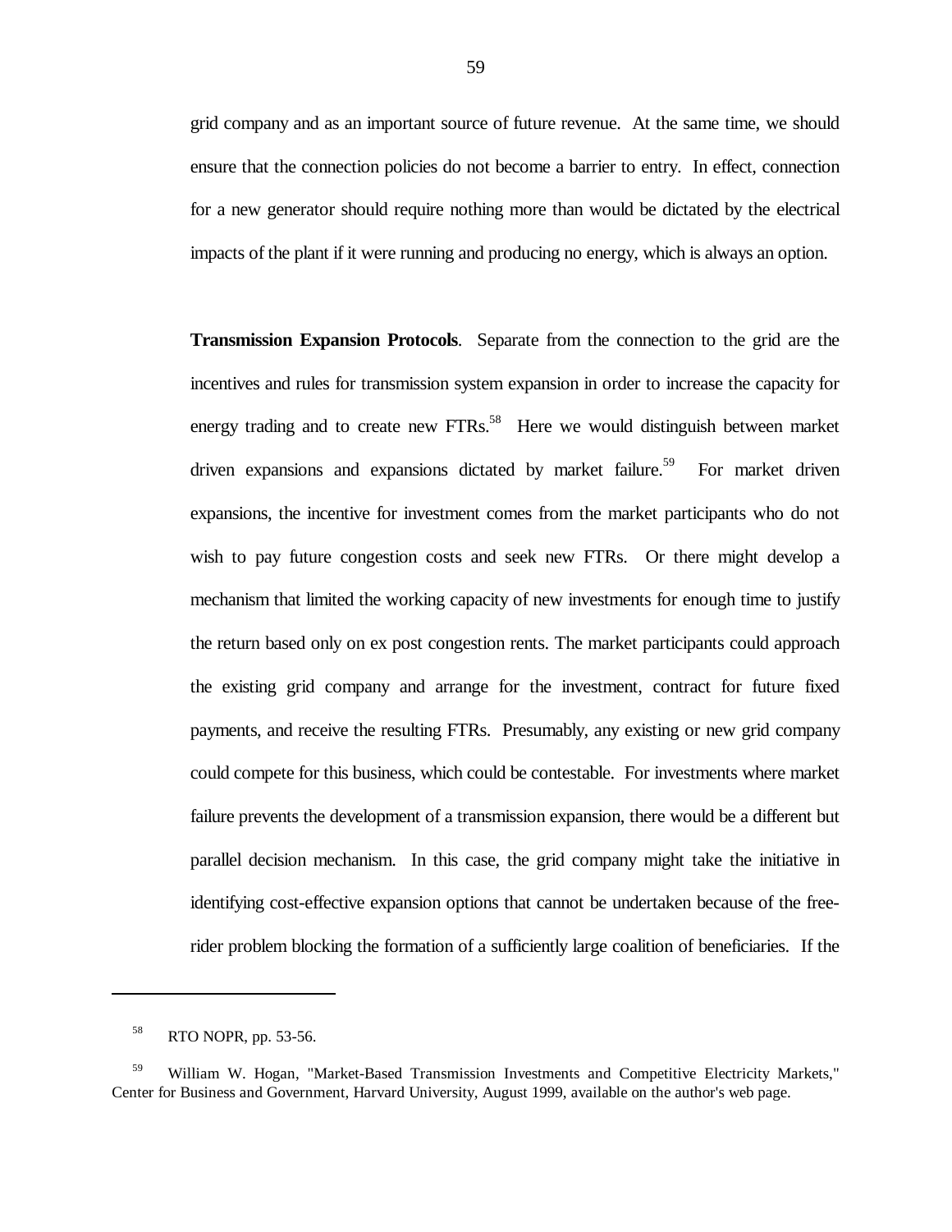grid company and as an important source of future revenue. At the same time, we should ensure that the connection policies do not become a barrier to entry. In effect, connection for a new generator should require nothing more than would be dictated by the electrical impacts of the plant if it were running and producing no energy, which is always an option.

**Transmission Expansion Protocols**. Separate from the connection to the grid are the incentives and rules for transmission system expansion in order to increase the capacity for energy trading and to create new FTRs.[58] Here we would distinguish between market driven expansions and expansions dictated by market failure.[59] For market driven expansions, the incentive for investment comes from the market participants who do not wish to pay future congestion costs and seek new FTRs. Or there might develop a mechanism that limited the working capacity of new investments for enough time to justify the return based only on ex post congestion rents. The market participants could approach the existing grid company and arrange for the investment, contract for future fixed payments, and receive the resulting FTRs. Presumably, any existing or new grid company could compete for this business, which could be contestable. For investments where market failure prevents the development of a transmission expansion, there would be a different but parallel decision mechanism. In this case, the grid company might take the initiative in identifying cost-effective expansion options that cannot be undertaken because of the free-rider problem blocking the formation of a sufficiently large coalition of beneficiaries. If the

---

[58] RTO NOPR, pp. 53-56.

[59] William W. Hogan, "Market-Based Transmission Investments and Competitive Electricity Markets," Center for Business and Government, Harvard University, August 1999, available on the author's web page.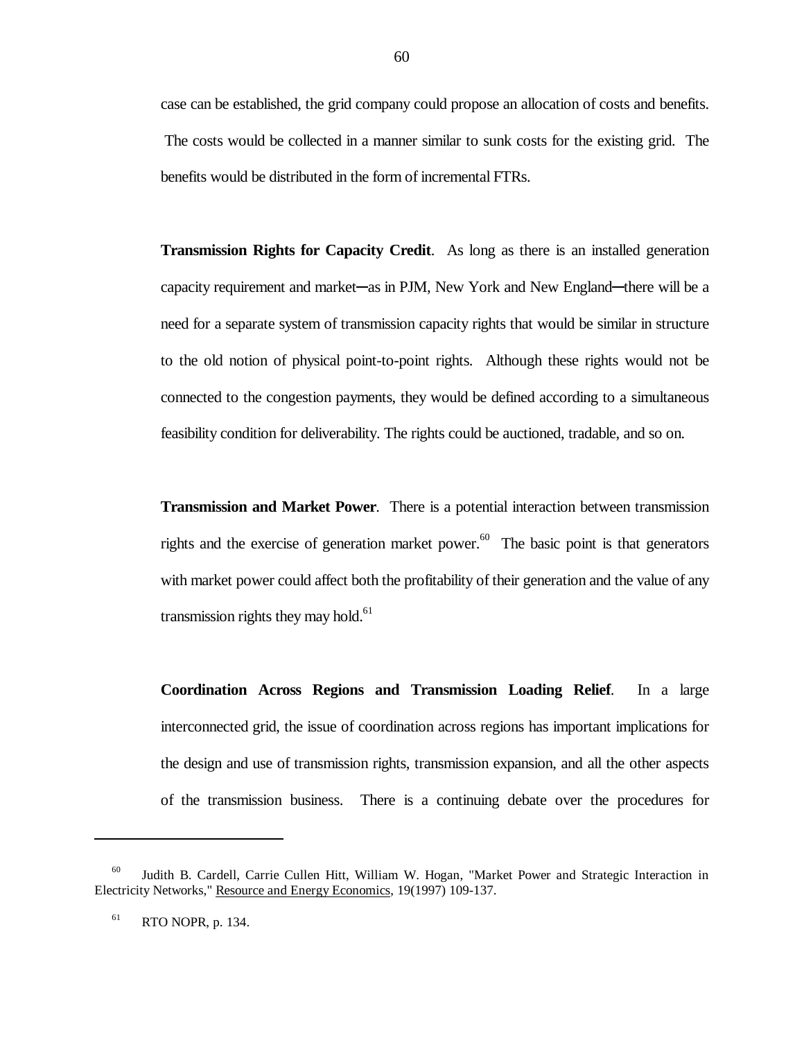case can be established, the grid company could propose an allocation of costs and benefits. The costs would be collected in a manner similar to sunk costs for the existing grid. The benefits would be distributed in the form of incremental FTRs.

**Transmission Rights for Capacity Credit**. As long as there is an installed generation capacity requirement and market—as in PJM, New York and New England—there will be a need for a separate system of transmission capacity rights that would be similar in structure to the old notion of physical point-to-point rights. Although these rights would not be connected to the congestion payments, they would be defined according to a simultaneous feasibility condition for deliverability. The rights could be auctioned, tradable, and so on.

**Transmission and Market Power**. There is a potential interaction between transmission rights and the exercise of generation market power.[60] The basic point is that generators with market power could affect both the profitability of their generation and the value of any transmission rights they may hold.[61]

**Coordination Across Regions and Transmission Loading Relief**. In a large interconnected grid, the issue of coordination across regions has important implications for the design and use of transmission rights, transmission expansion, and all the other aspects of the transmission business. There is a continuing debate over the procedures for

---

[60] Judith B. Cardell, Carrie Cullen Hitt, William W. Hogan, "Market Power and Strategic Interaction in Electricity Networks," Resource and Energy Economics, 19(1997) 109-137.

[61] RTO NOPR, p. 134.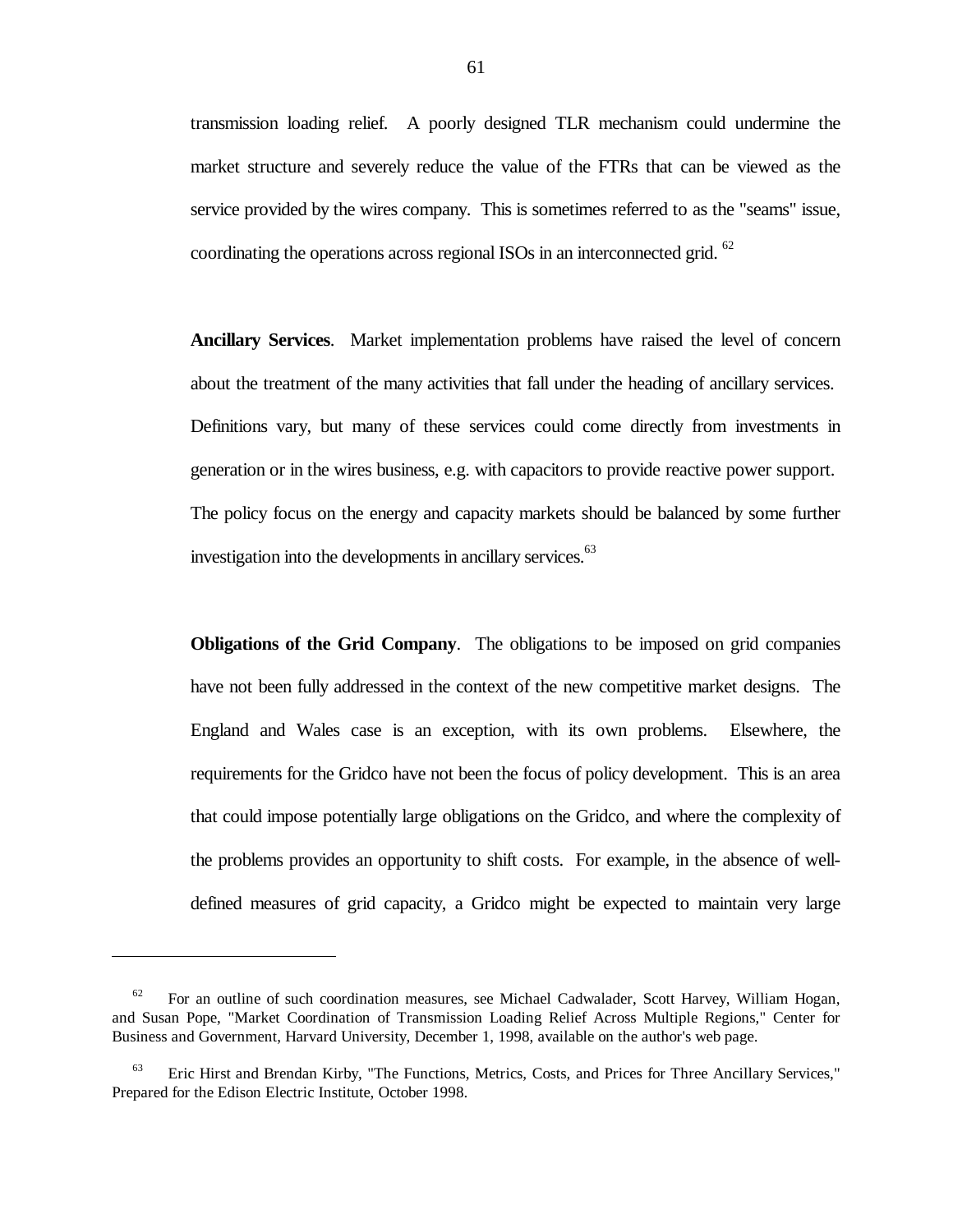transmission loading relief. A poorly designed TLR mechanism could undermine the market structure and severely reduce the value of the FTRs that can be viewed as the service provided by the wires company. This is sometimes referred to as the "seams" issue, coordinating the operations across regional ISOs in an interconnected grid. [62]

**Ancillary Services**. Market implementation problems have raised the level of concern about the treatment of the many activities that fall under the heading of ancillary services. Definitions vary, but many of these services could come directly from investments in generation or in the wires business, e.g. with capacitors to provide reactive power support. The policy focus on the energy and capacity markets should be balanced by some further investigation into the developments in ancillary services.[63]

**Obligations of the Grid Company**. The obligations to be imposed on grid companies have not been fully addressed in the context of the new competitive market designs. The England and Wales case is an exception, with its own problems. Elsewhere, the requirements for the Gridco have not been the focus of policy development. This is an area that could impose potentially large obligations on the Gridco, and where the complexity of the problems provides an opportunity to shift costs. For example, in the absence of well-defined measures of grid capacity, a Gridco might be expected to maintain very large

---

[62] For an outline of such coordination measures, see Michael Cadwalader, Scott Harvey, William Hogan, and Susan Pope, "Market Coordination of Transmission Loading Relief Across Multiple Regions," Center for Business and Government, Harvard University, December 1, 1998, available on the author's web page.

[63] Eric Hirst and Brendan Kirby, "The Functions, Metrics, Costs, and Prices for Three Ancillary Services," Prepared for the Edison Electric Institute, October 1998.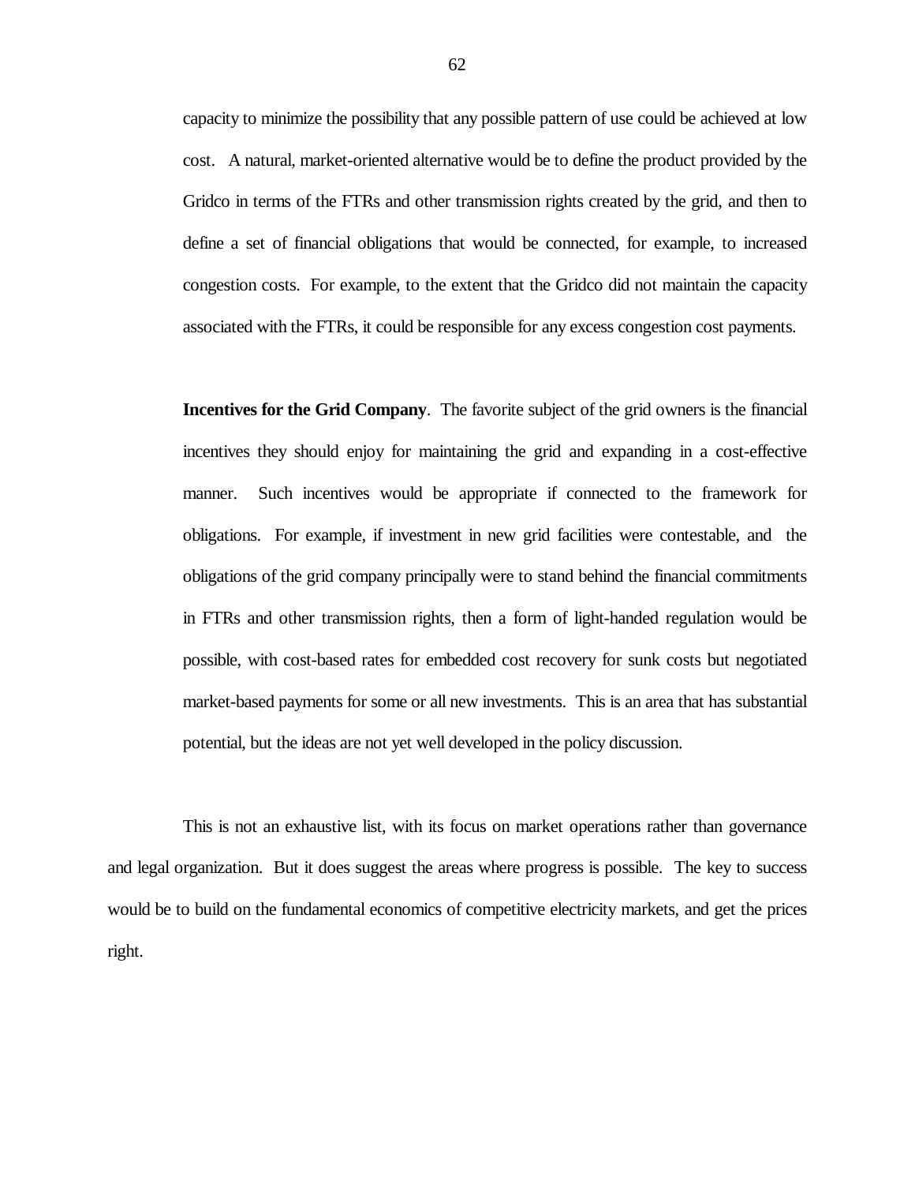capacity to minimize the possibility that any possible pattern of use could be achieved at low cost. A natural, market-oriented alternative would be to define the product provided by the Gridco in terms of the FTRs and other transmission rights created by the grid, and then to define a set of financial obligations that would be connected, for example, to increased congestion costs. For example, to the extent that the Gridco did not maintain the capacity associated with the FTRs, it could be responsible for any excess congestion cost payments.

**Incentives for the Grid Company**. The favorite subject of the grid owners is the financial incentives they should enjoy for maintaining the grid and expanding in a cost-effective manner. Such incentives would be appropriate if connected to the framework for obligations. For example, if investment in new grid facilities were contestable, and the obligations of the grid company principally were to stand behind the financial commitments in FTRs and other transmission rights, then a form of light-handed regulation would be possible, with cost-based rates for embedded cost recovery for sunk costs but negotiated market-based payments for some or all new investments. This is an area that has substantial potential, but the ideas are not yet well developed in the policy discussion.

This is not an exhaustive list, with its focus on market operations rather than governance and legal organization. But it does suggest the areas where progress is possible. The key to success would be to build on the fundamental economics of competitive electricity markets, and get the prices right.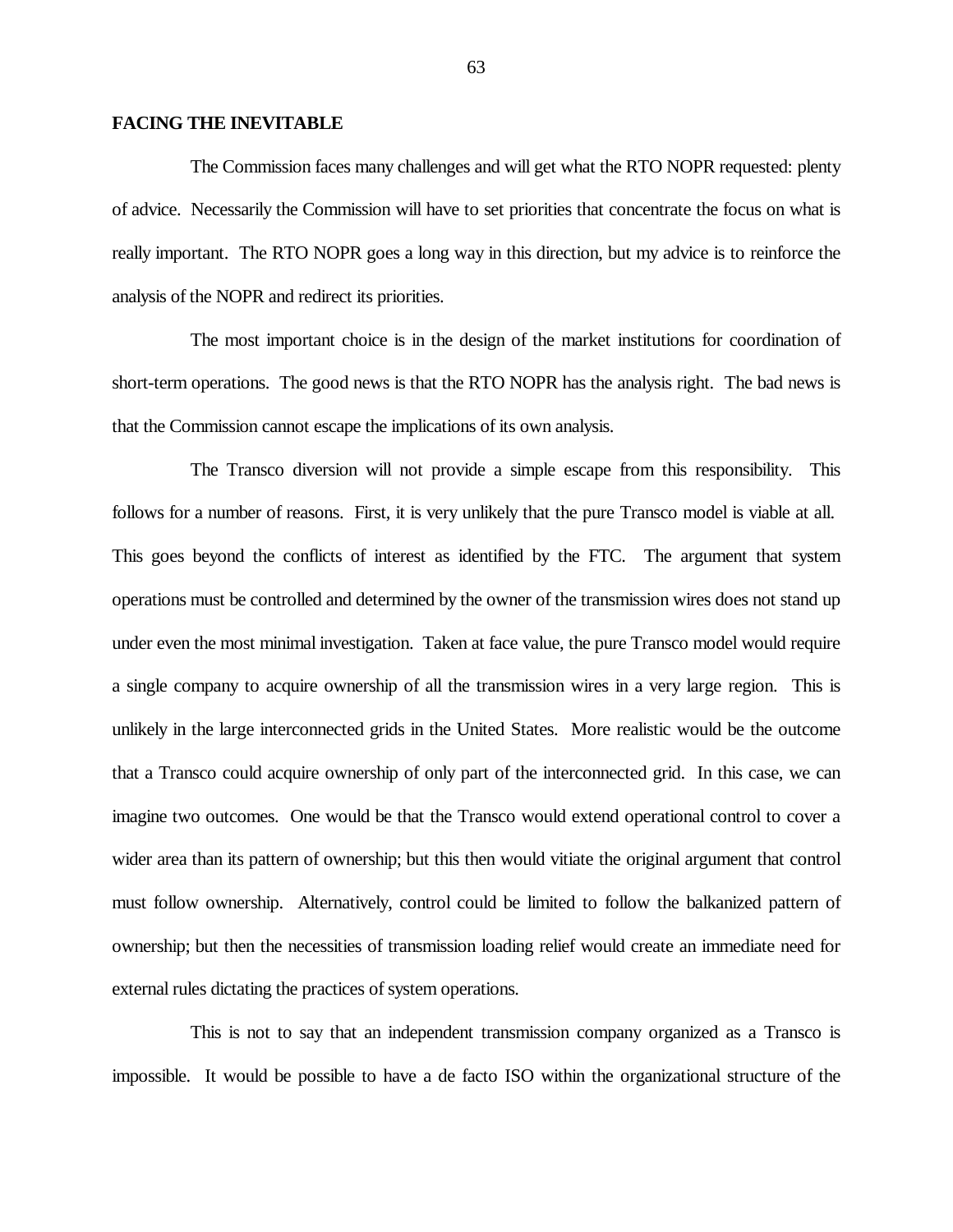**FACING THE INEVITABLE**

The Commission faces many challenges and will get what the RTO NOPR requested: plenty of advice. Necessarily the Commission will have to set priorities that concentrate the focus on what is really important. The RTO NOPR goes a long way in this direction, but my advice is to reinforce the analysis of the NOPR and redirect its priorities.

The most important choice is in the design of the market institutions for coordination of short-term operations. The good news is that the RTO NOPR has the analysis right. The bad news is that the Commission cannot escape the implications of its own analysis.

The Transco diversion will not provide a simple escape from this responsibility. This follows for a number of reasons. First, it is very unlikely that the pure Transco model is viable at all. This goes beyond the conflicts of interest as identified by the FTC. The argument that system operations must be controlled and determined by the owner of the transmission wires does not stand up under even the most minimal investigation. Taken at face value, the pure Transco model would require a single company to acquire ownership of all the transmission wires in a very large region. This is unlikely in the large interconnected grids in the United States. More realistic would be the outcome that a Transco could acquire ownership of only part of the interconnected grid. In this case, we can imagine two outcomes. One would be that the Transco would extend operational control to cover a wider area than its pattern of ownership; but this then would vitiate the original argument that control must follow ownership. Alternatively, control could be limited to follow the balkanized pattern of ownership; but then the necessities of transmission loading relief would create an immediate need for external rules dictating the practices of system operations.

This is not to say that an independent transmission company organized as a Transco is impossible. It would be possible to have a de facto ISO within the organizational structure of the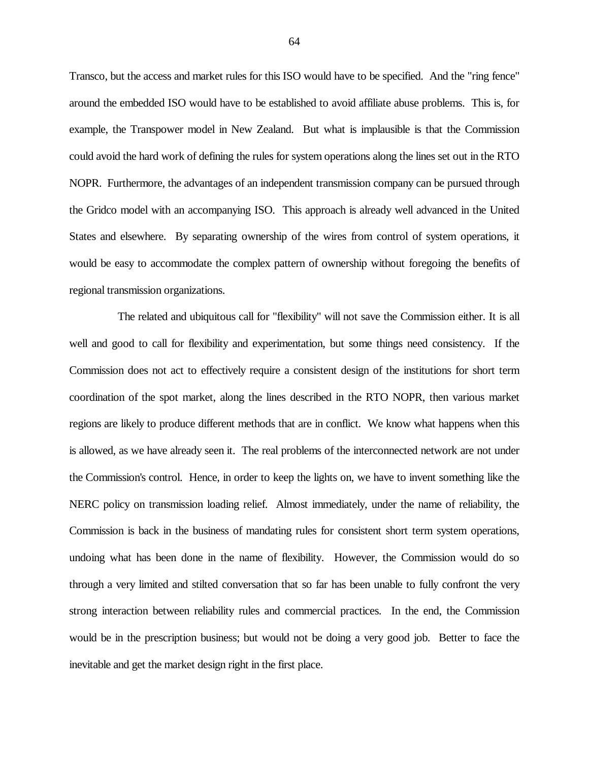Transco, but the access and market rules for this ISO would have to be specified. And the "ring fence" around the embedded ISO would have to be established to avoid affiliate abuse problems. This is, for example, the Transpower model in New Zealand. But what is implausible is that the Commission could avoid the hard work of defining the rules for system operations along the lines set out in the RTO NOPR. Furthermore, the advantages of an independent transmission company can be pursued through the Gridco model with an accompanying ISO. This approach is already well advanced in the United States and elsewhere. By separating ownership of the wires from control of system operations, it would be easy to accommodate the complex pattern of ownership without foregoing the benefits of regional transmission organizations.

The related and ubiquitous call for "flexibility" will not save the Commission either. It is all well and good to call for flexibility and experimentation, but some things need consistency. If the Commission does not act to effectively require a consistent design of the institutions for short term coordination of the spot market, along the lines described in the RTO NOPR, then various market regions are likely to produce different methods that are in conflict. We know what happens when this is allowed, as we have already seen it. The real problems of the interconnected network are not under the Commission's control. Hence, in order to keep the lights on, we have to invent something like the NERC policy on transmission loading relief. Almost immediately, under the name of reliability, the Commission is back in the business of mandating rules for consistent short term system operations, undoing what has been done in the name of flexibility. However, the Commission would do so through a very limited and stilted conversation that so far has been unable to fully confront the very strong interaction between reliability rules and commercial practices. In the end, the Commission would be in the prescription business; but would not be doing a very good job. Better to face the inevitable and get the market design right in the first place.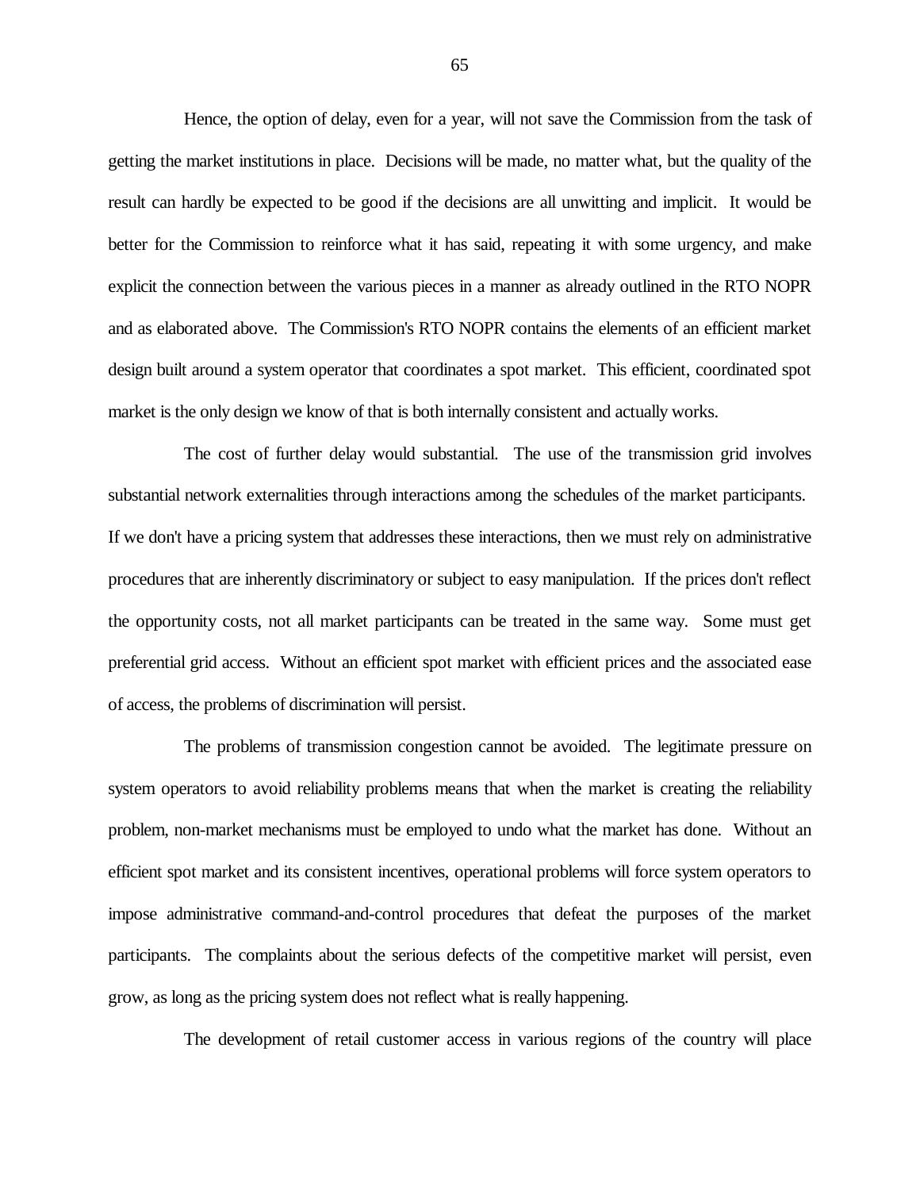Hence, the option of delay, even for a year, will not save the Commission from the task of getting the market institutions in place. Decisions will be made, no matter what, but the quality of the result can hardly be expected to be good if the decisions are all unwitting and implicit. It would be better for the Commission to reinforce what it has said, repeating it with some urgency, and make explicit the connection between the various pieces in a manner as already outlined in the RTO NOPR and as elaborated above. The Commission's RTO NOPR contains the elements of an efficient market design built around a system operator that coordinates a spot market. This efficient, coordinated spot market is the only design we know of that is both internally consistent and actually works.

The cost of further delay would substantial. The use of the transmission grid involves substantial network externalities through interactions among the schedules of the market participants. If we don't have a pricing system that addresses these interactions, then we must rely on administrative procedures that are inherently discriminatory or subject to easy manipulation. If the prices don't reflect the opportunity costs, not all market participants can be treated in the same way. Some must get preferential grid access. Without an efficient spot market with efficient prices and the associated ease of access, the problems of discrimination will persist.

The problems of transmission congestion cannot be avoided. The legitimate pressure on system operators to avoid reliability problems means that when the market is creating the reliability problem, non-market mechanisms must be employed to undo what the market has done. Without an efficient spot market and its consistent incentives, operational problems will force system operators to impose administrative command-and-control procedures that defeat the purposes of the market participants. The complaints about the serious defects of the competitive market will persist, even grow, as long as the pricing system does not reflect what is really happening.

The development of retail customer access in various regions of the country will place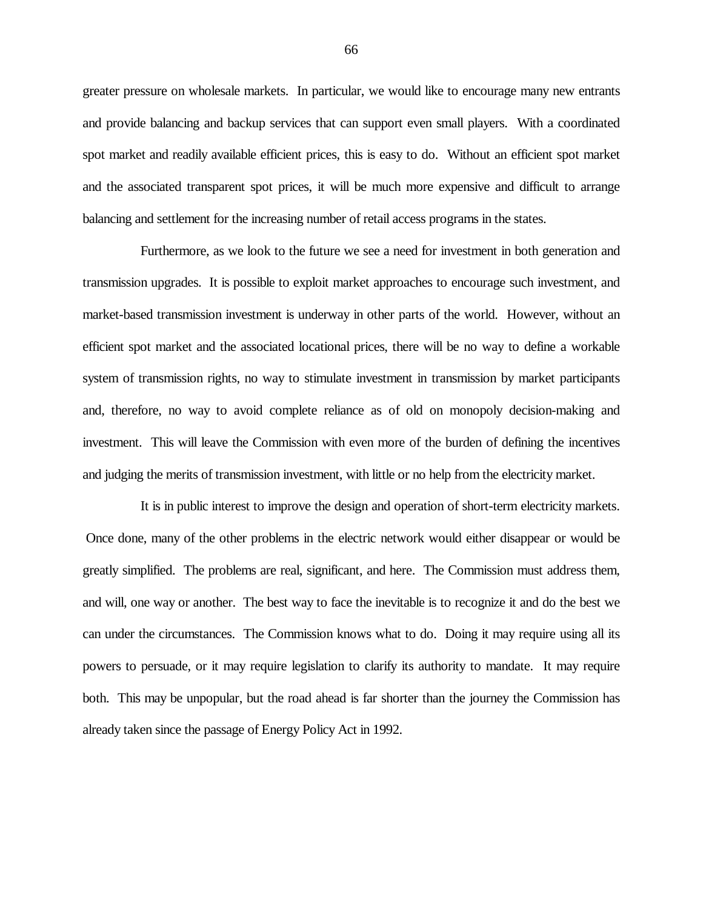greater pressure on wholesale markets. In particular, we would like to encourage many new entrants and provide balancing and backup services that can support even small players. With a coordinated spot market and readily available efficient prices, this is easy to do. Without an efficient spot market and the associated transparent spot prices, it will be much more expensive and difficult to arrange balancing and settlement for the increasing number of retail access programs in the states.

Furthermore, as we look to the future we see a need for investment in both generation and transmission upgrades. It is possible to exploit market approaches to encourage such investment, and market-based transmission investment is underway in other parts of the world. However, without an efficient spot market and the associated locational prices, there will be no way to define a workable system of transmission rights, no way to stimulate investment in transmission by market participants and, therefore, no way to avoid complete reliance as of old on monopoly decision-making and investment. This will leave the Commission with even more of the burden of defining the incentives and judging the merits of transmission investment, with little or no help from the electricity market.

It is in public interest to improve the design and operation of short-term electricity markets. Once done, many of the other problems in the electric network would either disappear or would be greatly simplified. The problems are real, significant, and here. The Commission must address them, and will, one way or another. The best way to face the inevitable is to recognize it and do the best we can under the circumstances. The Commission knows what to do. Doing it may require using all its powers to persuade, or it may require legislation to clarify its authority to mandate. It may require both. This may be unpopular, but the road ahead is far shorter than the journey the Commission has already taken since the passage of Energy Policy Act in 1992.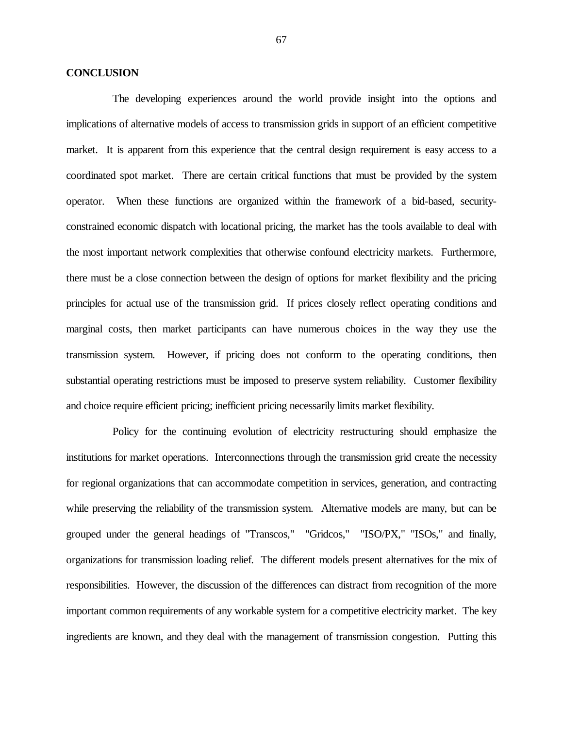**CONCLUSION**

The developing experiences around the world provide insight into the options and implications of alternative models of access to transmission grids in support of an efficient competitive market. It is apparent from this experience that the central design requirement is easy access to a coordinated spot market. There are certain critical functions that must be provided by the system operator. When these functions are organized within the framework of a bid-based, security-constrained economic dispatch with locational pricing, the market has the tools available to deal with the most important network complexities that otherwise confound electricity markets. Furthermore, there must be a close connection between the design of options for market flexibility and the pricing principles for actual use of the transmission grid. If prices closely reflect operating conditions and marginal costs, then market participants can have numerous choices in the way they use the transmission system. However, if pricing does not conform to the operating conditions, then substantial operating restrictions must be imposed to preserve system reliability. Customer flexibility and choice require efficient pricing; inefficient pricing necessarily limits market flexibility.

Policy for the continuing evolution of electricity restructuring should emphasize the institutions for market operations. Interconnections through the transmission grid create the necessity for regional organizations that can accommodate competition in services, generation, and contracting while preserving the reliability of the transmission system. Alternative models are many, but can be grouped under the general headings of "Transcos," "Gridcos," "ISO/PX," "ISOs," and finally, organizations for transmission loading relief. The different models present alternatives for the mix of responsibilities. However, the discussion of the differences can distract from recognition of the more important common requirements of any workable system for a competitive electricity market. The key ingredients are known, and they deal with the management of transmission congestion. Putting this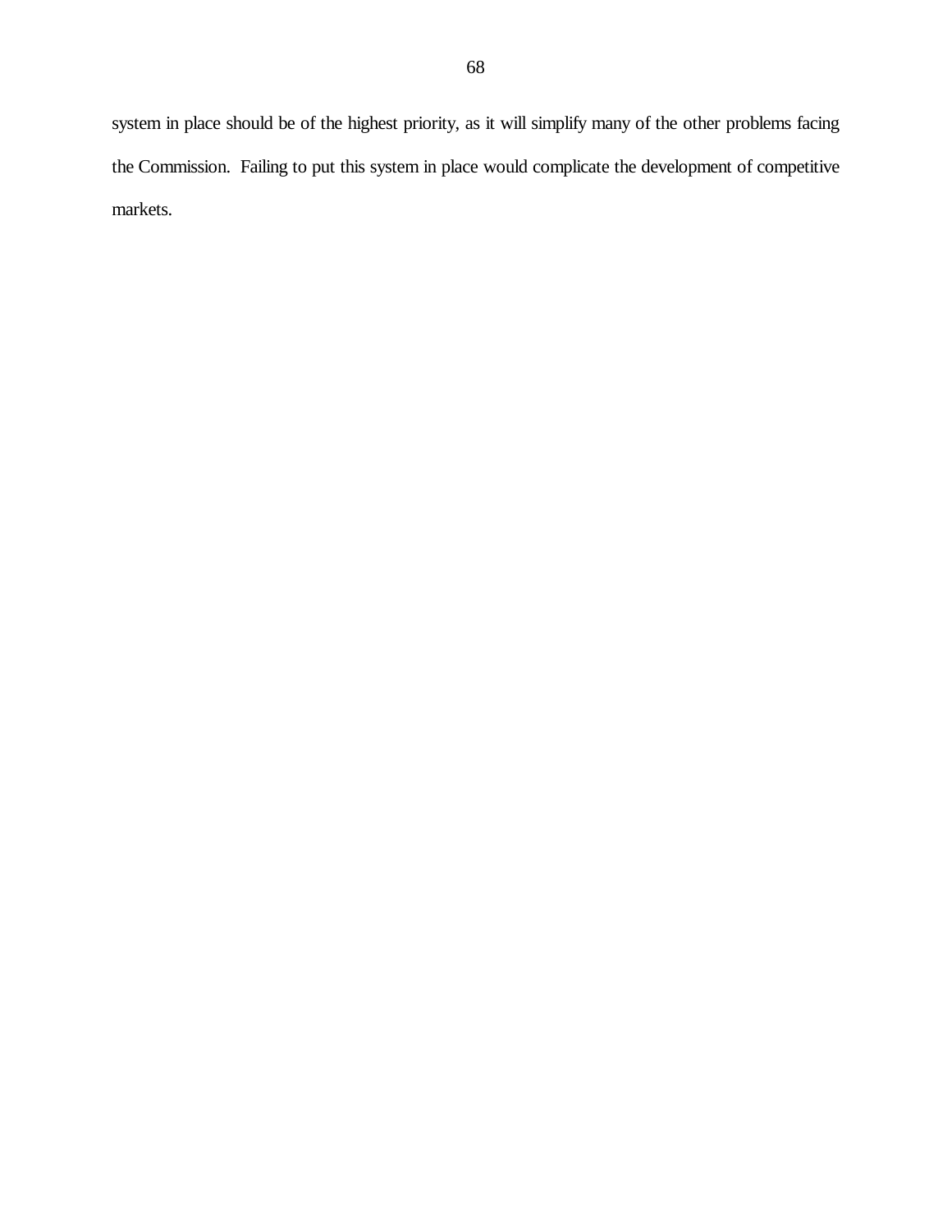system in place should be of the highest priority, as it will simplify many of the other problems facing the Commission. Failing to put this system in place would complicate the development of competitive markets.